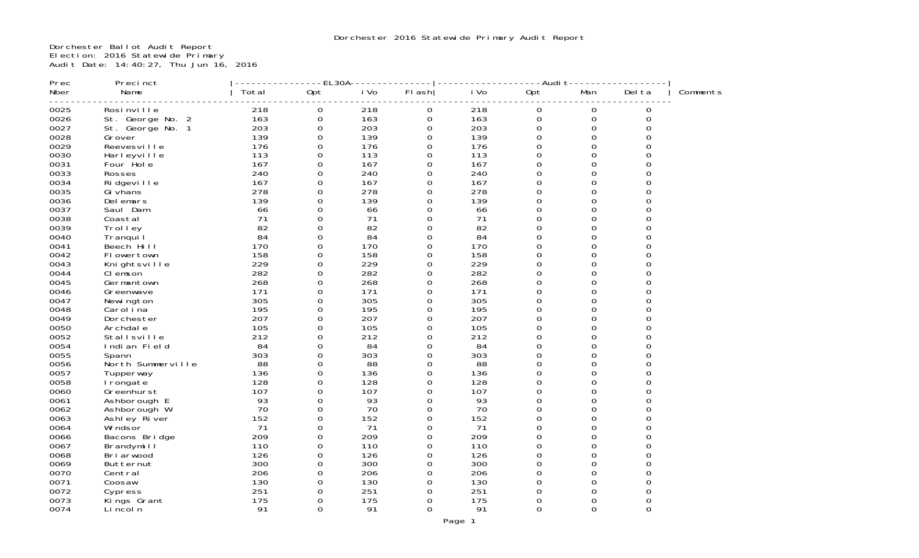# Dorchester 2016 Statewide Primary Audit Report

Dorchester Ballot Audit Report
Election: 2016 Statewide Primary
Audit Date: 14:40:27, Thu Jun 16, 2016

| Prec Nber | Precinct Name | EL30A Total | EL30A Opt | EL30A iVo | EL30A Flash | Audit iVo | Audit Opt | Audit Man | Audit Delta | Comments |
|---|---|---|---|---|---|---|---|---|---|---|
| 0025 | Rosinville | 218 | 0 | 218 | 0 | 218 | 0 | 0 | 0 | |
| 0026 | St. George No. 2 | 163 | 0 | 163 | 0 | 163 | 0 | 0 | 0 | |
| 0027 | St. George No. 1 | 203 | 0 | 203 | 0 | 203 | 0 | 0 | 0 | |
| 0028 | Grover | 139 | 0 | 139 | 0 | 139 | 0 | 0 | 0 | |
| 0029 | Reevesville | 176 | 0 | 176 | 0 | 176 | 0 | 0 | 0 | |
| 0030 | Harleyville | 113 | 0 | 113 | 0 | 113 | 0 | 0 | 0 | |
| 0031 | Four Hole | 167 | 0 | 167 | 0 | 167 | 0 | 0 | 0 | |
| 0033 | Rosses | 240 | 0 | 240 | 0 | 240 | 0 | 0 | 0 | |
| 0034 | Ridgeville | 167 | 0 | 167 | 0 | 167 | 0 | 0 | 0 | |
| 0035 | Givhans | 278 | 0 | 278 | 0 | 278 | 0 | 0 | 0 | |
| 0036 | Delemars | 139 | 0 | 139 | 0 | 139 | 0 | 0 | 0 | |
| 0037 | Saul Dam | 66 | 0 | 66 | 0 | 66 | 0 | 0 | 0 | |
| 0038 | Coastal | 71 | 0 | 71 | 0 | 71 | 0 | 0 | 0 | |
| 0039 | Trolley | 82 | 0 | 82 | 0 | 82 | 0 | 0 | 0 | |
| 0040 | Tranquil | 84 | 0 | 84 | 0 | 84 | 0 | 0 | 0 | |
| 0041 | Beech Hill | 170 | 0 | 170 | 0 | 170 | 0 | 0 | 0 | |
| 0042 | Flowertown | 158 | 0 | 158 | 0 | 158 | 0 | 0 | 0 | |
| 0043 | Knightsville | 229 | 0 | 229 | 0 | 229 | 0 | 0 | 0 | |
| 0044 | Clemson | 282 | 0 | 282 | 0 | 282 | 0 | 0 | 0 | |
| 0045 | Germantown | 268 | 0 | 268 | 0 | 268 | 0 | 0 | 0 | |
| 0046 | Greenwave | 171 | 0 | 171 | 0 | 171 | 0 | 0 | 0 | |
| 0047 | Newington | 305 | 0 | 305 | 0 | 305 | 0 | 0 | 0 | |
| 0048 | Carolina | 195 | 0 | 195 | 0 | 195 | 0 | 0 | 0 | |
| 0049 | Dorchester | 207 | 0 | 207 | 0 | 207 | 0 | 0 | 0 | |
| 0050 | Archdale | 105 | 0 | 105 | 0 | 105 | 0 | 0 | 0 | |
| 0052 | Stallsville | 212 | 0 | 212 | 0 | 212 | 0 | 0 | 0 | |
| 0054 | Indian Field | 84 | 0 | 84 | 0 | 84 | 0 | 0 | 0 | |
| 0055 | Spann | 303 | 0 | 303 | 0 | 303 | 0 | 0 | 0 | |
| 0056 | North Summerville | 88 | 0 | 88 | 0 | 88 | 0 | 0 | 0 | |
| 0057 | Tupperway | 136 | 0 | 136 | 0 | 136 | 0 | 0 | 0 | |
| 0058 | Irongate | 128 | 0 | 128 | 0 | 128 | 0 | 0 | 0 | |
| 0060 | Greenhurst | 107 | 0 | 107 | 0 | 107 | 0 | 0 | 0 | |
| 0061 | Ashborough E | 93 | 0 | 93 | 0 | 93 | 0 | 0 | 0 | |
| 0062 | Ashborough W | 70 | 0 | 70 | 0 | 70 | 0 | 0 | 0 | |
| 0063 | Ashley River | 152 | 0 | 152 | 0 | 152 | 0 | 0 | 0 | |
| 0064 | Windsor | 71 | 0 | 71 | 0 | 71 | 0 | 0 | 0 | |
| 0066 | Bacons Bridge | 209 | 0 | 209 | 0 | 209 | 0 | 0 | 0 | |
| 0067 | Brandymill | 110 | 0 | 110 | 0 | 110 | 0 | 0 | 0 | |
| 0068 | Briarwood | 126 | 0 | 126 | 0 | 126 | 0 | 0 | 0 | |
| 0069 | Butternut | 300 | 0 | 300 | 0 | 300 | 0 | 0 | 0 | |
| 0070 | Central | 206 | 0 | 206 | 0 | 206 | 0 | 0 | 0 | |
| 0071 | Coosaw | 130 | 0 | 130 | 0 | 130 | 0 | 0 | 0 | |
| 0072 | Cypress | 251 | 0 | 251 | 0 | 251 | 0 | 0 | 0 | |
| 0073 | Kings Grant | 175 | 0 | 175 | 0 | 175 | 0 | 0 | 0 | |
| 0074 | Lincoln | 91 | 0 | 91 | 0 | 91 | 0 | 0 | 0 | |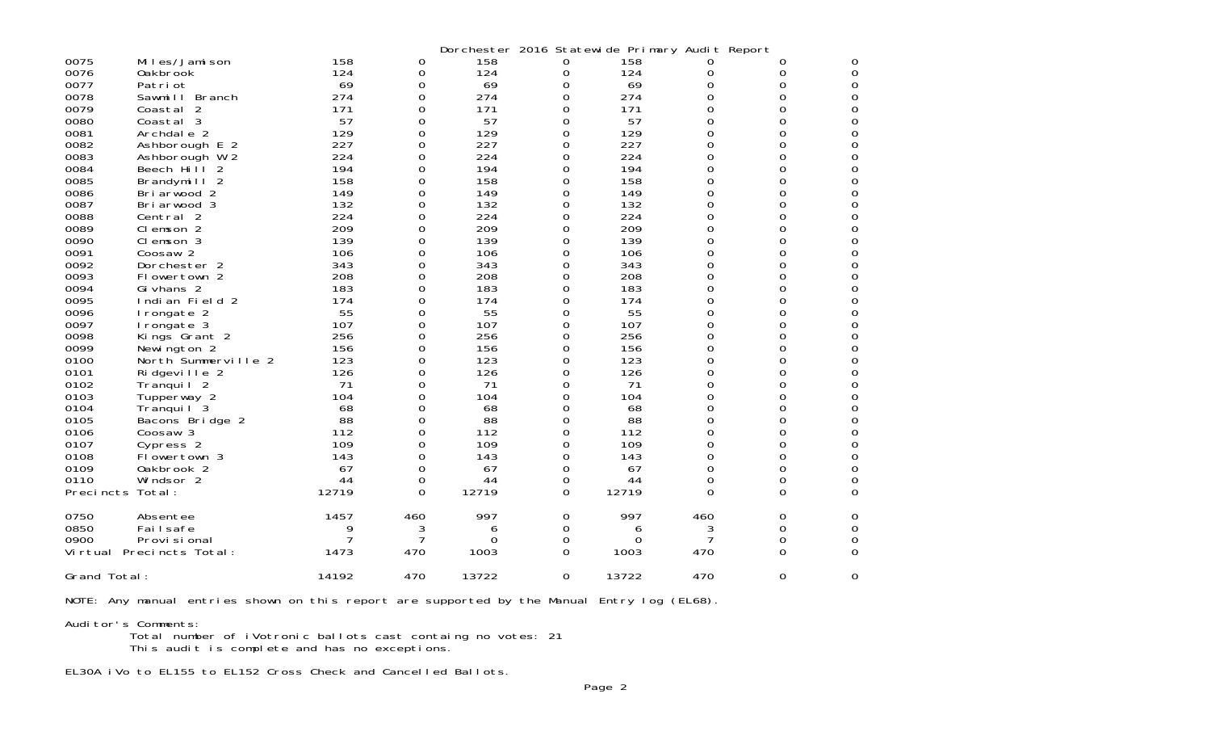Dorchester 2016 Statewide Primary Audit Report

| | | | | | | | | | |
|---|---|---|---|---|---|---|---|---|---|
| 0075 | Miles/Jamison | 158 | 0 | 158 | 0 | 158 | 0 | 0 | 0 |
| 0076 | Oakbrook | 124 | 0 | 124 | 0 | 124 | 0 | 0 | 0 |
| 0077 | Patriot | 69 | 0 | 69 | 0 | 69 | 0 | 0 | 0 |
| 0078 | Sawmill Branch | 274 | 0 | 274 | 0 | 274 | 0 | 0 | 0 |
| 0079 | Coastal 2 | 171 | 0 | 171 | 0 | 171 | 0 | 0 | 0 |
| 0080 | Coastal 3 | 57 | 0 | 57 | 0 | 57 | 0 | 0 | 0 |
| 0081 | Archdale 2 | 129 | 0 | 129 | 0 | 129 | 0 | 0 | 0 |
| 0082 | Ashborough E 2 | 227 | 0 | 227 | 0 | 227 | 0 | 0 | 0 |
| 0083 | Ashborough W 2 | 224 | 0 | 224 | 0 | 224 | 0 | 0 | 0 |
| 0084 | Beech Hill 2 | 194 | 0 | 194 | 0 | 194 | 0 | 0 | 0 |
| 0085 | Brandymill 2 | 158 | 0 | 158 | 0 | 158 | 0 | 0 | 0 |
| 0086 | Briarwood 2 | 149 | 0 | 149 | 0 | 149 | 0 | 0 | 0 |
| 0087 | Briarwood 3 | 132 | 0 | 132 | 0 | 132 | 0 | 0 | 0 |
| 0088 | Central 2 | 224 | 0 | 224 | 0 | 224 | 0 | 0 | 0 |
| 0089 | Clemson 2 | 209 | 0 | 209 | 0 | 209 | 0 | 0 | 0 |
| 0090 | Clemson 3 | 139 | 0 | 139 | 0 | 139 | 0 | 0 | 0 |
| 0091 | Coosaw 2 | 106 | 0 | 106 | 0 | 106 | 0 | 0 | 0 |
| 0092 | Dorchester 2 | 343 | 0 | 343 | 0 | 343 | 0 | 0 | 0 |
| 0093 | Flowertown 2 | 208 | 0 | 208 | 0 | 208 | 0 | 0 | 0 |
| 0094 | Givhans 2 | 183 | 0 | 183 | 0 | 183 | 0 | 0 | 0 |
| 0095 | Indian Field 2 | 174 | 0 | 174 | 0 | 174 | 0 | 0 | 0 |
| 0096 | Irongate 2 | 55 | 0 | 55 | 0 | 55 | 0 | 0 | 0 |
| 0097 | Irongate 3 | 107 | 0 | 107 | 0 | 107 | 0 | 0 | 0 |
| 0098 | Kings Grant 2 | 256 | 0 | 256 | 0 | 256 | 0 | 0 | 0 |
| 0099 | Newington 2 | 156 | 0 | 156 | 0 | 156 | 0 | 0 | 0 |
| 0100 | North Summerville 2 | 123 | 0 | 123 | 0 | 123 | 0 | 0 | 0 |
| 0101 | Ridgeville 2 | 126 | 0 | 126 | 0 | 126 | 0 | 0 | 0 |
| 0102 | Tranquil 2 | 71 | 0 | 71 | 0 | 71 | 0 | 0 | 0 |
| 0103 | Tupperway 2 | 104 | 0 | 104 | 0 | 104 | 0 | 0 | 0 |
| 0104 | Tranquil 3 | 68 | 0 | 68 | 0 | 68 | 0 | 0 | 0 |
| 0105 | Bacons Bridge 2 | 88 | 0 | 88 | 0 | 88 | 0 | 0 | 0 |
| 0106 | Coosaw 3 | 112 | 0 | 112 | 0 | 112 | 0 | 0 | 0 |
| 0107 | Cypress 2 | 109 | 0 | 109 | 0 | 109 | 0 | 0 | 0 |
| 0108 | Flowertown 3 | 143 | 0 | 143 | 0 | 143 | 0 | 0 | 0 |
| 0109 | Oakbrook 2 | 67 | 0 | 67 | 0 | 67 | 0 | 0 | 0 |
| 0110 | Windsor 2 | 44 | 0 | 44 | 0 | 44 | 0 | 0 | 0 |
| Precincts Total: | | 12719 | 0 | 12719 | 0 | 12719 | 0 | 0 | 0 |
| | | | | | | | | | |
| 0750 | Absentee | 1457 | 460 | 997 | 0 | 997 | 460 | 0 | 0 |
| 0850 | Failsafe | 9 | 3 | 6 | 0 | 6 | 3 | 0 | 0 |
| 0900 | Provisional | 7 | 7 | 0 | 0 | 0 | 7 | 0 | 0 |
| Virtual Precincts Total: | | 1473 | 470 | 1003 | 0 | 1003 | 470 | 0 | 0 |
| | | | | | | | | | |
| Grand Total: | | 14192 | 470 | 13722 | 0 | 13722 | 470 | 0 | 0 |

NOTE: Any manual entries shown on this report are supported by the Manual Entry log (EL68).

Auditor's Comments:

Total number of iVotronic ballots cast containg no votes: 21

This audit is complete and has no exceptions.

EL30A iVo to EL155 to EL152 Cross Check and Cancelled Ballots.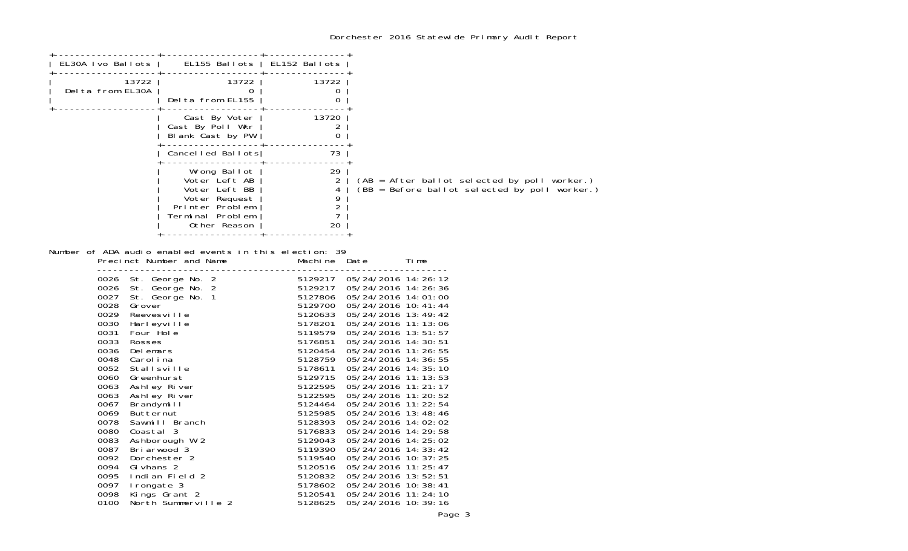# Dorchester 2016 Statewide Primary Audit Report

| EL30A Ivo Ballots | EL155 Ballots | EL152 Ballots |
|---|---|---|
| 13722 | 13722 | 13722 |
| Delta from EL30A | 0 | 0 |
| | Delta from EL155 | 0 |
| | Cast By Voter | 13720 |
| | Cast By Poll Wkr | 2 |
| | Blank Cast by PW | 0 |
| | Cancelled Ballots | 73 |
| | Wrong Ballot | 29 |
| | Voter Left AB | 2 |
| | Voter Left BB | 4 |
| | Voter Request | 9 |
| | Printer Problem | 2 |
| | Terminal Problem | 7 |
| | Other Reason | 20 |

(AB = After ballot selected by poll worker.)
(BB = Before ballot selected by poll worker.)

Number of ADA audio enabled events in this election: 39

| Precinct Number and Name | | Machine | Date | Time |
|---|---|---|---|---|
| 0026 | St. George No. 2 | 5129217 | 05/24/2016 | 14:26:12 |
| 0026 | St. George No. 2 | 5129217 | 05/24/2016 | 14:26:36 |
| 0027 | St. George No. 1 | 5127806 | 05/24/2016 | 14:01:00 |
| 0028 | Grover | 5129700 | 05/24/2016 | 10:41:44 |
| 0029 | Reevesville | 5120633 | 05/24/2016 | 13:49:42 |
| 0030 | Harleyville | 5178201 | 05/24/2016 | 11:13:06 |
| 0031 | Four Hole | 5119579 | 05/24/2016 | 13:51:57 |
| 0033 | Rosses | 5176851 | 05/24/2016 | 14:30:51 |
| 0036 | Delemars | 5120454 | 05/24/2016 | 11:26:55 |
| 0048 | Carolina | 5128759 | 05/24/2016 | 14:36:55 |
| 0052 | Stallsville | 5178611 | 05/24/2016 | 14:35:10 |
| 0060 | Greenhurst | 5129715 | 05/24/2016 | 11:13:53 |
| 0063 | Ashley River | 5122595 | 05/24/2016 | 11:21:17 |
| 0063 | Ashley River | 5122595 | 05/24/2016 | 11:20:52 |
| 0067 | Brandymill | 5124464 | 05/24/2016 | 11:22:54 |
| 0069 | Butternut | 5125985 | 05/24/2016 | 13:48:46 |
| 0078 | Sawmill Branch | 5128393 | 05/24/2016 | 14:02:02 |
| 0080 | Coastal 3 | 5176833 | 05/24/2016 | 14:29:58 |
| 0083 | Ashborough W 2 | 5129043 | 05/24/2016 | 14:25:02 |
| 0087 | Briarwood 3 | 5119390 | 05/24/2016 | 14:33:42 |
| 0092 | Dorchester 2 | 5119540 | 05/24/2016 | 10:37:25 |
| 0094 | Givhans 2 | 5120516 | 05/24/2016 | 11:25:47 |
| 0095 | Indian Field 2 | 5120832 | 05/24/2016 | 13:52:51 |
| 0097 | Irongate 3 | 5178602 | 05/24/2016 | 10:38:41 |
| 0098 | Kings Grant 2 | 5120541 | 05/24/2016 | 11:24:10 |
| 0100 | North Summerville 2 | 5128625 | 05/24/2016 | 10:39:16 |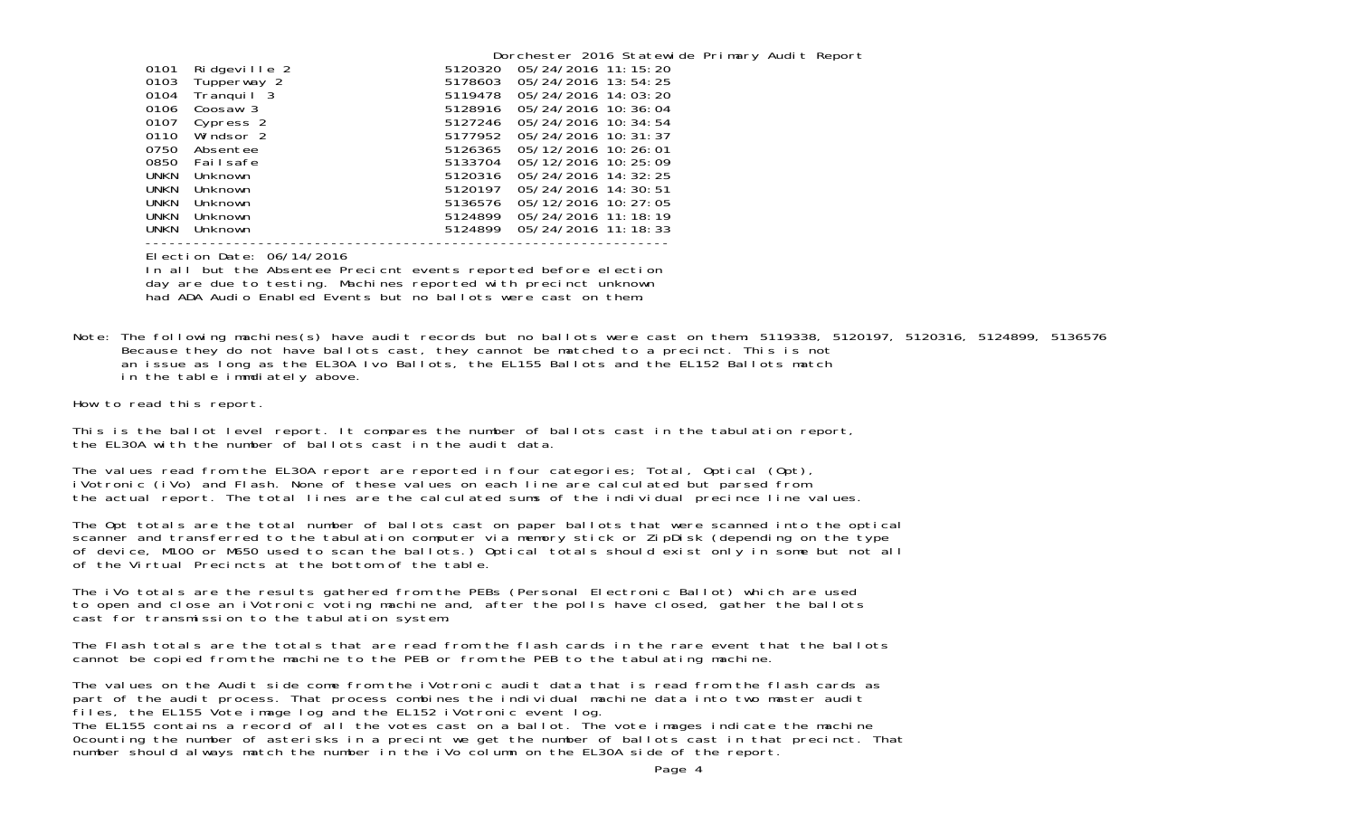Dorchester 2016 Statewide Primary Audit Report

| | | | |
|---|---|---|---|
| 0101 | Ridgeville 2 | 5120320 | 05/24/2016 11:15:20 |
| 0103 | Tupperway 2 | 5178603 | 05/24/2016 13:54:25 |
| 0104 | Tranquil 3 | 5119478 | 05/24/2016 14:03:20 |
| 0106 | Coosaw 3 | 5128916 | 05/24/2016 10:36:04 |
| 0107 | Cypress 2 | 5127246 | 05/24/2016 10:34:54 |
| 0110 | Windsor 2 | 5177952 | 05/24/2016 10:31:37 |
| 0750 | Absentee | 5126365 | 05/12/2016 10:26:01 |
| 0850 | Failsafe | 5133704 | 05/12/2016 10:25:09 |
| UNKN | Unknown | 5120316 | 05/24/2016 14:32:25 |
| UNKN | Unknown | 5120197 | 05/24/2016 14:30:51 |
| UNKN | Unknown | 5136576 | 05/12/2016 10:27:05 |
| UNKN | Unknown | 5124899 | 05/24/2016 11:18:19 |
| UNKN | Unknown | 5124899 | 05/24/2016 11:18:33 |

Election Date: 06/14/2016
In all but the Absentee Precicnt events reported before election day are due to testing. Machines reported with precinct unknown had ADA Audio Enabled Events but no ballots were cast on them.

Note: The following machines(s) have audit records but no ballots were cast on them: 5119338, 5120197, 5120316, 5124899, 5136576
Because they do not have ballots cast, they cannot be matched to a precinct. This is not an issue as long as the EL30A Ivo Ballots, the EL155 Ballots and the EL152 Ballots match in the table immdiately above.

How to read this report.

This is the ballot level report. It compares the number of ballots cast in the tabulation report, the EL30A with the number of ballots cast in the audit data.

The values read from the EL30A report are reported in four categories; Total, Optical (Opt), iVotronic (iVo) and Flash. None of these values on each line are calculated but parsed from the actual report. The total lines are the calculated sums of the individual precince line values.

The Opt totals are the total number of ballots cast on paper ballots that were scanned into the optical scanner and transferred to the tabulation computer via memory stick or ZipDisk (depending on the type of device, M100 or M650 used to scan the ballots.) Optical totals should exist only in some but not all of the Virtual Precincts at the bottom of the table.

The iVo totals are the results gathered from the PEBs (Personal Electronic Ballot) which are used to open and close an iVotronic voting machine and, after the polls have closed, gather the ballots cast for transmission to the tabulation system.

The Flash totals are the totals that are read from the flash cards in the rare event that the ballots cannot be copied from the machine to the PEB or from the PEB to the tabulating machine.

The values on the Audit side come from the iVotronic audit data that is read from the flash cards as part of the audit process. That process combines the individual machine data into two master audit files, the EL155 Vote image log and the EL152 iVotronic event log.
The EL155 contains a record of all the votes cast on a ballot. The vote images indicate the machine 0counting the number of asterisks in a precint we get the number of ballots cast in that precinct. That number should always match the number in the iVo column on the EL30A side of the report.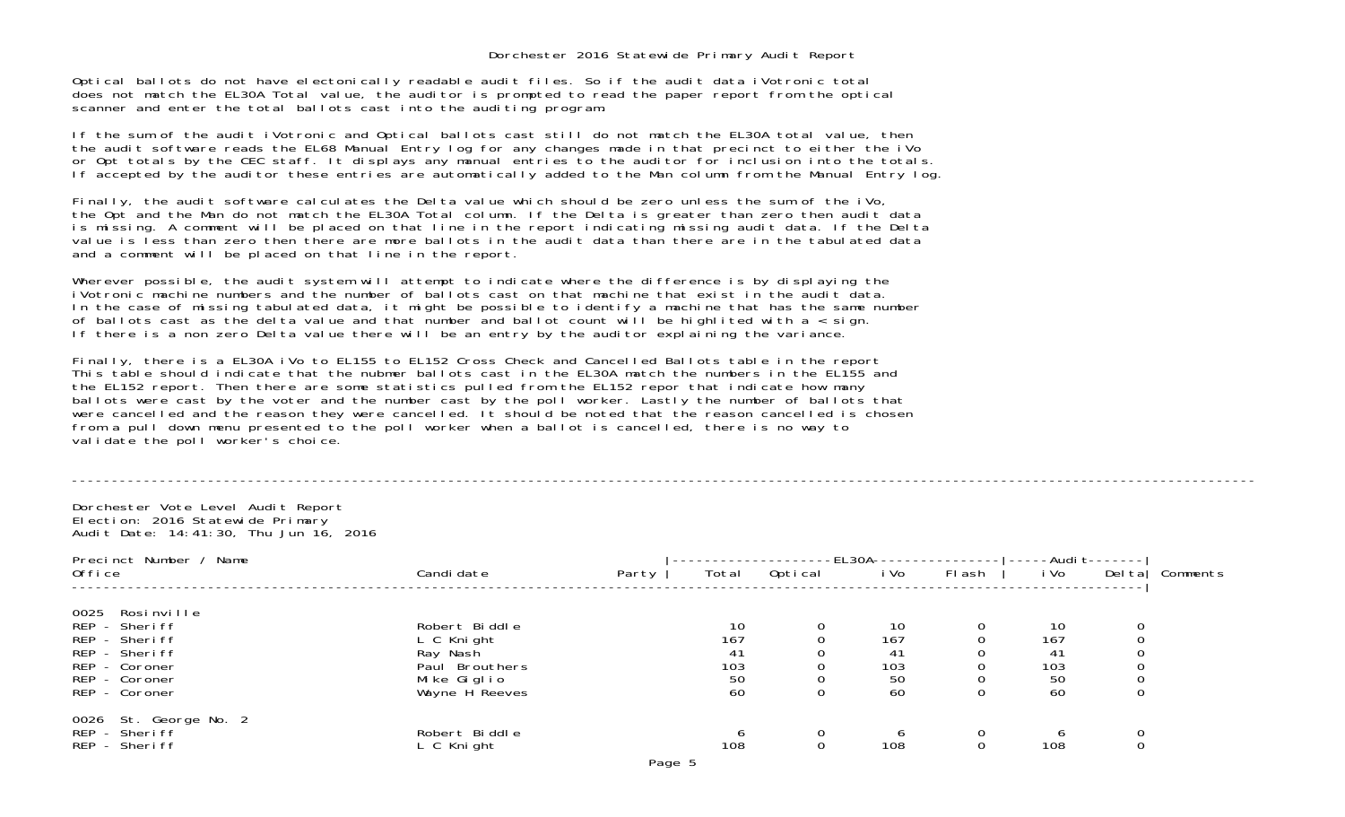Optical ballots do not have electonically readable audit files. So if the audit data iVotronic total does not match the EL30A Total value, the auditor is prompted to read the paper report from the optical scanner and enter the total ballots cast into the auditing program.

If the sum of the audit iVotronic and Optical ballots cast still do not match the EL30A total value, then the audit software reads the EL68 Manual Entry log for any changes made in that precinct to either the iVo or Opt totals by the CEC staff. It displays any manual entries to the auditor for inclusion into the totals. If accepted by the auditor these entries are automatically added to the Man column from the Manual Entry log.

Finally, the audit software calculates the Delta value which should be zero unless the sum of the iVo, the Opt and the Man do not match the EL30A Total column. If the Delta is greater than zero then audit data is missing. A comment will be placed on that line in the report indicating missing audit data. If the Delta value is less than zero then there are more ballots in the audit data than there are in the tabulated data and a comment will be placed on that line in the report.

Wherever possible, the audit system will attempt to indicate where the difference is by displaying the iVotronic machine numbers and the number of ballots cast on that machine that exist in the audit data. In the case of missing tabulated data, it might be possible to identify a machine that has the same number of ballots cast as the delta value and that number and ballot count will be highlited with a < sign. If there is a non zero Delta value there will be an entry by the auditor explaining the variance.

Finally, there is a EL30A iVo to EL155 to EL152 Cross Check and Cancelled Ballots table in the report This table should indicate that the nubmer ballots cast in the EL30A match the numbers in the EL155 and the EL152 report. Then there are some statistics pulled from the EL152 repor that indicate how many ballots were cast by the voter and the number cast by the poll worker. Lastly the number of ballots that were cancelled and the reason they were cancelled. It should be noted that the reason cancelled is chosen from a pull down menu presented to the poll worker when a ballot is cancelled, there is no way to validate the poll worker's choice.

---

Dorchester Vote Level Audit Report
Election: 2016 Statewide Primary
Audit Date: 14:41:30, Thu Jun 16, 2016

| Precinct Number / Name Office | Candidate | Party | EL30A Total | EL30A Optical | EL30A iVo | EL30A Flash | Audit iVo | Audit Delta | Comments |
|---|---|---|---|---|---|---|---|---|---|
| **0025 Rosinville** | | | | | | | | | |
| REP - Sheriff | Robert Biddle | | 10 | 0 | 10 | 0 | 10 | 0 | |
| REP - Sheriff | L C Knight | | 167 | 0 | 167 | 0 | 167 | 0 | |
| REP - Sheriff | Ray Nash | | 41 | 0 | 41 | 0 | 41 | 0 | |
| REP - Coroner | Paul Brouthers | | 103 | 0 | 103 | 0 | 103 | 0 | |
| REP - Coroner | Mike Giglio | | 50 | 0 | 50 | 0 | 50 | 0 | |
| REP - Coroner | Wayne H Reeves | | 60 | 0 | 60 | 0 | 60 | 0 | |
| **0026 St. George No. 2** | | | | | | | | | |
| REP - Sheriff | Robert Biddle | | 6 | 0 | 6 | 0 | 6 | 0 | |
| REP - Sheriff | L C Knight | | 108 | 0 | 108 | 0 | 108 | 0 | |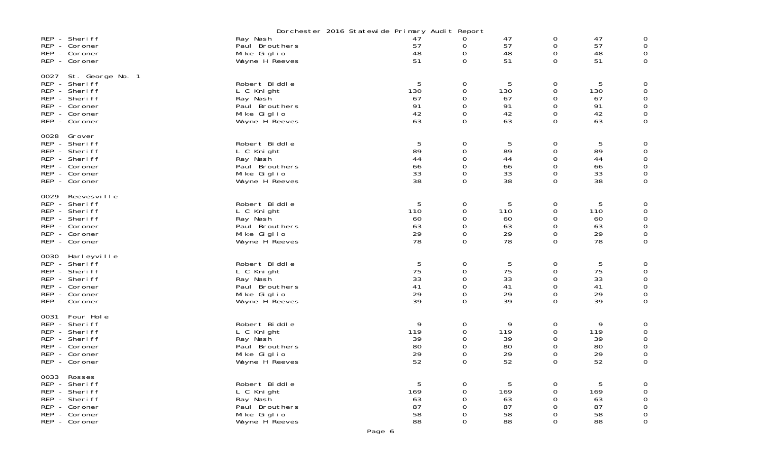Dorchester 2016 Statewide Primary Audit Report

| | | | | | | | |
|---|---|---|---|---|---|---|---|
| REP - Sheriff | Ray Nash | 47 | 0 | 47 | 0 | 47 | 0 |
| REP - Coroner | Paul Brouthers | 57 | 0 | 57 | 0 | 57 | 0 |
| REP - Coroner | Mike Giglio | 48 | 0 | 48 | 0 | 48 | 0 |
| REP - Coroner | Wayne H Reeves | 51 | 0 | 51 | 0 | 51 | 0 |
| **0027 St. George No. 1** | | | | | | | |
| REP - Sheriff | Robert Biddle | 5 | 0 | 5 | 0 | 5 | 0 |
| REP - Sheriff | L C Knight | 130 | 0 | 130 | 0 | 130 | 0 |
| REP - Sheriff | Ray Nash | 67 | 0 | 67 | 0 | 67 | 0 |
| REP - Coroner | Paul Brouthers | 91 | 0 | 91 | 0 | 91 | 0 |
| REP - Coroner | Mike Giglio | 42 | 0 | 42 | 0 | 42 | 0 |
| REP - Coroner | Wayne H Reeves | 63 | 0 | 63 | 0 | 63 | 0 |
| **0028 Grover** | | | | | | | |
| REP - Sheriff | Robert Biddle | 5 | 0 | 5 | 0 | 5 | 0 |
| REP - Sheriff | L C Knight | 89 | 0 | 89 | 0 | 89 | 0 |
| REP - Sheriff | Ray Nash | 44 | 0 | 44 | 0 | 44 | 0 |
| REP - Coroner | Paul Brouthers | 66 | 0 | 66 | 0 | 66 | 0 |
| REP - Coroner | Mike Giglio | 33 | 0 | 33 | 0 | 33 | 0 |
| REP - Coroner | Wayne H Reeves | 38 | 0 | 38 | 0 | 38 | 0 |
| **0029 Reevesville** | | | | | | | |
| REP - Sheriff | Robert Biddle | 5 | 0 | 5 | 0 | 5 | 0 |
| REP - Sheriff | L C Knight | 110 | 0 | 110 | 0 | 110 | 0 |
| REP - Sheriff | Ray Nash | 60 | 0 | 60 | 0 | 60 | 0 |
| REP - Coroner | Paul Brouthers | 63 | 0 | 63 | 0 | 63 | 0 |
| REP - Coroner | Mike Giglio | 29 | 0 | 29 | 0 | 29 | 0 |
| REP - Coroner | Wayne H Reeves | 78 | 0 | 78 | 0 | 78 | 0 |
| **0030 Harleyville** | | | | | | | |
| REP - Sheriff | Robert Biddle | 5 | 0 | 5 | 0 | 5 | 0 |
| REP - Sheriff | L C Knight | 75 | 0 | 75 | 0 | 75 | 0 |
| REP - Sheriff | Ray Nash | 33 | 0 | 33 | 0 | 33 | 0 |
| REP - Coroner | Paul Brouthers | 41 | 0 | 41 | 0 | 41 | 0 |
| REP - Coroner | Mike Giglio | 29 | 0 | 29 | 0 | 29 | 0 |
| REP - Coroner | Wayne H Reeves | 39 | 0 | 39 | 0 | 39 | 0 |
| **0031 Four Hole** | | | | | | | |
| REP - Sheriff | Robert Biddle | 9 | 0 | 9 | 0 | 9 | 0 |
| REP - Sheriff | L C Knight | 119 | 0 | 119 | 0 | 119 | 0 |
| REP - Sheriff | Ray Nash | 39 | 0 | 39 | 0 | 39 | 0 |
| REP - Coroner | Paul Brouthers | 80 | 0 | 80 | 0 | 80 | 0 |
| REP - Coroner | Mike Giglio | 29 | 0 | 29 | 0 | 29 | 0 |
| REP - Coroner | Wayne H Reeves | 52 | 0 | 52 | 0 | 52 | 0 |
| **0033 Rosses** | | | | | | | |
| REP - Sheriff | Robert Biddle | 5 | 0 | 5 | 0 | 5 | 0 |
| REP - Sheriff | L C Knight | 169 | 0 | 169 | 0 | 169 | 0 |
| REP - Sheriff | Ray Nash | 63 | 0 | 63 | 0 | 63 | 0 |
| REP - Coroner | Paul Brouthers | 87 | 0 | 87 | 0 | 87 | 0 |
| REP - Coroner | Mike Giglio | 58 | 0 | 58 | 0 | 58 | 0 |
| REP - Coroner | Wayne H Reeves | 88 | 0 | 88 | 0 | 88 | 0 |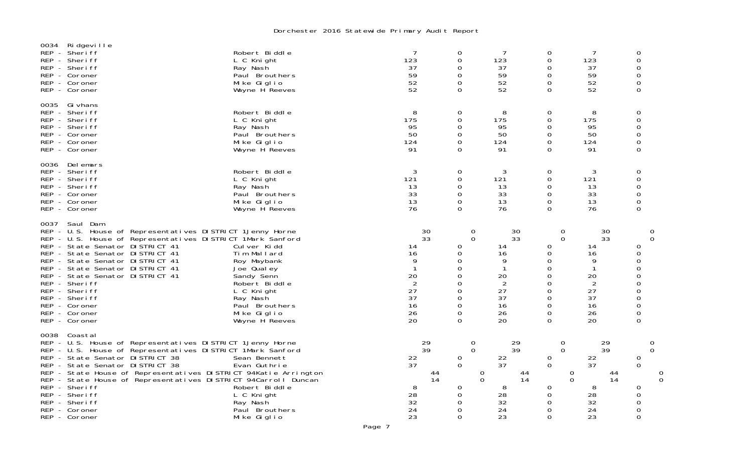Dorchester 2016 Statewide Primary Audit Report

| | | | | | | | |
|---|---|---|---|---|---|---|---|
| **0034 Ridgeville** | | | | | | | |
| REP - Sheriff | Robert Biddle | 7 | 0 | 7 | 0 | 7 | 0 |
| REP - Sheriff | L C Knight | 123 | 0 | 123 | 0 | 123 | 0 |
| REP - Sheriff | Ray Nash | 37 | 0 | 37 | 0 | 37 | 0 |
| REP - Coroner | Paul Brouthers | 59 | 0 | 59 | 0 | 59 | 0 |
| REP - Coroner | Mike Giglio | 52 | 0 | 52 | 0 | 52 | 0 |
| REP - Coroner | Wayne H Reeves | 52 | 0 | 52 | 0 | 52 | 0 |
| **0035 Givhans** | | | | | | | |
| REP - Sheriff | Robert Biddle | 8 | 0 | 8 | 0 | 8 | 0 |
| REP - Sheriff | L C Knight | 175 | 0 | 175 | 0 | 175 | 0 |
| REP - Sheriff | Ray Nash | 95 | 0 | 95 | 0 | 95 | 0 |
| REP - Coroner | Paul Brouthers | 50 | 0 | 50 | 0 | 50 | 0 |
| REP - Coroner | Mike Giglio | 124 | 0 | 124 | 0 | 124 | 0 |
| REP - Coroner | Wayne H Reeves | 91 | 0 | 91 | 0 | 91 | 0 |
| **0036 Delemars** | | | | | | | |
| REP - Sheriff | Robert Biddle | 3 | 0 | 3 | 0 | 3 | 0 |
| REP - Sheriff | L C Knight | 121 | 0 | 121 | 0 | 121 | 0 |
| REP - Sheriff | Ray Nash | 13 | 0 | 13 | 0 | 13 | 0 |
| REP - Coroner | Paul Brouthers | 33 | 0 | 33 | 0 | 33 | 0 |
| REP - Coroner | Mike Giglio | 13 | 0 | 13 | 0 | 13 | 0 |
| REP - Coroner | Wayne H Reeves | 76 | 0 | 76 | 0 | 76 | 0 |
| **0037 Saul Dam** | | | | | | | |
| REP - U.S. House of Representatives DISTRICT 1 | Jenny Horne | 30 | 0 | 30 | 0 | 30 | 0 |
| REP - U.S. House of Representatives DISTRICT 1 | Mark Sanford | 33 | 0 | 33 | 0 | 33 | 0 |
| REP - State Senator DISTRICT 41 | Culver Kidd | 14 | 0 | 14 | 0 | 14 | 0 |
| REP - State Senator DISTRICT 41 | Tim Mallard | 16 | 0 | 16 | 0 | 16 | 0 |
| REP - State Senator DISTRICT 41 | Roy Maybank | 9 | 0 | 9 | 0 | 9 | 0 |
| REP - State Senator DISTRICT 41 | Joe Qualey | 1 | 0 | 1 | 0 | 1 | 0 |
| REP - State Senator DISTRICT 41 | Sandy Senn | 20 | 0 | 20 | 0 | 20 | 0 |
| REP - Sheriff | Robert Biddle | 2 | 0 | 2 | 0 | 2 | 0 |
| REP - Sheriff | L C Knight | 27 | 0 | 27 | 0 | 27 | 0 |
| REP - Sheriff | Ray Nash | 37 | 0 | 37 | 0 | 37 | 0 |
| REP - Coroner | Paul Brouthers | 16 | 0 | 16 | 0 | 16 | 0 |
| REP - Coroner | Mike Giglio | 26 | 0 | 26 | 0 | 26 | 0 |
| REP - Coroner | Wayne H Reeves | 20 | 0 | 20 | 0 | 20 | 0 |
| **0038 Coastal** | | | | | | | |
| REP - U.S. House of Representatives DISTRICT 1 | Jenny Horne | 29 | 0 | 29 | 0 | 29 | 0 |
| REP - U.S. House of Representatives DISTRICT 1 | Mark Sanford | 39 | 0 | 39 | 0 | 39 | 0 |
| REP - State Senator DISTRICT 38 | Sean Bennett | 22 | 0 | 22 | 0 | 22 | 0 |
| REP - State Senator DISTRICT 38 | Evan Guthrie | 37 | 0 | 37 | 0 | 37 | 0 |
| REP - State House of Representatives DISTRICT 94 | Katie Arrington | 44 | 0 | 44 | 0 | 44 | 0 |
| REP - State House of Representatives DISTRICT 94 | Carroll Duncan | 14 | 0 | 14 | 0 | 14 | 0 |
| REP - Sheriff | Robert Biddle | 8 | 0 | 8 | 0 | 8 | 0 |
| REP - Sheriff | L C Knight | 28 | 0 | 28 | 0 | 28 | 0 |
| REP - Sheriff | Ray Nash | 32 | 0 | 32 | 0 | 32 | 0 |
| REP - Coroner | Paul Brouthers | 24 | 0 | 24 | 0 | 24 | 0 |
| REP - Coroner | Mike Giglio | 23 | 0 | 23 | 0 | 23 | 0 |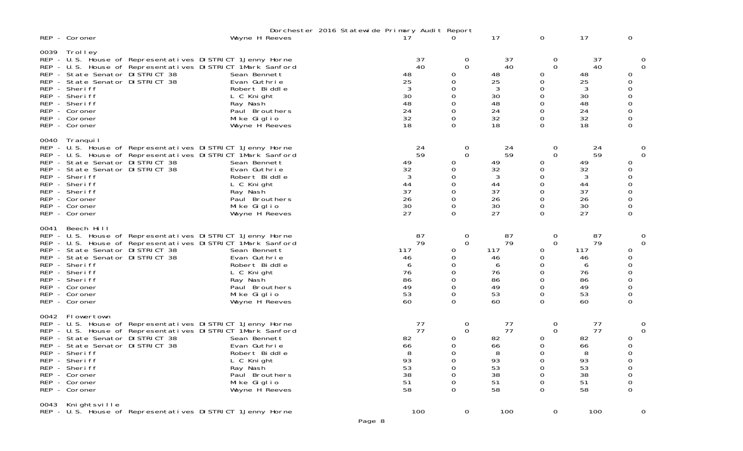Dorchester 2016 Statewide Primary Audit Report

| | | | | | | | |
|---|---|---|---|---|---|---|---|
| REP - Coroner | Wayne H Reeves | 17 | 0 | 17 | 0 | 17 | 0 |
| **0039 Trolley** | | | | | | | |
| REP - U.S. House of Representatives DISTRICT 1 | Jenny Horne | 37 | 0 | 37 | 0 | 37 | 0 |
| REP - U.S. House of Representatives DISTRICT 1 | Mark Sanford | 40 | 0 | 40 | 0 | 40 | 0 |
| REP - State Senator DISTRICT 38 | Sean Bennett | 48 | 0 | 48 | 0 | 48 | 0 |
| REP - State Senator DISTRICT 38 | Evan Guthrie | 25 | 0 | 25 | 0 | 25 | 0 |
| REP - Sheriff | Robert Biddle | 3 | 0 | 3 | 0 | 3 | 0 |
| REP - Sheriff | L C Knight | 30 | 0 | 30 | 0 | 30 | 0 |
| REP - Sheriff | Ray Nash | 48 | 0 | 48 | 0 | 48 | 0 |
| REP - Coroner | Paul Brouthers | 24 | 0 | 24 | 0 | 24 | 0 |
| REP - Coroner | Mike Giglio | 32 | 0 | 32 | 0 | 32 | 0 |
| REP - Coroner | Wayne H Reeves | 18 | 0 | 18 | 0 | 18 | 0 |
| **0040 Tranquil** | | | | | | | |
| REP - U.S. House of Representatives DISTRICT 1 | Jenny Horne | 24 | 0 | 24 | 0 | 24 | 0 |
| REP - U.S. House of Representatives DISTRICT 1 | Mark Sanford | 59 | 0 | 59 | 0 | 59 | 0 |
| REP - State Senator DISTRICT 38 | Sean Bennett | 49 | 0 | 49 | 0 | 49 | 0 |
| REP - State Senator DISTRICT 38 | Evan Guthrie | 32 | 0 | 32 | 0 | 32 | 0 |
| REP - Sheriff | Robert Biddle | 3 | 0 | 3 | 0 | 3 | 0 |
| REP - Sheriff | L C Knight | 44 | 0 | 44 | 0 | 44 | 0 |
| REP - Sheriff | Ray Nash | 37 | 0 | 37 | 0 | 37 | 0 |
| REP - Coroner | Paul Brouthers | 26 | 0 | 26 | 0 | 26 | 0 |
| REP - Coroner | Mike Giglio | 30 | 0 | 30 | 0 | 30 | 0 |
| REP - Coroner | Wayne H Reeves | 27 | 0 | 27 | 0 | 27 | 0 |
| **0041 Beech Hill** | | | | | | | |
| REP - U.S. House of Representatives DISTRICT 1 | Jenny Horne | 87 | 0 | 87 | 0 | 87 | 0 |
| REP - U.S. House of Representatives DISTRICT 1 | Mark Sanford | 79 | 0 | 79 | 0 | 79 | 0 |
| REP - State Senator DISTRICT 38 | Sean Bennett | 117 | 0 | 117 | 0 | 117 | 0 |
| REP - State Senator DISTRICT 38 | Evan Guthrie | 46 | 0 | 46 | 0 | 46 | 0 |
| REP - Sheriff | Robert Biddle | 6 | 0 | 6 | 0 | 6 | 0 |
| REP - Sheriff | L C Knight | 76 | 0 | 76 | 0 | 76 | 0 |
| REP - Sheriff | Ray Nash | 86 | 0 | 86 | 0 | 86 | 0 |
| REP - Coroner | Paul Brouthers | 49 | 0 | 49 | 0 | 49 | 0 |
| REP - Coroner | Mike Giglio | 53 | 0 | 53 | 0 | 53 | 0 |
| REP - Coroner | Wayne H Reeves | 60 | 0 | 60 | 0 | 60 | 0 |
| **0042 Flowertown** | | | | | | | |
| REP - U.S. House of Representatives DISTRICT 1 | Jenny Horne | 77 | 0 | 77 | 0 | 77 | 0 |
| REP - U.S. House of Representatives DISTRICT 1 | Mark Sanford | 77 | 0 | 77 | 0 | 77 | 0 |
| REP - State Senator DISTRICT 38 | Sean Bennett | 82 | 0 | 82 | 0 | 82 | 0 |
| REP - State Senator DISTRICT 38 | Evan Guthrie | 66 | 0 | 66 | 0 | 66 | 0 |
| REP - Sheriff | Robert Biddle | 8 | 0 | 8 | 0 | 8 | 0 |
| REP - Sheriff | L C Knight | 93 | 0 | 93 | 0 | 93 | 0 |
| REP - Sheriff | Ray Nash | 53 | 0 | 53 | 0 | 53 | 0 |
| REP - Coroner | Paul Brouthers | 38 | 0 | 38 | 0 | 38 | 0 |
| REP - Coroner | Mike Giglio | 51 | 0 | 51 | 0 | 51 | 0 |
| REP - Coroner | Wayne H Reeves | 58 | 0 | 58 | 0 | 58 | 0 |
| **0043 Knightsville** | | | | | | | |
| REP - U.S. House of Representatives DISTRICT 1 | Jenny Horne | 100 | 0 | 100 | 0 | 100 | 0 |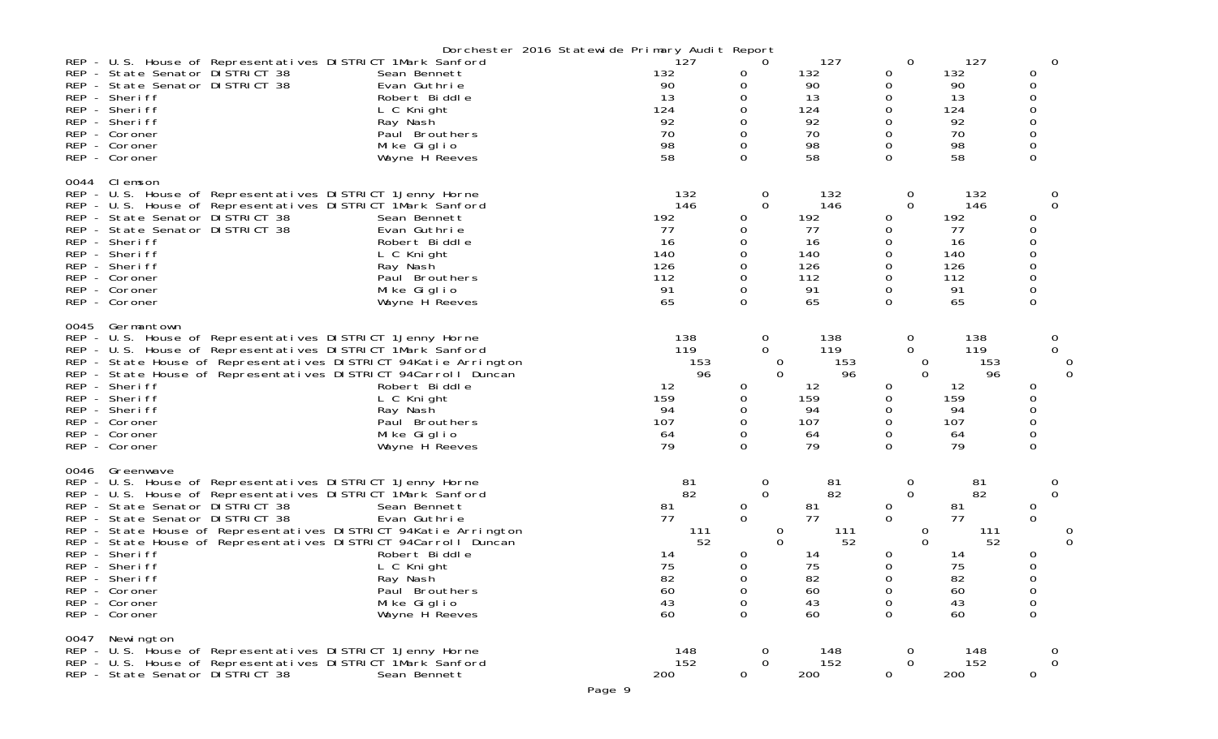| | | | | | | | |
|---|---|---|---|---|---|---|---|
| REP - U.S. House of Representatives DISTRICT 1 | Mark Sanford | 127 | 0 | 127 | 0 | 127 | 0 |
| REP - State Senator DISTRICT 38 | Sean Bennett | 132 | 0 | 132 | 0 | 132 | 0 |
| REP - State Senator DISTRICT 38 | Evan Guthrie | 90 | 0 | 90 | 0 | 90 | 0 |
| REP - Sheriff | Robert Biddle | 13 | 0 | 13 | 0 | 13 | 0 |
| REP - Sheriff | L C Knight | 124 | 0 | 124 | 0 | 124 | 0 |
| REP - Sheriff | Ray Nash | 92 | 0 | 92 | 0 | 92 | 0 |
| REP - Coroner | Paul Brouthers | 70 | 0 | 70 | 0 | 70 | 0 |
| REP - Coroner | Mike Giglio | 98 | 0 | 98 | 0 | 98 | 0 |
| REP - Coroner | Wayne H Reeves | 58 | 0 | 58 | 0 | 58 | 0 |

0044 Clemson

| | | | | | | | |
|---|---|---|---|---|---|---|---|
| REP - U.S. House of Representatives DISTRICT 1 | Jenny Horne | 132 | 0 | 132 | 0 | 132 | 0 |
| REP - U.S. House of Representatives DISTRICT 1 | Mark Sanford | 146 | 0 | 146 | 0 | 146 | 0 |
| REP - State Senator DISTRICT 38 | Sean Bennett | 192 | 0 | 192 | 0 | 192 | 0 |
| REP - State Senator DISTRICT 38 | Evan Guthrie | 77 | 0 | 77 | 0 | 77 | 0 |
| REP - Sheriff | Robert Biddle | 16 | 0 | 16 | 0 | 16 | 0 |
| REP - Sheriff | L C Knight | 140 | 0 | 140 | 0 | 140 | 0 |
| REP - Sheriff | Ray Nash | 126 | 0 | 126 | 0 | 126 | 0 |
| REP - Coroner | Paul Brouthers | 112 | 0 | 112 | 0 | 112 | 0 |
| REP - Coroner | Mike Giglio | 91 | 0 | 91 | 0 | 91 | 0 |
| REP - Coroner | Wayne H Reeves | 65 | 0 | 65 | 0 | 65 | 0 |

0045 Germantown

| | | | | | | | |
|---|---|---|---|---|---|---|---|
| REP - U.S. House of Representatives DISTRICT 1 | Jenny Horne | 138 | 0 | 138 | 0 | 138 | 0 |
| REP - U.S. House of Representatives DISTRICT 1 | Mark Sanford | 119 | 0 | 119 | 0 | 119 | 0 |
| REP - State House of Representatives DISTRICT 94 | Katie Arrington | 153 | 0 | 153 | 0 | 153 | 0 |
| REP - State House of Representatives DISTRICT 94 | Carroll Duncan | 96 | 0 | 96 | 0 | 96 | 0 |
| REP - Sheriff | Robert Biddle | 12 | 0 | 12 | 0 | 12 | 0 |
| REP - Sheriff | L C Knight | 159 | 0 | 159 | 0 | 159 | 0 |
| REP - Sheriff | Ray Nash | 94 | 0 | 94 | 0 | 94 | 0 |
| REP - Coroner | Paul Brouthers | 107 | 0 | 107 | 0 | 107 | 0 |
| REP - Coroner | Mike Giglio | 64 | 0 | 64 | 0 | 64 | 0 |
| REP - Coroner | Wayne H Reeves | 79 | 0 | 79 | 0 | 79 | 0 |

0046 Greenwave

| | | | | | | | |
|---|---|---|---|---|---|---|---|
| REP - U.S. House of Representatives DISTRICT 1 | Jenny Horne | 81 | 0 | 81 | 0 | 81 | 0 |
| REP - U.S. House of Representatives DISTRICT 1 | Mark Sanford | 82 | 0 | 82 | 0 | 82 | 0 |
| REP - State Senator DISTRICT 38 | Sean Bennett | 81 | 0 | 81 | 0 | 81 | 0 |
| REP - State Senator DISTRICT 38 | Evan Guthrie | 77 | 0 | 77 | 0 | 77 | 0 |
| REP - State House of Representatives DISTRICT 94 | Katie Arrington | 111 | 0 | 111 | 0 | 111 | 0 |
| REP - State House of Representatives DISTRICT 94 | Carroll Duncan | 52 | 0 | 52 | 0 | 52 | 0 |
| REP - Sheriff | Robert Biddle | 14 | 0 | 14 | 0 | 14 | 0 |
| REP - Sheriff | L C Knight | 75 | 0 | 75 | 0 | 75 | 0 |
| REP - Sheriff | Ray Nash | 82 | 0 | 82 | 0 | 82 | 0 |
| REP - Coroner | Paul Brouthers | 60 | 0 | 60 | 0 | 60 | 0 |
| REP - Coroner | Mike Giglio | 43 | 0 | 43 | 0 | 43 | 0 |
| REP - Coroner | Wayne H Reeves | 60 | 0 | 60 | 0 | 60 | 0 |

0047 Newington

| | | | | | | | |
|---|---|---|---|---|---|---|---|
| REP - U.S. House of Representatives DISTRICT 1 | Jenny Horne | 148 | 0 | 148 | 0 | 148 | 0 |
| REP - U.S. House of Representatives DISTRICT 1 | Mark Sanford | 152 | 0 | 152 | 0 | 152 | 0 |
| REP - State Senator DISTRICT 38 | Sean Bennett | 200 | 0 | 200 | 0 | 200 | 0 |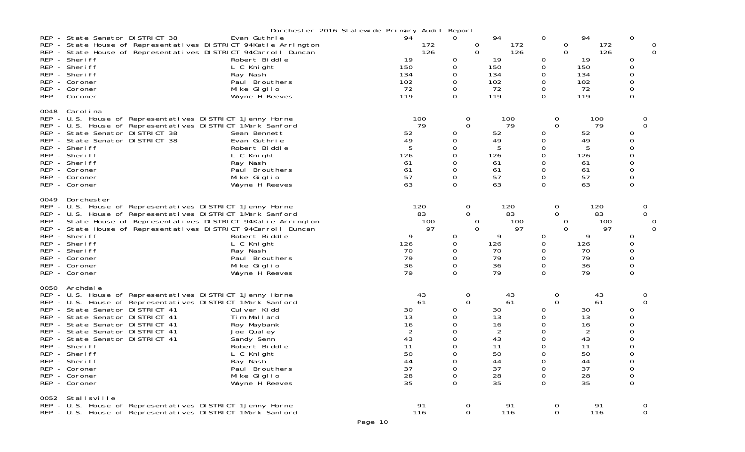Dorchester 2016 Statewide Primary Audit Report

| | | | | | | | |
|---|---|---|---|---|---|---|---|
| REP - State Senator DISTRICT 38 | Evan Guthrie | 94 | 0 | 94 | 0 | 94 | 0 |
| REP - State House of Representatives DISTRICT 94 | Katie Arrington | 172 | 0 | 172 | 0 | 172 | 0 |
| REP - State House of Representatives DISTRICT 94 | Carroll Duncan | 126 | 0 | 126 | 0 | 126 | 0 |
| REP - Sheriff | Robert Biddle | 19 | 0 | 19 | 0 | 19 | 0 |
| REP - Sheriff | L C Knight | 150 | 0 | 150 | 0 | 150 | 0 |
| REP - Sheriff | Ray Nash | 134 | 0 | 134 | 0 | 134 | 0 |
| REP - Coroner | Paul Brouthers | 102 | 0 | 102 | 0 | 102 | 0 |
| REP - Coroner | Mike Giglio | 72 | 0 | 72 | 0 | 72 | 0 |
| REP - Coroner | Wayne H Reeves | 119 | 0 | 119 | 0 | 119 | 0 |

0048 Carolina

| | | | | | | | |
|---|---|---|---|---|---|---|---|
| REP - U.S. House of Representatives DISTRICT 1 | Jenny Horne | 100 | 0 | 100 | 0 | 100 | 0 |
| REP - U.S. House of Representatives DISTRICT 1 | Mark Sanford | 79 | 0 | 79 | 0 | 79 | 0 |
| REP - State Senator DISTRICT 38 | Sean Bennett | 52 | 0 | 52 | 0 | 52 | 0 |
| REP - State Senator DISTRICT 38 | Evan Guthrie | 49 | 0 | 49 | 0 | 49 | 0 |
| REP - Sheriff | Robert Biddle | 5 | 0 | 5 | 0 | 5 | 0 |
| REP - Sheriff | L C Knight | 126 | 0 | 126 | 0 | 126 | 0 |
| REP - Sheriff | Ray Nash | 61 | 0 | 61 | 0 | 61 | 0 |
| REP - Coroner | Paul Brouthers | 61 | 0 | 61 | 0 | 61 | 0 |
| REP - Coroner | Mike Giglio | 57 | 0 | 57 | 0 | 57 | 0 |
| REP - Coroner | Wayne H Reeves | 63 | 0 | 63 | 0 | 63 | 0 |

0049 Dorchester

| | | | | | | | |
|---|---|---|---|---|---|---|---|
| REP - U.S. House of Representatives DISTRICT 1 | Jenny Horne | 120 | 0 | 120 | 0 | 120 | 0 |
| REP - U.S. House of Representatives DISTRICT 1 | Mark Sanford | 83 | 0 | 83 | 0 | 83 | 0 |
| REP - State House of Representatives DISTRICT 94 | Katie Arrington | 100 | 0 | 100 | 0 | 100 | 0 |
| REP - State House of Representatives DISTRICT 94 | Carroll Duncan | 97 | 0 | 97 | 0 | 97 | 0 |
| REP - Sheriff | Robert Biddle | 9 | 0 | 9 | 0 | 9 | 0 |
| REP - Sheriff | L C Knight | 126 | 0 | 126 | 0 | 126 | 0 |
| REP - Sheriff | Ray Nash | 70 | 0 | 70 | 0 | 70 | 0 |
| REP - Coroner | Paul Brouthers | 79 | 0 | 79 | 0 | 79 | 0 |
| REP - Coroner | Mike Giglio | 36 | 0 | 36 | 0 | 36 | 0 |
| REP - Coroner | Wayne H Reeves | 79 | 0 | 79 | 0 | 79 | 0 |

0050 Archdale

| | | | | | | | |
|---|---|---|---|---|---|---|---|
| REP - U.S. House of Representatives DISTRICT 1 | Jenny Horne | 43 | 0 | 43 | 0 | 43 | 0 |
| REP - U.S. House of Representatives DISTRICT 1 | Mark Sanford | 61 | 0 | 61 | 0 | 61 | 0 |
| REP - State Senator DISTRICT 41 | Culver Kidd | 30 | 0 | 30 | 0 | 30 | 0 |
| REP - State Senator DISTRICT 41 | Tim Mallard | 13 | 0 | 13 | 0 | 13 | 0 |
| REP - State Senator DISTRICT 41 | Roy Maybank | 16 | 0 | 16 | 0 | 16 | 0 |
| REP - State Senator DISTRICT 41 | Joe Qualey | 2 | 0 | 2 | 0 | 2 | 0 |
| REP - State Senator DISTRICT 41 | Sandy Senn | 43 | 0 | 43 | 0 | 43 | 0 |
| REP - Sheriff | Robert Biddle | 11 | 0 | 11 | 0 | 11 | 0 |
| REP - Sheriff | L C Knight | 50 | 0 | 50 | 0 | 50 | 0 |
| REP - Sheriff | Ray Nash | 44 | 0 | 44 | 0 | 44 | 0 |
| REP - Coroner | Paul Brouthers | 37 | 0 | 37 | 0 | 37 | 0 |
| REP - Coroner | Mike Giglio | 28 | 0 | 28 | 0 | 28 | 0 |
| REP - Coroner | Wayne H Reeves | 35 | 0 | 35 | 0 | 35 | 0 |

0052 Stallsville

| | | | | | | | |
|---|---|---|---|---|---|---|---|
| REP - U.S. House of Representatives DISTRICT 1 | Jenny Horne | 91 | 0 | 91 | 0 | 91 | 0 |
| REP - U.S. House of Representatives DISTRICT 1 | Mark Sanford | 116 | 0 | 116 | 0 | 116 | 0 |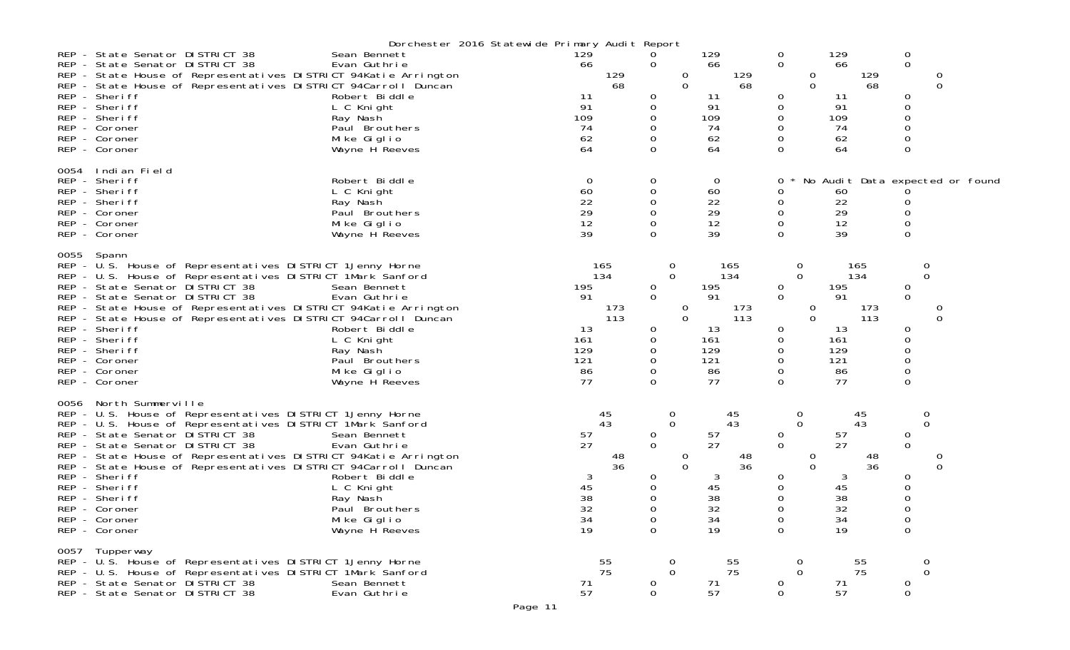Dorchester 2016 Statewide Primary Audit Report

| | | | | | | | |
|---|---|---|---|---|---|---|---|
| REP - State Senator DISTRICT 38 | Sean Bennett | 129 | 0 | 129 | 0 | 129 | 0 |
| REP - State Senator DISTRICT 38 | Evan Guthrie | 66 | 0 | 66 | 0 | 66 | 0 |
| REP - State House of Representatives DISTRICT 94 | Katie Arrington | 129 | 0 | 129 | 0 | 129 | 0 |
| REP - State House of Representatives DISTRICT 94 | Carroll Duncan | 68 | 0 | 68 | 0 | 68 | 0 |
| REP - Sheriff | Robert Biddle | 11 | 0 | 11 | 0 | 11 | 0 |
| REP - Sheriff | L C Knight | 91 | 0 | 91 | 0 | 91 | 0 |
| REP - Sheriff | Ray Nash | 109 | 0 | 109 | 0 | 109 | 0 |
| REP - Coroner | Paul Brouthers | 74 | 0 | 74 | 0 | 74 | 0 |
| REP - Coroner | Mike Giglio | 62 | 0 | 62 | 0 | 62 | 0 |
| REP - Coroner | Wayne H Reeves | 64 | 0 | 64 | 0 | 64 | 0 |

0054 Indian Field

| | | | | | | | |
|---|---|---|---|---|---|---|---|
| REP - Sheriff | Robert Biddle | 0 | 0 | 0 | 0 * No Audit Data expected or found | | |
| REP - Sheriff | L C Knight | 60 | 0 | 60 | 0 | 60 | 0 |
| REP - Sheriff | Ray Nash | 22 | 0 | 22 | 0 | 22 | 0 |
| REP - Coroner | Paul Brouthers | 29 | 0 | 29 | 0 | 29 | 0 |
| REP - Coroner | Mike Giglio | 12 | 0 | 12 | 0 | 12 | 0 |
| REP - Coroner | Wayne H Reeves | 39 | 0 | 39 | 0 | 39 | 0 |

0055 Spann

| | | | | | | | |
|---|---|---|---|---|---|---|---|
| REP - U.S. House of Representatives DISTRICT 1 | Jenny Horne | 165 | 0 | 165 | 0 | 165 | 0 |
| REP - U.S. House of Representatives DISTRICT 1 | Mark Sanford | 134 | 0 | 134 | 0 | 134 | 0 |
| REP - State Senator DISTRICT 38 | Sean Bennett | 195 | 0 | 195 | 0 | 195 | 0 |
| REP - State Senator DISTRICT 38 | Evan Guthrie | 91 | 0 | 91 | 0 | 91 | 0 |
| REP - State House of Representatives DISTRICT 94 | Katie Arrington | 173 | 0 | 173 | 0 | 173 | 0 |
| REP - State House of Representatives DISTRICT 94 | Carroll Duncan | 113 | 0 | 113 | 0 | 113 | 0 |
| REP - Sheriff | Robert Biddle | 13 | 0 | 13 | 0 | 13 | 0 |
| REP - Sheriff | L C Knight | 161 | 0 | 161 | 0 | 161 | 0 |
| REP - Sheriff | Ray Nash | 129 | 0 | 129 | 0 | 129 | 0 |
| REP - Coroner | Paul Brouthers | 121 | 0 | 121 | 0 | 121 | 0 |
| REP - Coroner | Mike Giglio | 86 | 0 | 86 | 0 | 86 | 0 |
| REP - Coroner | Wayne H Reeves | 77 | 0 | 77 | 0 | 77 | 0 |

0056 North Summerville

| | | | | | | | |
|---|---|---|---|---|---|---|---|
| REP - U.S. House of Representatives DISTRICT 1 | Jenny Horne | 45 | 0 | 45 | 0 | 45 | 0 |
| REP - U.S. House of Representatives DISTRICT 1 | Mark Sanford | 43 | 0 | 43 | 0 | 43 | 0 |
| REP - State Senator DISTRICT 38 | Sean Bennett | 57 | 0 | 57 | 0 | 57 | 0 |
| REP - State Senator DISTRICT 38 | Evan Guthrie | 27 | 0 | 27 | 0 | 27 | 0 |
| REP - State House of Representatives DISTRICT 94 | Katie Arrington | 48 | 0 | 48 | 0 | 48 | 0 |
| REP - State House of Representatives DISTRICT 94 | Carroll Duncan | 36 | 0 | 36 | 0 | 36 | 0 |
| REP - Sheriff | Robert Biddle | 3 | 0 | 3 | 0 | 3 | 0 |
| REP - Sheriff | L C Knight | 45 | 0 | 45 | 0 | 45 | 0 |
| REP - Sheriff | Ray Nash | 38 | 0 | 38 | 0 | 38 | 0 |
| REP - Coroner | Paul Brouthers | 32 | 0 | 32 | 0 | 32 | 0 |
| REP - Coroner | Mike Giglio | 34 | 0 | 34 | 0 | 34 | 0 |
| REP - Coroner | Wayne H Reeves | 19 | 0 | 19 | 0 | 19 | 0 |

0057 Tupperway

| | | | | | | | |
|---|---|---|---|---|---|---|---|
| REP - U.S. House of Representatives DISTRICT 1 | Jenny Horne | 55 | 0 | 55 | 0 | 55 | 0 |
| REP - U.S. House of Representatives DISTRICT 1 | Mark Sanford | 75 | 0 | 75 | 0 | 75 | 0 |
| REP - State Senator DISTRICT 38 | Sean Bennett | 71 | 0 | 71 | 0 | 71 | 0 |
| REP - State Senator DISTRICT 38 | Evan Guthrie | 57 | 0 | 57 | 0 | 57 | 0 |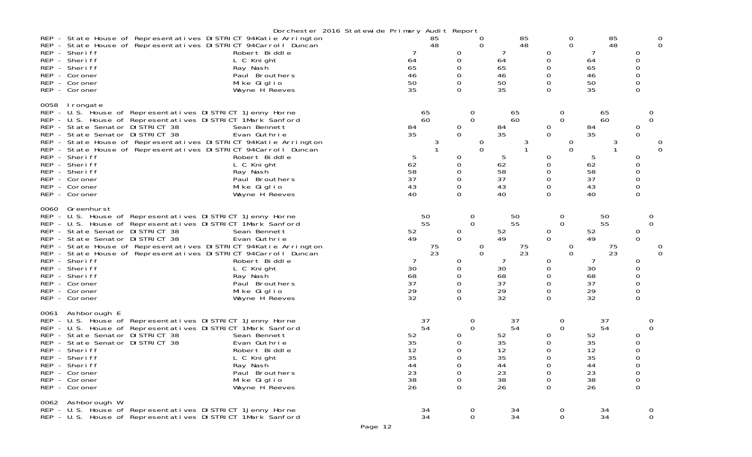Dorchester 2016 Statewide Primary Audit Report

| | | | | | | | |
|---|---|---|---|---|---|---|---|
| REP - State House of Representatives DISTRICT 94 | Katie Arrington | 85 | 0 | 85 | 0 | 85 | 0 |
| REP - State House of Representatives DISTRICT 94 | Carroll Duncan | 48 | 0 | 48 | 0 | 48 | 0 |
| REP - Sheriff | Robert Biddle | 7 | 0 | 7 | 0 | 7 | 0 |
| REP - Sheriff | L C Knight | 64 | 0 | 64 | 0 | 64 | 0 |
| REP - Sheriff | Ray Nash | 65 | 0 | 65 | 0 | 65 | 0 |
| REP - Coroner | Paul Brouthers | 46 | 0 | 46 | 0 | 46 | 0 |
| REP - Coroner | Mike Giglio | 50 | 0 | 50 | 0 | 50 | 0 |
| REP - Coroner | Wayne H Reeves | 35 | 0 | 35 | 0 | 35 | 0 |

0058 Irongate

| | | | | | | | |
|---|---|---|---|---|---|---|---|
| REP - U.S. House of Representatives DISTRICT 1 | Jenny Horne | 65 | 0 | 65 | 0 | 65 | 0 |
| REP - U.S. House of Representatives DISTRICT 1 | Mark Sanford | 60 | 0 | 60 | 0 | 60 | 0 |
| REP - State Senator DISTRICT 38 | Sean Bennett | 84 | 0 | 84 | 0 | 84 | 0 |
| REP - State Senator DISTRICT 38 | Evan Guthrie | 35 | 0 | 35 | 0 | 35 | 0 |
| REP - State House of Representatives DISTRICT 94 | Katie Arrington | 3 | 0 | 3 | 0 | 3 | 0 |
| REP - State House of Representatives DISTRICT 94 | Carroll Duncan | 1 | 0 | 1 | 0 | 1 | 0 |
| REP - Sheriff | Robert Biddle | 5 | 0 | 5 | 0 | 5 | 0 |
| REP - Sheriff | L C Knight | 62 | 0 | 62 | 0 | 62 | 0 |
| REP - Sheriff | Ray Nash | 58 | 0 | 58 | 0 | 58 | 0 |
| REP - Coroner | Paul Brouthers | 37 | 0 | 37 | 0 | 37 | 0 |
| REP - Coroner | Mike Giglio | 43 | 0 | 43 | 0 | 43 | 0 |
| REP - Coroner | Wayne H Reeves | 40 | 0 | 40 | 0 | 40 | 0 |

0060 Greenhurst

| | | | | | | | |
|---|---|---|---|---|---|---|---|
| REP - U.S. House of Representatives DISTRICT 1 | Jenny Horne | 50 | 0 | 50 | 0 | 50 | 0 |
| REP - U.S. House of Representatives DISTRICT 1 | Mark Sanford | 55 | 0 | 55 | 0 | 55 | 0 |
| REP - State Senator DISTRICT 38 | Sean Bennett | 52 | 0 | 52 | 0 | 52 | 0 |
| REP - State Senator DISTRICT 38 | Evan Guthrie | 49 | 0 | 49 | 0 | 49 | 0 |
| REP - State House of Representatives DISTRICT 94 | Katie Arrington | 75 | 0 | 75 | 0 | 75 | 0 |
| REP - State House of Representatives DISTRICT 94 | Carroll Duncan | 23 | 0 | 23 | 0 | 23 | 0 |
| REP - Sheriff | Robert Biddle | 7 | 0 | 7 | 0 | 7 | 0 |
| REP - Sheriff | L C Knight | 30 | 0 | 30 | 0 | 30 | 0 |
| REP - Sheriff | Ray Nash | 68 | 0 | 68 | 0 | 68 | 0 |
| REP - Coroner | Paul Brouthers | 37 | 0 | 37 | 0 | 37 | 0 |
| REP - Coroner | Mike Giglio | 29 | 0 | 29 | 0 | 29 | 0 |
| REP - Coroner | Wayne H Reeves | 32 | 0 | 32 | 0 | 32 | 0 |

0061 Ashborough E

| | | | | | | | |
|---|---|---|---|---|---|---|---|
| REP - U.S. House of Representatives DISTRICT 1 | Jenny Horne | 37 | 0 | 37 | 0 | 37 | 0 |
| REP - U.S. House of Representatives DISTRICT 1 | Mark Sanford | 54 | 0 | 54 | 0 | 54 | 0 |
| REP - State Senator DISTRICT 38 | Sean Bennett | 52 | 0 | 52 | 0 | 52 | 0 |
| REP - State Senator DISTRICT 38 | Evan Guthrie | 35 | 0 | 35 | 0 | 35 | 0 |
| REP - Sheriff | Robert Biddle | 12 | 0 | 12 | 0 | 12 | 0 |
| REP - Sheriff | L C Knight | 35 | 0 | 35 | 0 | 35 | 0 |
| REP - Sheriff | Ray Nash | 44 | 0 | 44 | 0 | 44 | 0 |
| REP - Coroner | Paul Brouthers | 23 | 0 | 23 | 0 | 23 | 0 |
| REP - Coroner | Mike Giglio | 38 | 0 | 38 | 0 | 38 | 0 |
| REP - Coroner | Wayne H Reeves | 26 | 0 | 26 | 0 | 26 | 0 |

0062 Ashborough W

| | | | | | | | |
|---|---|---|---|---|---|---|---|
| REP - U.S. House of Representatives DISTRICT 1 | Jenny Horne | 34 | 0 | 34 | 0 | 34 | 0 |
| REP - U.S. House of Representatives DISTRICT 1 | Mark Sanford | 34 | 0 | 34 | 0 | 34 | 0 |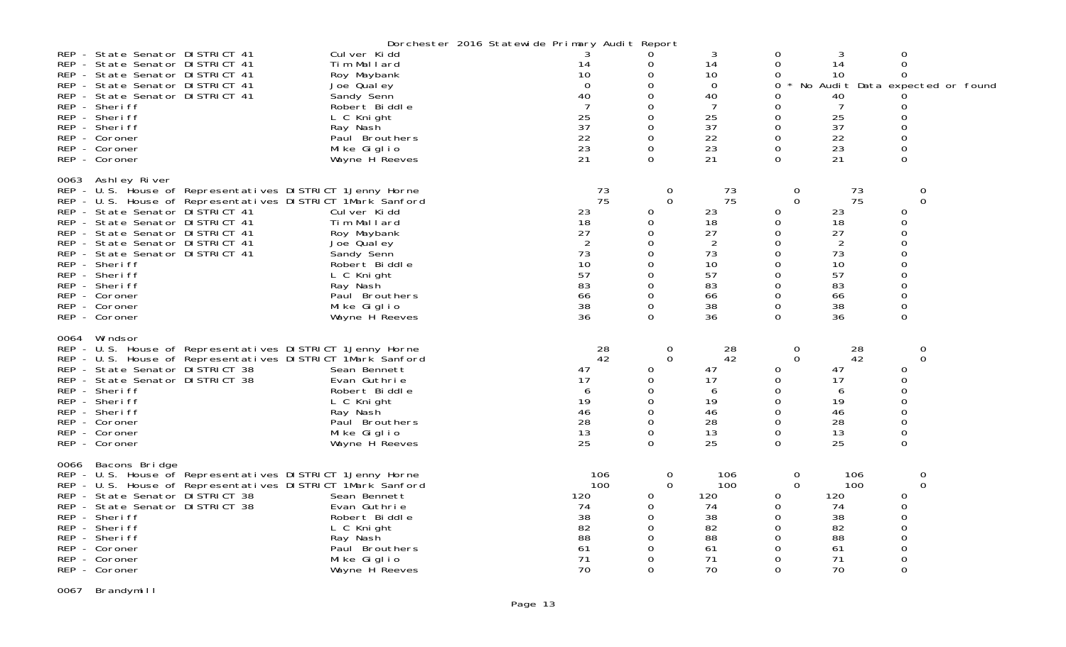Dorchester 2016 Statewide Primary Audit Report

| | | | | | | | |
|---|---|---|---|---|---|---|---|
| REP - State Senator DISTRICT 41 | Culver Kidd | 3 | 0 | 3 | 0 | 3 | 0 |
| REP - State Senator DISTRICT 41 | Tim Mallard | 14 | 0 | 14 | 0 | 14 | 0 |
| REP - State Senator DISTRICT 41 | Roy Maybank | 10 | 0 | 10 | 0 | 10 | 0 |
| REP - State Senator DISTRICT 41 | Joe Qualey | 0 | 0 | 0 | 0 * No Audit Data expected or found | | |
| REP - State Senator DISTRICT 41 | Sandy Senn | 40 | 0 | 40 | 0 | 40 | 0 |
| REP - Sheriff | Robert Biddle | 7 | 0 | 7 | 0 | 7 | 0 |
| REP - Sheriff | L C Knight | 25 | 0 | 25 | 0 | 25 | 0 |
| REP - Sheriff | Ray Nash | 37 | 0 | 37 | 0 | 37 | 0 |
| REP - Coroner | Paul Brouthers | 22 | 0 | 22 | 0 | 22 | 0 |
| REP - Coroner | Mike Giglio | 23 | 0 | 23 | 0 | 23 | 0 |
| REP - Coroner | Wayne H Reeves | 21 | 0 | 21 | 0 | 21 | 0 |

0063 Ashley River

| | | | | | | | |
|---|---|---|---|---|---|---|---|
| REP - U.S. House of Representatives DISTRICT 1 | Jenny Horne | 73 | 0 | 73 | 0 | 73 | 0 |
| REP - U.S. House of Representatives DISTRICT 1 | Mark Sanford | 75 | 0 | 75 | 0 | 75 | 0 |
| REP - State Senator DISTRICT 41 | Culver Kidd | 23 | 0 | 23 | 0 | 23 | 0 |
| REP - State Senator DISTRICT 41 | Tim Mallard | 18 | 0 | 18 | 0 | 18 | 0 |
| REP - State Senator DISTRICT 41 | Roy Maybank | 27 | 0 | 27 | 0 | 27 | 0 |
| REP - State Senator DISTRICT 41 | Joe Qualey | 2 | 0 | 2 | 0 | 2 | 0 |
| REP - State Senator DISTRICT 41 | Sandy Senn | 73 | 0 | 73 | 0 | 73 | 0 |
| REP - Sheriff | Robert Biddle | 10 | 0 | 10 | 0 | 10 | 0 |
| REP - Sheriff | L C Knight | 57 | 0 | 57 | 0 | 57 | 0 |
| REP - Sheriff | Ray Nash | 83 | 0 | 83 | 0 | 83 | 0 |
| REP - Coroner | Paul Brouthers | 66 | 0 | 66 | 0 | 66 | 0 |
| REP - Coroner | Mike Giglio | 38 | 0 | 38 | 0 | 38 | 0 |
| REP - Coroner | Wayne H Reeves | 36 | 0 | 36 | 0 | 36 | 0 |

0064 Windsor

| | | | | | | | |
|---|---|---|---|---|---|---|---|
| REP - U.S. House of Representatives DISTRICT 1 | Jenny Horne | 28 | 0 | 28 | 0 | 28 | 0 |
| REP - U.S. House of Representatives DISTRICT 1 | Mark Sanford | 42 | 0 | 42 | 0 | 42 | 0 |
| REP - State Senator DISTRICT 38 | Sean Bennett | 47 | 0 | 47 | 0 | 47 | 0 |
| REP - State Senator DISTRICT 38 | Evan Guthrie | 17 | 0 | 17 | 0 | 17 | 0 |
| REP - Sheriff | Robert Biddle | 6 | 0 | 6 | 0 | 6 | 0 |
| REP - Sheriff | L C Knight | 19 | 0 | 19 | 0 | 19 | 0 |
| REP - Sheriff | Ray Nash | 46 | 0 | 46 | 0 | 46 | 0 |
| REP - Coroner | Paul Brouthers | 28 | 0 | 28 | 0 | 28 | 0 |
| REP - Coroner | Mike Giglio | 13 | 0 | 13 | 0 | 13 | 0 |
| REP - Coroner | Wayne H Reeves | 25 | 0 | 25 | 0 | 25 | 0 |

0066 Bacons Bridge

| | | | | | | | |
|---|---|---|---|---|---|---|---|
| REP - U.S. House of Representatives DISTRICT 1 | Jenny Horne | 106 | 0 | 106 | 0 | 106 | 0 |
| REP - U.S. House of Representatives DISTRICT 1 | Mark Sanford | 100 | 0 | 100 | 0 | 100 | 0 |
| REP - State Senator DISTRICT 38 | Sean Bennett | 120 | 0 | 120 | 0 | 120 | 0 |
| REP - State Senator DISTRICT 38 | Evan Guthrie | 74 | 0 | 74 | 0 | 74 | 0 |
| REP - Sheriff | Robert Biddle | 38 | 0 | 38 | 0 | 38 | 0 |
| REP - Sheriff | L C Knight | 82 | 0 | 82 | 0 | 82 | 0 |
| REP - Sheriff | Ray Nash | 88 | 0 | 88 | 0 | 88 | 0 |
| REP - Coroner | Paul Brouthers | 61 | 0 | 61 | 0 | 61 | 0 |
| REP - Coroner | Mike Giglio | 71 | 0 | 71 | 0 | 71 | 0 |
| REP - Coroner | Wayne H Reeves | 70 | 0 | 70 | 0 | 70 | 0 |

0067 Brandymill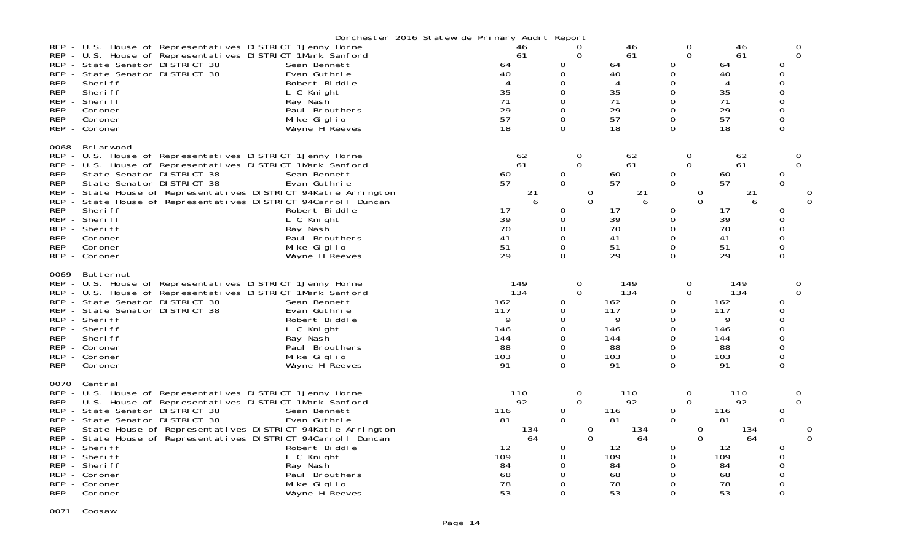# Dorchester 2016 Statewide Primary Audit Report

| Contest | Candidate | | | | | | |
|---|---|---|---|---|---|---|---|
| REP - U.S. House of Representatives DISTRICT 1 | Jenny Horne | 46 | 0 | 46 | 0 | 46 | 0 |
| REP - U.S. House of Representatives DISTRICT 1 | Mark Sanford | 61 | 0 | 61 | 0 | 61 | 0 |
| REP - State Senator DISTRICT 38 | Sean Bennett | 64 | 0 | 64 | 0 | 64 | 0 |
| REP - State Senator DISTRICT 38 | Evan Guthrie | 40 | 0 | 40 | 0 | 40 | 0 |
| REP - Sheriff | Robert Biddle | 4 | 0 | 4 | 0 | 4 | 0 |
| REP - Sheriff | L C Knight | 35 | 0 | 35 | 0 | 35 | 0 |
| REP - Sheriff | Ray Nash | 71 | 0 | 71 | 0 | 71 | 0 |
| REP - Coroner | Paul Brouthers | 29 | 0 | 29 | 0 | 29 | 0 |
| REP - Coroner | Mike Giglio | 57 | 0 | 57 | 0 | 57 | 0 |
| REP - Coroner | Wayne H Reeves | 18 | 0 | 18 | 0 | 18 | 0 |

## 0068 Briarwood

| Contest | Candidate | | | | | | |
|---|---|---|---|---|---|---|---|
| REP - U.S. House of Representatives DISTRICT 1 | Jenny Horne | 62 | 0 | 62 | 0 | 62 | 0 |
| REP - U.S. House of Representatives DISTRICT 1 | Mark Sanford | 61 | 0 | 61 | 0 | 61 | 0 |
| REP - State Senator DISTRICT 38 | Sean Bennett | 60 | 0 | 60 | 0 | 60 | 0 |
| REP - State Senator DISTRICT 38 | Evan Guthrie | 57 | 0 | 57 | 0 | 57 | 0 |
| REP - State House of Representatives DISTRICT 94 | Katie Arrington | 21 | 0 | 21 | 0 | 21 | 0 |
| REP - State House of Representatives DISTRICT 94 | Carroll Duncan | 6 | 0 | 6 | 0 | 6 | 0 |
| REP - Sheriff | Robert Biddle | 17 | 0 | 17 | 0 | 17 | 0 |
| REP - Sheriff | L C Knight | 39 | 0 | 39 | 0 | 39 | 0 |
| REP - Sheriff | Ray Nash | 70 | 0 | 70 | 0 | 70 | 0 |
| REP - Coroner | Paul Brouthers | 41 | 0 | 41 | 0 | 41 | 0 |
| REP - Coroner | Mike Giglio | 51 | 0 | 51 | 0 | 51 | 0 |
| REP - Coroner | Wayne H Reeves | 29 | 0 | 29 | 0 | 29 | 0 |

## 0069 Butternut

| Contest | Candidate | | | | | | |
|---|---|---|---|---|---|---|---|
| REP - U.S. House of Representatives DISTRICT 1 | Jenny Horne | 149 | 0 | 149 | 0 | 149 | 0 |
| REP - U.S. House of Representatives DISTRICT 1 | Mark Sanford | 134 | 0 | 134 | 0 | 134 | 0 |
| REP - State Senator DISTRICT 38 | Sean Bennett | 162 | 0 | 162 | 0 | 162 | 0 |
| REP - State Senator DISTRICT 38 | Evan Guthrie | 117 | 0 | 117 | 0 | 117 | 0 |
| REP - Sheriff | Robert Biddle | 9 | 0 | 9 | 0 | 9 | 0 |
| REP - Sheriff | L C Knight | 146 | 0 | 146 | 0 | 146 | 0 |
| REP - Sheriff | Ray Nash | 144 | 0 | 144 | 0 | 144 | 0 |
| REP - Coroner | Paul Brouthers | 88 | 0 | 88 | 0 | 88 | 0 |
| REP - Coroner | Mike Giglio | 103 | 0 | 103 | 0 | 103 | 0 |
| REP - Coroner | Wayne H Reeves | 91 | 0 | 91 | 0 | 91 | 0 |

## 0070 Central

| Contest | Candidate | | | | | | |
|---|---|---|---|---|---|---|---|
| REP - U.S. House of Representatives DISTRICT 1 | Jenny Horne | 110 | 0 | 110 | 0 | 110 | 0 |
| REP - U.S. House of Representatives DISTRICT 1 | Mark Sanford | 92 | 0 | 92 | 0 | 92 | 0 |
| REP - State Senator DISTRICT 38 | Sean Bennett | 116 | 0 | 116 | 0 | 116 | 0 |
| REP - State Senator DISTRICT 38 | Evan Guthrie | 81 | 0 | 81 | 0 | 81 | 0 |
| REP - State House of Representatives DISTRICT 94 | Katie Arrington | 134 | 0 | 134 | 0 | 134 | 0 |
| REP - State House of Representatives DISTRICT 94 | Carroll Duncan | 64 | 0 | 64 | 0 | 64 | 0 |
| REP - Sheriff | Robert Biddle | 12 | 0 | 12 | 0 | 12 | 0 |
| REP - Sheriff | L C Knight | 109 | 0 | 109 | 0 | 109 | 0 |
| REP - Sheriff | Ray Nash | 84 | 0 | 84 | 0 | 84 | 0 |
| REP - Coroner | Paul Brouthers | 68 | 0 | 68 | 0 | 68 | 0 |
| REP - Coroner | Mike Giglio | 78 | 0 | 78 | 0 | 78 | 0 |
| REP - Coroner | Wayne H Reeves | 53 | 0 | 53 | 0 | 53 | 0 |

## 0071 Coosaw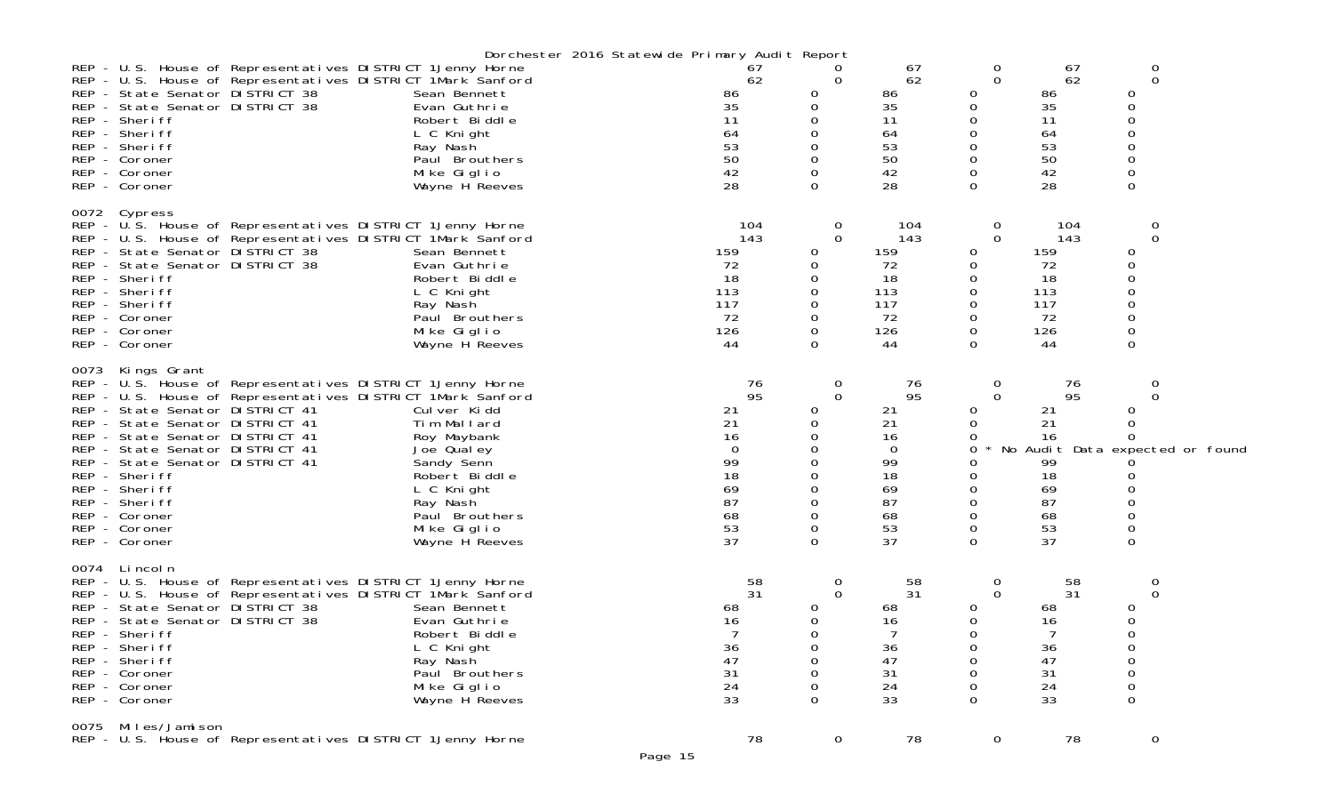Dorchester 2016 Statewide Primary Audit Report

| | | | | | | | |
|---|---|---|---|---|---|---|---|
| REP - U.S. House of Representatives DISTRICT 1 | Jenny Horne | 67 | 0 | 67 | 0 | 67 | 0 |
| REP - U.S. House of Representatives DISTRICT 1 | Mark Sanford | 62 | 0 | 62 | 0 | 62 | 0 |
| REP - State Senator DISTRICT 38 | Sean Bennett | 86 | 0 | 86 | 0 | 86 | 0 |
| REP - State Senator DISTRICT 38 | Evan Guthrie | 35 | 0 | 35 | 0 | 35 | 0 |
| REP - Sheriff | Robert Biddle | 11 | 0 | 11 | 0 | 11 | 0 |
| REP - Sheriff | L C Knight | 64 | 0 | 64 | 0 | 64 | 0 |
| REP - Sheriff | Ray Nash | 53 | 0 | 53 | 0 | 53 | 0 |
| REP - Coroner | Paul Brouthers | 50 | 0 | 50 | 0 | 50 | 0 |
| REP - Coroner | Mike Giglio | 42 | 0 | 42 | 0 | 42 | 0 |
| REP - Coroner | Wayne H Reeves | 28 | 0 | 28 | 0 | 28 | 0 |

0072 Cypress

| | | | | | | | |
|---|---|---|---|---|---|---|---|
| REP - U.S. House of Representatives DISTRICT 1 | Jenny Horne | 104 | 0 | 104 | 0 | 104 | 0 |
| REP - U.S. House of Representatives DISTRICT 1 | Mark Sanford | 143 | 0 | 143 | 0 | 143 | 0 |
| REP - State Senator DISTRICT 38 | Sean Bennett | 159 | 0 | 159 | 0 | 159 | 0 |
| REP - State Senator DISTRICT 38 | Evan Guthrie | 72 | 0 | 72 | 0 | 72 | 0 |
| REP - Sheriff | Robert Biddle | 18 | 0 | 18 | 0 | 18 | 0 |
| REP - Sheriff | L C Knight | 113 | 0 | 113 | 0 | 113 | 0 |
| REP - Sheriff | Ray Nash | 117 | 0 | 117 | 0 | 117 | 0 |
| REP - Coroner | Paul Brouthers | 72 | 0 | 72 | 0 | 72 | 0 |
| REP - Coroner | Mike Giglio | 126 | 0 | 126 | 0 | 126 | 0 |
| REP - Coroner | Wayne H Reeves | 44 | 0 | 44 | 0 | 44 | 0 |

0073 Kings Grant

| | | | | | | | |
|---|---|---|---|---|---|---|---|
| REP - U.S. House of Representatives DISTRICT 1 | Jenny Horne | 76 | 0 | 76 | 0 | 76 | 0 |
| REP - U.S. House of Representatives DISTRICT 1 | Mark Sanford | 95 | 0 | 95 | 0 | 95 | 0 |
| REP - State Senator DISTRICT 41 | Culver Kidd | 21 | 0 | 21 | 0 | 21 | 0 |
| REP - State Senator DISTRICT 41 | Tim Mallard | 21 | 0 | 21 | 0 | 21 | 0 |
| REP - State Senator DISTRICT 41 | Roy Maybank | 16 | 0 | 16 | 0 | 16 | 0 |
| REP - State Senator DISTRICT 41 | Joe Qualey | 0 | 0 | 0 | 0 * No Audit Data expected or found | | |
| REP - State Senator DISTRICT 41 | Sandy Senn | 99 | 0 | 99 | 0 | 99 | 0 |
| REP - Sheriff | Robert Biddle | 18 | 0 | 18 | 0 | 18 | 0 |
| REP - Sheriff | L C Knight | 69 | 0 | 69 | 0 | 69 | 0 |
| REP - Sheriff | Ray Nash | 87 | 0 | 87 | 0 | 87 | 0 |
| REP - Coroner | Paul Brouthers | 68 | 0 | 68 | 0 | 68 | 0 |
| REP - Coroner | Mike Giglio | 53 | 0 | 53 | 0 | 53 | 0 |
| REP - Coroner | Wayne H Reeves | 37 | 0 | 37 | 0 | 37 | 0 |

0074 Lincoln

| | | | | | | | |
|---|---|---|---|---|---|---|---|
| REP - U.S. House of Representatives DISTRICT 1 | Jenny Horne | 58 | 0 | 58 | 0 | 58 | 0 |
| REP - U.S. House of Representatives DISTRICT 1 | Mark Sanford | 31 | 0 | 31 | 0 | 31 | 0 |
| REP - State Senator DISTRICT 38 | Sean Bennett | 68 | 0 | 68 | 0 | 68 | 0 |
| REP - State Senator DISTRICT 38 | Evan Guthrie | 16 | 0 | 16 | 0 | 16 | 0 |
| REP - Sheriff | Robert Biddle | 7 | 0 | 7 | 0 | 7 | 0 |
| REP - Sheriff | L C Knight | 36 | 0 | 36 | 0 | 36 | 0 |
| REP - Sheriff | Ray Nash | 47 | 0 | 47 | 0 | 47 | 0 |
| REP - Coroner | Paul Brouthers | 31 | 0 | 31 | 0 | 31 | 0 |
| REP - Coroner | Mike Giglio | 24 | 0 | 24 | 0 | 24 | 0 |
| REP - Coroner | Wayne H Reeves | 33 | 0 | 33 | 0 | 33 | 0 |

0075 Miles/Jamison

| | | | | | | | |
|---|---|---|---|---|---|---|---|
| REP - U.S. House of Representatives DISTRICT 1 | Jenny Horne | 78 | 0 | 78 | 0 | 78 | 0 |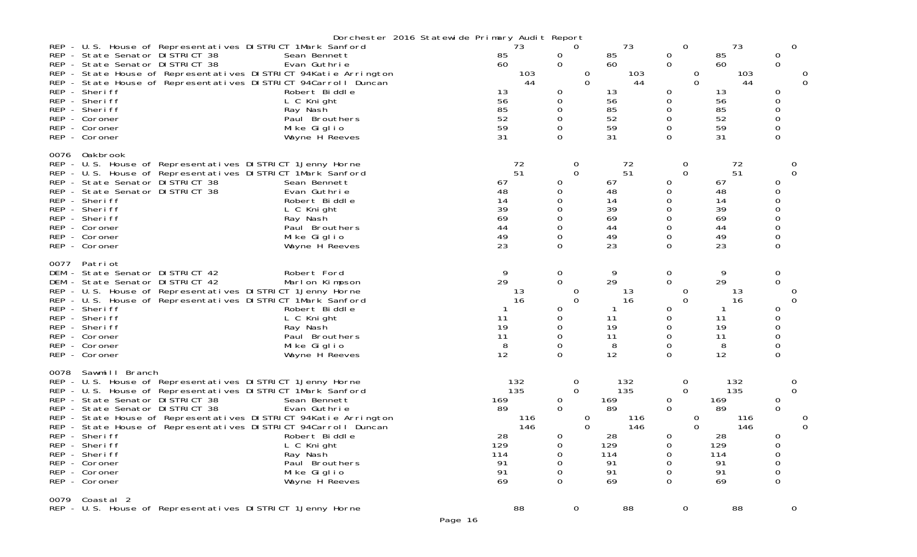Dorchester 2016 Statewide Primary Audit Report

| | | | | | | | |
|---|---|---|---|---|---|---|---|
| REP - U.S. House of Representatives DISTRICT 1 | Mark Sanford | 73 | 0 | 73 | 0 | 73 | 0 |
| REP - State Senator DISTRICT 38 | Sean Bennett | 85 | 0 | 85 | 0 | 85 | 0 |
| REP - State Senator DISTRICT 38 | Evan Guthrie | 60 | 0 | 60 | 0 | 60 | 0 |
| REP - State House of Representatives DISTRICT 94 | Katie Arrington | 103 | 0 | 103 | 0 | 103 | 0 |
| REP - State House of Representatives DISTRICT 94 | Carroll Duncan | 44 | 0 | 44 | 0 | 44 | 0 |
| REP - Sheriff | Robert Biddle | 13 | 0 | 13 | 0 | 13 | 0 |
| REP - Sheriff | L C Knight | 56 | 0 | 56 | 0 | 56 | 0 |
| REP - Sheriff | Ray Nash | 85 | 0 | 85 | 0 | 85 | 0 |
| REP - Coroner | Paul Brouthers | 52 | 0 | 52 | 0 | 52 | 0 |
| REP - Coroner | Mike Giglio | 59 | 0 | 59 | 0 | 59 | 0 |
| REP - Coroner | Wayne H Reeves | 31 | 0 | 31 | 0 | 31 | 0 |
| **0076 Oakbrook** | | | | | | | |
| REP - U.S. House of Representatives DISTRICT 1 | Jenny Horne | 72 | 0 | 72 | 0 | 72 | 0 |
| REP - U.S. House of Representatives DISTRICT 1 | Mark Sanford | 51 | 0 | 51 | 0 | 51 | 0 |
| REP - State Senator DISTRICT 38 | Sean Bennett | 67 | 0 | 67 | 0 | 67 | 0 |
| REP - State Senator DISTRICT 38 | Evan Guthrie | 48 | 0 | 48 | 0 | 48 | 0 |
| REP - Sheriff | Robert Biddle | 14 | 0 | 14 | 0 | 14 | 0 |
| REP - Sheriff | L C Knight | 39 | 0 | 39 | 0 | 39 | 0 |
| REP - Sheriff | Ray Nash | 69 | 0 | 69 | 0 | 69 | 0 |
| REP - Coroner | Paul Brouthers | 44 | 0 | 44 | 0 | 44 | 0 |
| REP - Coroner | Mike Giglio | 49 | 0 | 49 | 0 | 49 | 0 |
| REP - Coroner | Wayne H Reeves | 23 | 0 | 23 | 0 | 23 | 0 |
| **0077 Patriot** | | | | | | | |
| DEM - State Senator DISTRICT 42 | Robert Ford | 9 | 0 | 9 | 0 | 9 | 0 |
| DEM - State Senator DISTRICT 42 | Marlon Kimpson | 29 | 0 | 29 | 0 | 29 | 0 |
| REP - U.S. House of Representatives DISTRICT 1 | Jenny Horne | 13 | 0 | 13 | 0 | 13 | 0 |
| REP - U.S. House of Representatives DISTRICT 1 | Mark Sanford | 16 | 0 | 16 | 0 | 16 | 0 |
| REP - Sheriff | Robert Biddle | 1 | 0 | 1 | 0 | 1 | 0 |
| REP - Sheriff | L C Knight | 11 | 0 | 11 | 0 | 11 | 0 |
| REP - Sheriff | Ray Nash | 19 | 0 | 19 | 0 | 19 | 0 |
| REP - Coroner | Paul Brouthers | 11 | 0 | 11 | 0 | 11 | 0 |
| REP - Coroner | Mike Giglio | 8 | 0 | 8 | 0 | 8 | 0 |
| REP - Coroner | Wayne H Reeves | 12 | 0 | 12 | 0 | 12 | 0 |
| **0078 Sawmill Branch** | | | | | | | |
| REP - U.S. House of Representatives DISTRICT 1 | Jenny Horne | 132 | 0 | 132 | 0 | 132 | 0 |
| REP - U.S. House of Representatives DISTRICT 1 | Mark Sanford | 135 | 0 | 135 | 0 | 135 | 0 |
| REP - State Senator DISTRICT 38 | Sean Bennett | 169 | 0 | 169 | 0 | 169 | 0 |
| REP - State Senator DISTRICT 38 | Evan Guthrie | 89 | 0 | 89 | 0 | 89 | 0 |
| REP - State House of Representatives DISTRICT 94 | Katie Arrington | 116 | 0 | 116 | 0 | 116 | 0 |
| REP - State House of Representatives DISTRICT 94 | Carroll Duncan | 146 | 0 | 146 | 0 | 146 | 0 |
| REP - Sheriff | Robert Biddle | 28 | 0 | 28 | 0 | 28 | 0 |
| REP - Sheriff | L C Knight | 129 | 0 | 129 | 0 | 129 | 0 |
| REP - Sheriff | Ray Nash | 114 | 0 | 114 | 0 | 114 | 0 |
| REP - Coroner | Paul Brouthers | 91 | 0 | 91 | 0 | 91 | 0 |
| REP - Coroner | Mike Giglio | 91 | 0 | 91 | 0 | 91 | 0 |
| REP - Coroner | Wayne H Reeves | 69 | 0 | 69 | 0 | 69 | 0 |
| **0079 Coastal 2** | | | | | | | |
| REP - U.S. House of Representatives DISTRICT 1 | Jenny Horne | 88 | 0 | 88 | 0 | 88 | 0 |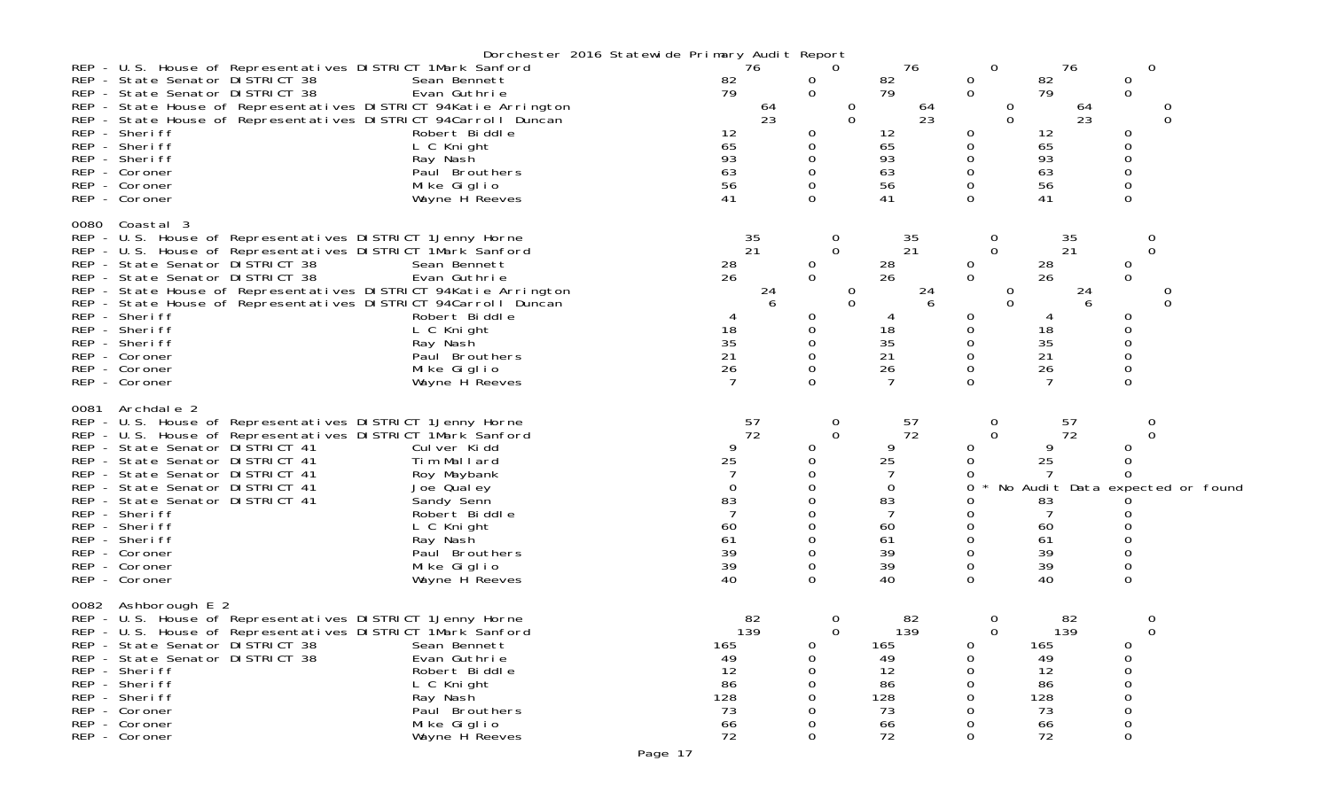Dorchester 2016 Statewide Primary Audit Report

| | | | | | | | |
|---|---|---|---|---|---|---|---|
| REP - U.S. House of Representatives DISTRICT 1 | Mark Sanford | 76 | 0 | 76 | 0 | 76 | 0 |
| REP - State Senator DISTRICT 38 | Sean Bennett | 82 | 0 | 82 | 0 | 82 | 0 |
| REP - State Senator DISTRICT 38 | Evan Guthrie | 79 | 0 | 79 | 0 | 79 | 0 |
| REP - State House of Representatives DISTRICT 94 | Katie Arrington | 64 | 0 | 64 | 0 | 64 | 0 |
| REP - State House of Representatives DISTRICT 94 | Carroll Duncan | 23 | 0 | 23 | 0 | 23 | 0 |
| REP - Sheriff | Robert Biddle | 12 | 0 | 12 | 0 | 12 | 0 |
| REP - Sheriff | L C Knight | 65 | 0 | 65 | 0 | 65 | 0 |
| REP - Sheriff | Ray Nash | 93 | 0 | 93 | 0 | 93 | 0 |
| REP - Coroner | Paul Brouthers | 63 | 0 | 63 | 0 | 63 | 0 |
| REP - Coroner | Mike Giglio | 56 | 0 | 56 | 0 | 56 | 0 |
| REP - Coroner | Wayne H Reeves | 41 | 0 | 41 | 0 | 41 | 0 |

0080 Coastal 3

| | | | | | | | |
|---|---|---|---|---|---|---|---|
| REP - U.S. House of Representatives DISTRICT 1 | Jenny Horne | 35 | 0 | 35 | 0 | 35 | 0 |
| REP - U.S. House of Representatives DISTRICT 1 | Mark Sanford | 21 | 0 | 21 | 0 | 21 | 0 |
| REP - State Senator DISTRICT 38 | Sean Bennett | 28 | 0 | 28 | 0 | 28 | 0 |
| REP - State Senator DISTRICT 38 | Evan Guthrie | 26 | 0 | 26 | 0 | 26 | 0 |
| REP - State House of Representatives DISTRICT 94 | Katie Arrington | 24 | 0 | 24 | 0 | 24 | 0 |
| REP - State House of Representatives DISTRICT 94 | Carroll Duncan | 6 | 0 | 6 | 0 | 6 | 0 |
| REP - Sheriff | Robert Biddle | 4 | 0 | 4 | 0 | 4 | 0 |
| REP - Sheriff | L C Knight | 18 | 0 | 18 | 0 | 18 | 0 |
| REP - Sheriff | Ray Nash | 35 | 0 | 35 | 0 | 35 | 0 |
| REP - Coroner | Paul Brouthers | 21 | 0 | 21 | 0 | 21 | 0 |
| REP - Coroner | Mike Giglio | 26 | 0 | 26 | 0 | 26 | 0 |
| REP - Coroner | Wayne H Reeves | 7 | 0 | 7 | 0 | 7 | 0 |

0081 Archdale 2

| | | | | | | | |
|---|---|---|---|---|---|---|---|
| REP - U.S. House of Representatives DISTRICT 1 | Jenny Horne | 57 | 0 | 57 | 0 | 57 | 0 |
| REP - U.S. House of Representatives DISTRICT 1 | Mark Sanford | 72 | 0 | 72 | 0 | 72 | 0 |
| REP - State Senator DISTRICT 41 | Culver Kidd | 9 | 0 | 9 | 0 | 9 | 0 |
| REP - State Senator DISTRICT 41 | Tim Mallard | 25 | 0 | 25 | 0 | 25 | 0 |
| REP - State Senator DISTRICT 41 | Roy Maybank | 7 | 0 | 7 | 0 | 7 | 0 |
| REP - State Senator DISTRICT 41 | Joe Qualey | 0 | 0 | 0 | 0 * No Audit Data expected or found | | |
| REP - State Senator DISTRICT 41 | Sandy Senn | 83 | 0 | 83 | 0 | 83 | 0 |
| REP - Sheriff | Robert Biddle | 7 | 0 | 7 | 0 | 7 | 0 |
| REP - Sheriff | L C Knight | 60 | 0 | 60 | 0 | 60 | 0 |
| REP - Sheriff | Ray Nash | 61 | 0 | 61 | 0 | 61 | 0 |
| REP - Coroner | Paul Brouthers | 39 | 0 | 39 | 0 | 39 | 0 |
| REP - Coroner | Mike Giglio | 39 | 0 | 39 | 0 | 39 | 0 |
| REP - Coroner | Wayne H Reeves | 40 | 0 | 40 | 0 | 40 | 0 |

0082 Ashborough E 2

| | | | | | | | |
|---|---|---|---|---|---|---|---|
| REP - U.S. House of Representatives DISTRICT 1 | Jenny Horne | 82 | 0 | 82 | 0 | 82 | 0 |
| REP - U.S. House of Representatives DISTRICT 1 | Mark Sanford | 139 | 0 | 139 | 0 | 139 | 0 |
| REP - State Senator DISTRICT 38 | Sean Bennett | 165 | 0 | 165 | 0 | 165 | 0 |
| REP - State Senator DISTRICT 38 | Evan Guthrie | 49 | 0 | 49 | 0 | 49 | 0 |
| REP - Sheriff | Robert Biddle | 12 | 0 | 12 | 0 | 12 | 0 |
| REP - Sheriff | L C Knight | 86 | 0 | 86 | 0 | 86 | 0 |
| REP - Sheriff | Ray Nash | 128 | 0 | 128 | 0 | 128 | 0 |
| REP - Coroner | Paul Brouthers | 73 | 0 | 73 | 0 | 73 | 0 |
| REP - Coroner | Mike Giglio | 66 | 0 | 66 | 0 | 66 | 0 |
| REP - Coroner | Wayne H Reeves | 72 | 0 | 72 | 0 | 72 | 0 |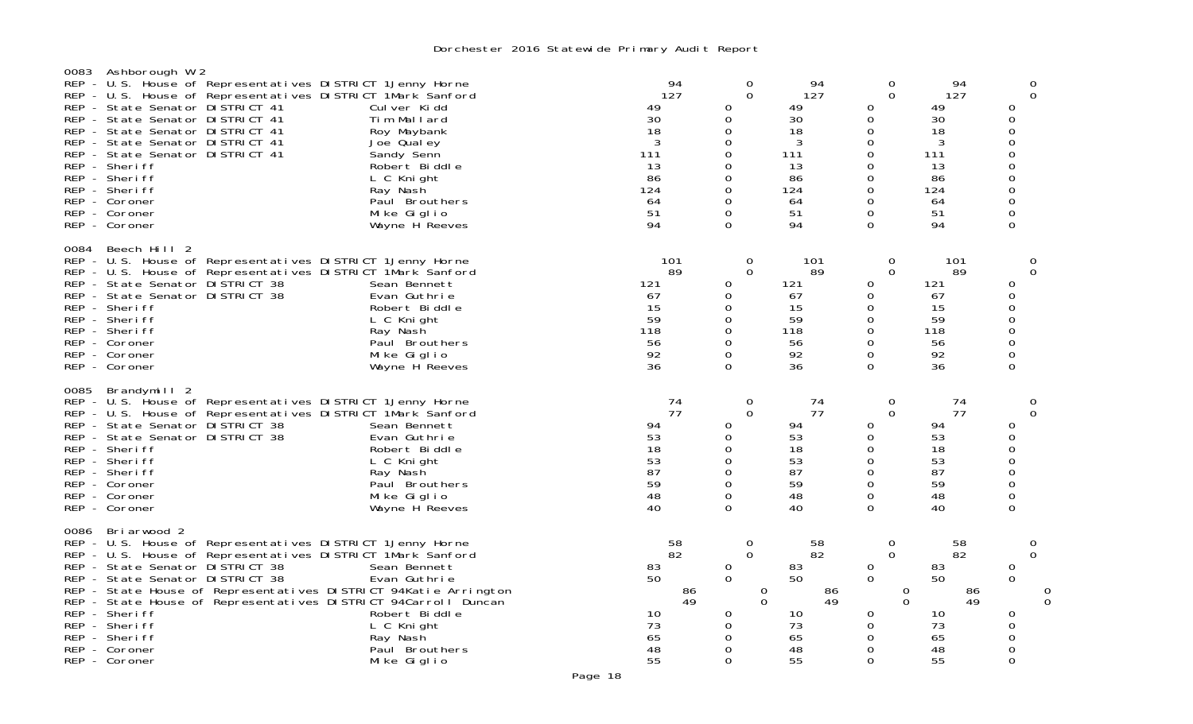Dorchester 2016 Statewide Primary Audit Report

0083 Ashborough W 2

| | | | | | | | |
|---|---|---|---|---|---|---|---|
| REP - U.S. House of Representatives DISTRICT 1 | Jenny Horne | 94 | 0 | 94 | 0 | 94 | 0 |
| REP - U.S. House of Representatives DISTRICT 1 | Mark Sanford | 127 | 0 | 127 | 0 | 127 | 0 |
| REP - State Senator DISTRICT 41 | Culver Kidd | 49 | 0 | 49 | 0 | 49 | 0 |
| REP - State Senator DISTRICT 41 | Tim Mallard | 30 | 0 | 30 | 0 | 30 | 0 |
| REP - State Senator DISTRICT 41 | Roy Maybank | 18 | 0 | 18 | 0 | 18 | 0 |
| REP - State Senator DISTRICT 41 | Joe Qualey | 3 | 0 | 3 | 0 | 3 | 0 |
| REP - State Senator DISTRICT 41 | Sandy Senn | 111 | 0 | 111 | 0 | 111 | 0 |
| REP - Sheriff | Robert Biddle | 13 | 0 | 13 | 0 | 13 | 0 |
| REP - Sheriff | L C Knight | 86 | 0 | 86 | 0 | 86 | 0 |
| REP - Sheriff | Ray Nash | 124 | 0 | 124 | 0 | 124 | 0 |
| REP - Coroner | Paul Brouthers | 64 | 0 | 64 | 0 | 64 | 0 |
| REP - Coroner | Mike Giglio | 51 | 0 | 51 | 0 | 51 | 0 |
| REP - Coroner | Wayne H Reeves | 94 | 0 | 94 | 0 | 94 | 0 |

0084 Beech Hill 2

| | | | | | | | |
|---|---|---|---|---|---|---|---|
| REP - U.S. House of Representatives DISTRICT 1 | Jenny Horne | 101 | 0 | 101 | 0 | 101 | 0 |
| REP - U.S. House of Representatives DISTRICT 1 | Mark Sanford | 89 | 0 | 89 | 0 | 89 | 0 |
| REP - State Senator DISTRICT 38 | Sean Bennett | 121 | 0 | 121 | 0 | 121 | 0 |
| REP - State Senator DISTRICT 38 | Evan Guthrie | 67 | 0 | 67 | 0 | 67 | 0 |
| REP - Sheriff | Robert Biddle | 15 | 0 | 15 | 0 | 15 | 0 |
| REP - Sheriff | L C Knight | 59 | 0 | 59 | 0 | 59 | 0 |
| REP - Sheriff | Ray Nash | 118 | 0 | 118 | 0 | 118 | 0 |
| REP - Coroner | Paul Brouthers | 56 | 0 | 56 | 0 | 56 | 0 |
| REP - Coroner | Mike Giglio | 92 | 0 | 92 | 0 | 92 | 0 |
| REP - Coroner | Wayne H Reeves | 36 | 0 | 36 | 0 | 36 | 0 |

0085 Brandymill 2

| | | | | | | | |
|---|---|---|---|---|---|---|---|
| REP - U.S. House of Representatives DISTRICT 1 | Jenny Horne | 74 | 0 | 74 | 0 | 74 | 0 |
| REP - U.S. House of Representatives DISTRICT 1 | Mark Sanford | 77 | 0 | 77 | 0 | 77 | 0 |
| REP - State Senator DISTRICT 38 | Sean Bennett | 94 | 0 | 94 | 0 | 94 | 0 |
| REP - State Senator DISTRICT 38 | Evan Guthrie | 53 | 0 | 53 | 0 | 53 | 0 |
| REP - Sheriff | Robert Biddle | 18 | 0 | 18 | 0 | 18 | 0 |
| REP - Sheriff | L C Knight | 53 | 0 | 53 | 0 | 53 | 0 |
| REP - Sheriff | Ray Nash | 87 | 0 | 87 | 0 | 87 | 0 |
| REP - Coroner | Paul Brouthers | 59 | 0 | 59 | 0 | 59 | 0 |
| REP - Coroner | Mike Giglio | 48 | 0 | 48 | 0 | 48 | 0 |
| REP - Coroner | Wayne H Reeves | 40 | 0 | 40 | 0 | 40 | 0 |

0086 Briarwood 2

| | | | | | | | |
|---|---|---|---|---|---|---|---|
| REP - U.S. House of Representatives DISTRICT 1 | Jenny Horne | 58 | 0 | 58 | 0 | 58 | 0 |
| REP - U.S. House of Representatives DISTRICT 1 | Mark Sanford | 82 | 0 | 82 | 0 | 82 | 0 |
| REP - State Senator DISTRICT 38 | Sean Bennett | 83 | 0 | 83 | 0 | 83 | 0 |
| REP - State Senator DISTRICT 38 | Evan Guthrie | 50 | 0 | 50 | 0 | 50 | 0 |
| REP - State House of Representatives DISTRICT 94 | Katie Arrington | 86 | 0 | 86 | 0 | 86 | 0 |
| REP - State House of Representatives DISTRICT 94 | Carroll Duncan | 49 | 0 | 49 | 0 | 49 | 0 |
| REP - Sheriff | Robert Biddle | 10 | 0 | 10 | 0 | 10 | 0 |
| REP - Sheriff | L C Knight | 73 | 0 | 73 | 0 | 73 | 0 |
| REP - Sheriff | Ray Nash | 65 | 0 | 65 | 0 | 65 | 0 |
| REP - Coroner | Paul Brouthers | 48 | 0 | 48 | 0 | 48 | 0 |
| REP - Coroner | Mike Giglio | 55 | 0 | 55 | 0 | 55 | 0 |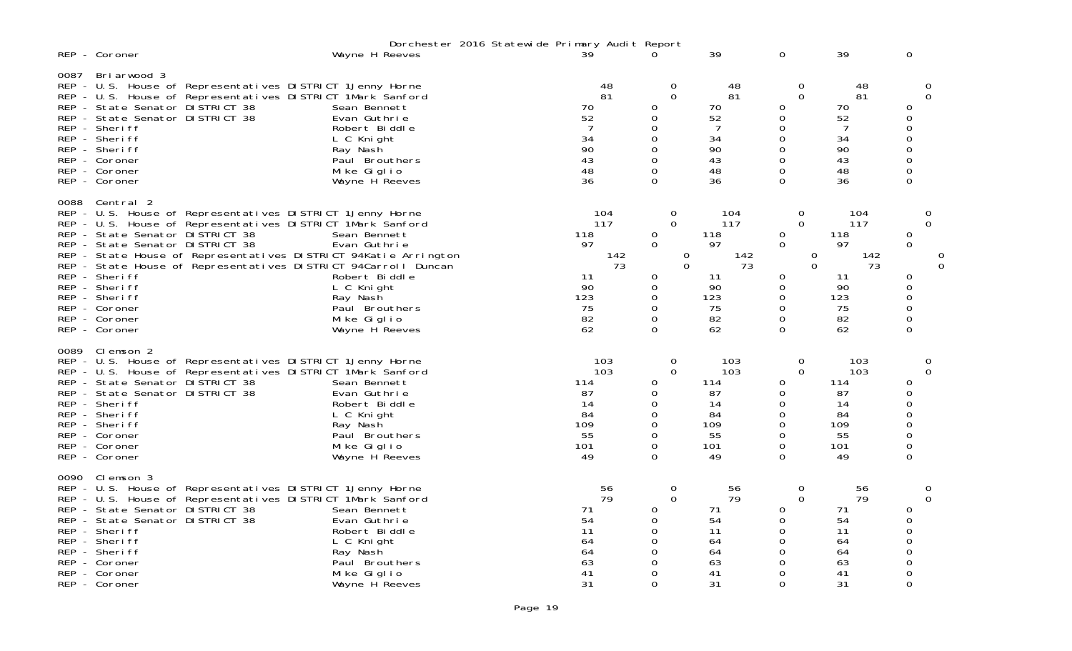Dorchester 2016 Statewide Primary Audit Report

| | | | | | | | |
|---|---|---|---|---|---|---|---|
| REP - Coroner | Wayne H Reeves | 39 | 0 | 39 | 0 | 39 | 0 |

**0087 Briarwood 3**

| | | | | | | | |
|---|---|---|---|---|---|---|---|
| REP - U.S. House of Representatives DISTRICT 1 | Jenny Horne | 48 | 0 | 48 | 0 | 48 | 0 |
| REP - U.S. House of Representatives DISTRICT 1 | Mark Sanford | 81 | 0 | 81 | 0 | 81 | 0 |
| REP - State Senator DISTRICT 38 | Sean Bennett | 70 | 0 | 70 | 0 | 70 | 0 |
| REP - State Senator DISTRICT 38 | Evan Guthrie | 52 | 0 | 52 | 0 | 52 | 0 |
| REP - Sheriff | Robert Biddle | 7 | 0 | 7 | 0 | 7 | 0 |
| REP - Sheriff | L C Knight | 34 | 0 | 34 | 0 | 34 | 0 |
| REP - Sheriff | Ray Nash | 90 | 0 | 90 | 0 | 90 | 0 |
| REP - Coroner | Paul Brouthers | 43 | 0 | 43 | 0 | 43 | 0 |
| REP - Coroner | Mike Giglio | 48 | 0 | 48 | 0 | 48 | 0 |
| REP - Coroner | Wayne H Reeves | 36 | 0 | 36 | 0 | 36 | 0 |

**0088 Central 2**

| | | | | | | | |
|---|---|---|---|---|---|---|---|
| REP - U.S. House of Representatives DISTRICT 1 | Jenny Horne | 104 | 0 | 104 | 0 | 104 | 0 |
| REP - U.S. House of Representatives DISTRICT 1 | Mark Sanford | 117 | 0 | 117 | 0 | 117 | 0 |
| REP - State Senator DISTRICT 38 | Sean Bennett | 118 | 0 | 118 | 0 | 118 | 0 |
| REP - State Senator DISTRICT 38 | Evan Guthrie | 97 | 0 | 97 | 0 | 97 | 0 |
| REP - State House of Representatives DISTRICT 94 | Katie Arrington | 142 | 0 | 142 | 0 | 142 | 0 |
| REP - State House of Representatives DISTRICT 94 | Carroll Duncan | 73 | 0 | 73 | 0 | 73 | 0 |
| REP - Sheriff | Robert Biddle | 11 | 0 | 11 | 0 | 11 | 0 |
| REP - Sheriff | L C Knight | 90 | 0 | 90 | 0 | 90 | 0 |
| REP - Sheriff | Ray Nash | 123 | 0 | 123 | 0 | 123 | 0 |
| REP - Coroner | Paul Brouthers | 75 | 0 | 75 | 0 | 75 | 0 |
| REP - Coroner | Mike Giglio | 82 | 0 | 82 | 0 | 82 | 0 |
| REP - Coroner | Wayne H Reeves | 62 | 0 | 62 | 0 | 62 | 0 |

**0089 Clemson 2**

| | | | | | | | |
|---|---|---|---|---|---|---|---|
| REP - U.S. House of Representatives DISTRICT 1 | Jenny Horne | 103 | 0 | 103 | 0 | 103 | 0 |
| REP - U.S. House of Representatives DISTRICT 1 | Mark Sanford | 103 | 0 | 103 | 0 | 103 | 0 |
| REP - State Senator DISTRICT 38 | Sean Bennett | 114 | 0 | 114 | 0 | 114 | 0 |
| REP - State Senator DISTRICT 38 | Evan Guthrie | 87 | 0 | 87 | 0 | 87 | 0 |
| REP - Sheriff | Robert Biddle | 14 | 0 | 14 | 0 | 14 | 0 |
| REP - Sheriff | L C Knight | 84 | 0 | 84 | 0 | 84 | 0 |
| REP - Sheriff | Ray Nash | 109 | 0 | 109 | 0 | 109 | 0 |
| REP - Coroner | Paul Brouthers | 55 | 0 | 55 | 0 | 55 | 0 |
| REP - Coroner | Mike Giglio | 101 | 0 | 101 | 0 | 101 | 0 |
| REP - Coroner | Wayne H Reeves | 49 | 0 | 49 | 0 | 49 | 0 |

**0090 Clemson 3**

| | | | | | | | |
|---|---|---|---|---|---|---|---|
| REP - U.S. House of Representatives DISTRICT 1 | Jenny Horne | 56 | 0 | 56 | 0 | 56 | 0 |
| REP - U.S. House of Representatives DISTRICT 1 | Mark Sanford | 79 | 0 | 79 | 0 | 79 | 0 |
| REP - State Senator DISTRICT 38 | Sean Bennett | 71 | 0 | 71 | 0 | 71 | 0 |
| REP - State Senator DISTRICT 38 | Evan Guthrie | 54 | 0 | 54 | 0 | 54 | 0 |
| REP - Sheriff | Robert Biddle | 11 | 0 | 11 | 0 | 11 | 0 |
| REP - Sheriff | L C Knight | 64 | 0 | 64 | 0 | 64 | 0 |
| REP - Sheriff | Ray Nash | 64 | 0 | 64 | 0 | 64 | 0 |
| REP - Coroner | Paul Brouthers | 63 | 0 | 63 | 0 | 63 | 0 |
| REP - Coroner | Mike Giglio | 41 | 0 | 41 | 0 | 41 | 0 |
| REP - Coroner | Wayne H Reeves | 31 | 0 | 31 | 0 | 31 | 0 |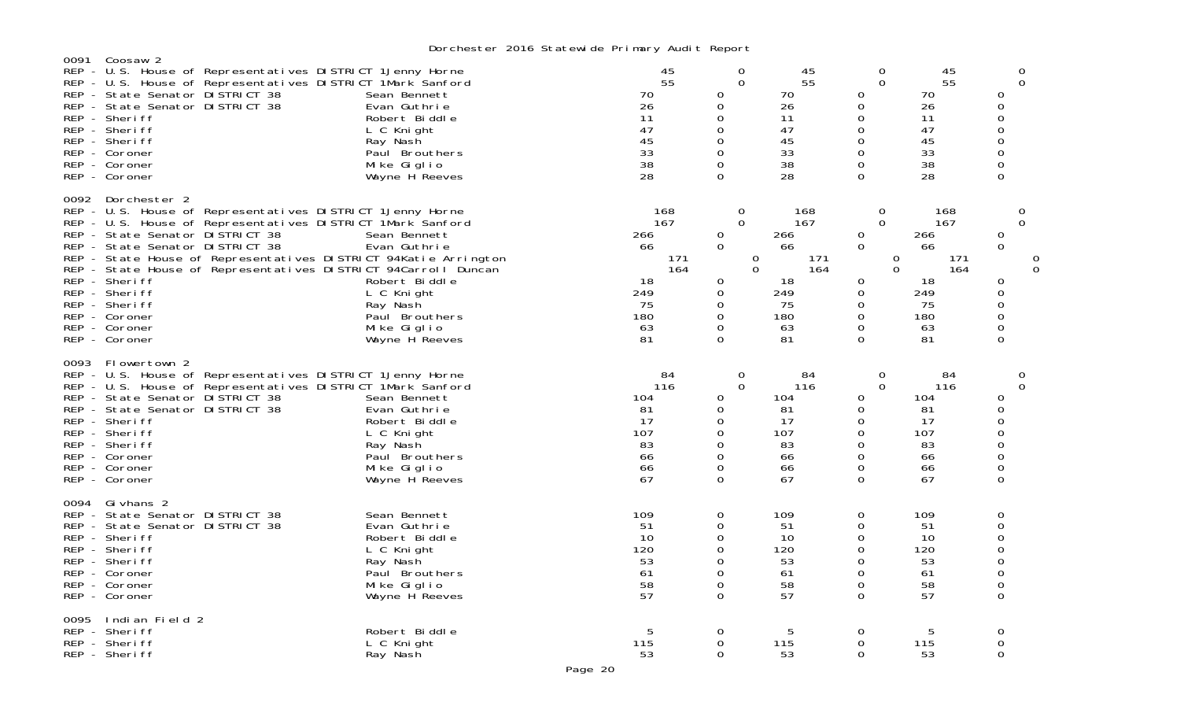Dorchester 2016 Statewide Primary Audit Report

0091 Coosaw 2

| | | | | | | | |
|---|---|---|---|---|---|---|---|
| REP - U.S. House of Representatives DISTRICT 1 | Jenny Horne | 45 | 0 | 45 | 0 | 45 | 0 |
| REP - U.S. House of Representatives DISTRICT 1 | Mark Sanford | 55 | 0 | 55 | 0 | 55 | 0 |
| REP - State Senator DISTRICT 38 | Sean Bennett | 70 | 0 | 70 | 0 | 70 | 0 |
| REP - State Senator DISTRICT 38 | Evan Guthrie | 26 | 0 | 26 | 0 | 26 | 0 |
| REP - Sheriff | Robert Biddle | 11 | 0 | 11 | 0 | 11 | 0 |
| REP - Sheriff | L C Knight | 47 | 0 | 47 | 0 | 47 | 0 |
| REP - Sheriff | Ray Nash | 45 | 0 | 45 | 0 | 45 | 0 |
| REP - Coroner | Paul Brouthers | 33 | 0 | 33 | 0 | 33 | 0 |
| REP - Coroner | Mike Giglio | 38 | 0 | 38 | 0 | 38 | 0 |
| REP - Coroner | Wayne H Reeves | 28 | 0 | 28 | 0 | 28 | 0 |

0092 Dorchester 2

| | | | | | | | |
|---|---|---|---|---|---|---|---|
| REP - U.S. House of Representatives DISTRICT 1 | Jenny Horne | 168 | 0 | 168 | 0 | 168 | 0 |
| REP - U.S. House of Representatives DISTRICT 1 | Mark Sanford | 167 | 0 | 167 | 0 | 167 | 0 |
| REP - State Senator DISTRICT 38 | Sean Bennett | 266 | 0 | 266 | 0 | 266 | 0 |
| REP - State Senator DISTRICT 38 | Evan Guthrie | 66 | 0 | 66 | 0 | 66 | 0 |
| REP - State House of Representatives DISTRICT 94 | Katie Arrington | 171 | 0 | 171 | 0 | 171 | 0 |
| REP - State House of Representatives DISTRICT 94 | Carroll Duncan | 164 | 0 | 164 | 0 | 164 | 0 |
| REP - Sheriff | Robert Biddle | 18 | 0 | 18 | 0 | 18 | 0 |
| REP - Sheriff | L C Knight | 249 | 0 | 249 | 0 | 249 | 0 |
| REP - Sheriff | Ray Nash | 75 | 0 | 75 | 0 | 75 | 0 |
| REP - Coroner | Paul Brouthers | 180 | 0 | 180 | 0 | 180 | 0 |
| REP - Coroner | Mike Giglio | 63 | 0 | 63 | 0 | 63 | 0 |
| REP - Coroner | Wayne H Reeves | 81 | 0 | 81 | 0 | 81 | 0 |

0093 Flowertown 2

| | | | | | | | |
|---|---|---|---|---|---|---|---|
| REP - U.S. House of Representatives DISTRICT 1 | Jenny Horne | 84 | 0 | 84 | 0 | 84 | 0 |
| REP - U.S. House of Representatives DISTRICT 1 | Mark Sanford | 116 | 0 | 116 | 0 | 116 | 0 |
| REP - State Senator DISTRICT 38 | Sean Bennett | 104 | 0 | 104 | 0 | 104 | 0 |
| REP - State Senator DISTRICT 38 | Evan Guthrie | 81 | 0 | 81 | 0 | 81 | 0 |
| REP - Sheriff | Robert Biddle | 17 | 0 | 17 | 0 | 17 | 0 |
| REP - Sheriff | L C Knight | 107 | 0 | 107 | 0 | 107 | 0 |
| REP - Sheriff | Ray Nash | 83 | 0 | 83 | 0 | 83 | 0 |
| REP - Coroner | Paul Brouthers | 66 | 0 | 66 | 0 | 66 | 0 |
| REP - Coroner | Mike Giglio | 66 | 0 | 66 | 0 | 66 | 0 |
| REP - Coroner | Wayne H Reeves | 67 | 0 | 67 | 0 | 67 | 0 |

0094 Givhans 2

| | | | | | | | |
|---|---|---|---|---|---|---|---|
| REP - State Senator DISTRICT 38 | Sean Bennett | 109 | 0 | 109 | 0 | 109 | 0 |
| REP - State Senator DISTRICT 38 | Evan Guthrie | 51 | 0 | 51 | 0 | 51 | 0 |
| REP - Sheriff | Robert Biddle | 10 | 0 | 10 | 0 | 10 | 0 |
| REP - Sheriff | L C Knight | 120 | 0 | 120 | 0 | 120 | 0 |
| REP - Sheriff | Ray Nash | 53 | 0 | 53 | 0 | 53 | 0 |
| REP - Coroner | Paul Brouthers | 61 | 0 | 61 | 0 | 61 | 0 |
| REP - Coroner | Mike Giglio | 58 | 0 | 58 | 0 | 58 | 0 |
| REP - Coroner | Wayne H Reeves | 57 | 0 | 57 | 0 | 57 | 0 |

0095 Indian Field 2

| | | | | | | | |
|---|---|---|---|---|---|---|---|
| REP - Sheriff | Robert Biddle | 5 | 0 | 5 | 0 | 5 | 0 |
| REP - Sheriff | L C Knight | 115 | 0 | 115 | 0 | 115 | 0 |
| REP - Sheriff | Ray Nash | 53 | 0 | 53 | 0 | 53 | 0 |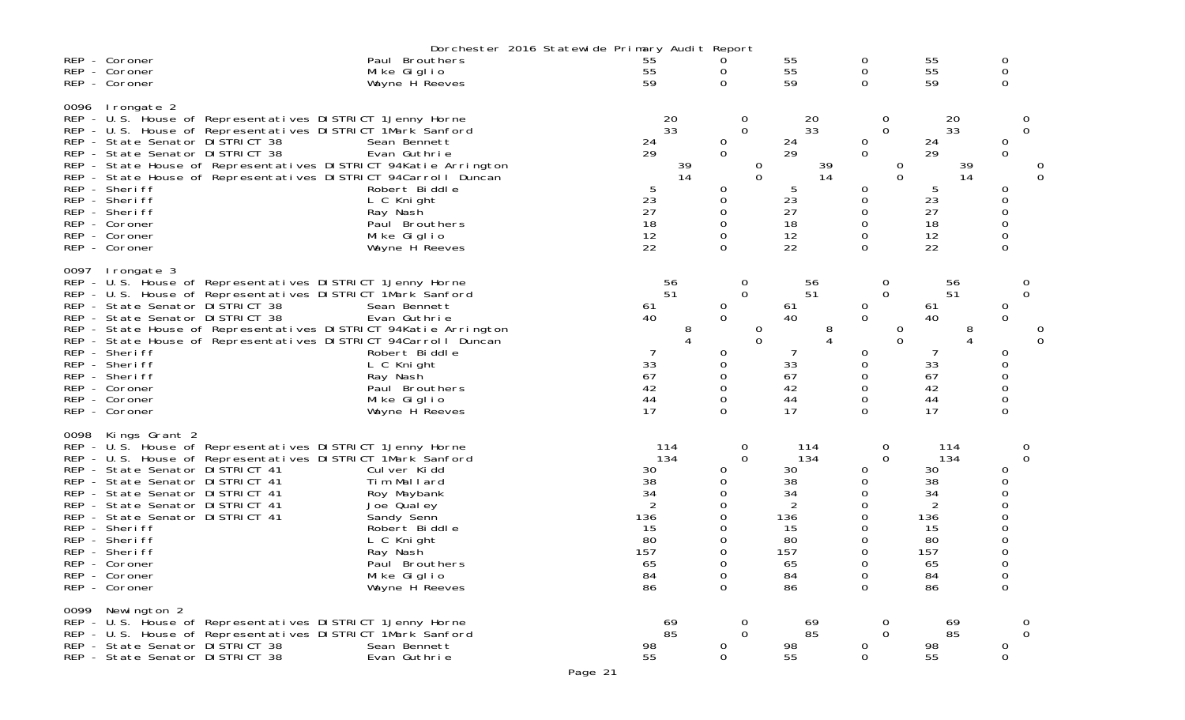Dorchester 2016 Statewide Primary Audit Report

| | | | | | | | |
|---|---|---|---|---|---|---|---|
| REP - Coroner | Paul Brouthers | 55 | 0 | 55 | 0 | 55 | 0 |
| REP - Coroner | Mike Giglio | 55 | 0 | 55 | 0 | 55 | 0 |
| REP - Coroner | Wayne H Reeves | 59 | 0 | 59 | 0 | 59 | 0 |

0096 Irongate 2

| | | | | | | | |
|---|---|---|---|---|---|---|---|
| REP - U.S. House of Representatives DISTRICT 1 | Jenny Horne | 20 | 0 | 20 | 0 | 20 | 0 |
| REP - U.S. House of Representatives DISTRICT 1 | Mark Sanford | 33 | 0 | 33 | 0 | 33 | 0 |
| REP - State Senator DISTRICT 38 | Sean Bennett | 24 | 0 | 24 | 0 | 24 | 0 |
| REP - State Senator DISTRICT 38 | Evan Guthrie | 29 | 0 | 29 | 0 | 29 | 0 |
| REP - State House of Representatives DISTRICT 94 | Katie Arrington | 39 | 0 | 39 | 0 | 39 | 0 |
| REP - State House of Representatives DISTRICT 94 | Carroll Duncan | 14 | 0 | 14 | 0 | 14 | 0 |
| REP - Sheriff | Robert Biddle | 5 | 0 | 5 | 0 | 5 | 0 |
| REP - Sheriff | L C Knight | 23 | 0 | 23 | 0 | 23 | 0 |
| REP - Sheriff | Ray Nash | 27 | 0 | 27 | 0 | 27 | 0 |
| REP - Coroner | Paul Brouthers | 18 | 0 | 18 | 0 | 18 | 0 |
| REP - Coroner | Mike Giglio | 12 | 0 | 12 | 0 | 12 | 0 |
| REP - Coroner | Wayne H Reeves | 22 | 0 | 22 | 0 | 22 | 0 |

0097 Irongate 3

| | | | | | | | |
|---|---|---|---|---|---|---|---|
| REP - U.S. House of Representatives DISTRICT 1 | Jenny Horne | 56 | 0 | 56 | 0 | 56 | 0 |
| REP - U.S. House of Representatives DISTRICT 1 | Mark Sanford | 51 | 0 | 51 | 0 | 51 | 0 |
| REP - State Senator DISTRICT 38 | Sean Bennett | 61 | 0 | 61 | 0 | 61 | 0 |
| REP - State Senator DISTRICT 38 | Evan Guthrie | 40 | 0 | 40 | 0 | 40 | 0 |
| REP - State House of Representatives DISTRICT 94 | Katie Arrington | 8 | 0 | 8 | 0 | 8 | 0 |
| REP - State House of Representatives DISTRICT 94 | Carroll Duncan | 4 | 0 | 4 | 0 | 4 | 0 |
| REP - Sheriff | Robert Biddle | 7 | 0 | 7 | 0 | 7 | 0 |
| REP - Sheriff | L C Knight | 33 | 0 | 33 | 0 | 33 | 0 |
| REP - Sheriff | Ray Nash | 67 | 0 | 67 | 0 | 67 | 0 |
| REP - Coroner | Paul Brouthers | 42 | 0 | 42 | 0 | 42 | 0 |
| REP - Coroner | Mike Giglio | 44 | 0 | 44 | 0 | 44 | 0 |
| REP - Coroner | Wayne H Reeves | 17 | 0 | 17 | 0 | 17 | 0 |

0098 Kings Grant 2

| | | | | | | | |
|---|---|---|---|---|---|---|---|
| REP - U.S. House of Representatives DISTRICT 1 | Jenny Horne | 114 | 0 | 114 | 0 | 114 | 0 |
| REP - U.S. House of Representatives DISTRICT 1 | Mark Sanford | 134 | 0 | 134 | 0 | 134 | 0 |
| REP - State Senator DISTRICT 41 | Culver Kidd | 30 | 0 | 30 | 0 | 30 | 0 |
| REP - State Senator DISTRICT 41 | Tim Mallard | 38 | 0 | 38 | 0 | 38 | 0 |
| REP - State Senator DISTRICT 41 | Roy Maybank | 34 | 0 | 34 | 0 | 34 | 0 |
| REP - State Senator DISTRICT 41 | Joe Qualey | 2 | 0 | 2 | 0 | 2 | 0 |
| REP - State Senator DISTRICT 41 | Sandy Senn | 136 | 0 | 136 | 0 | 136 | 0 |
| REP - Sheriff | Robert Biddle | 15 | 0 | 15 | 0 | 15 | 0 |
| REP - Sheriff | L C Knight | 80 | 0 | 80 | 0 | 80 | 0 |
| REP - Sheriff | Ray Nash | 157 | 0 | 157 | 0 | 157 | 0 |
| REP - Coroner | Paul Brouthers | 65 | 0 | 65 | 0 | 65 | 0 |
| REP - Coroner | Mike Giglio | 84 | 0 | 84 | 0 | 84 | 0 |
| REP - Coroner | Wayne H Reeves | 86 | 0 | 86 | 0 | 86 | 0 |

0099 Newington 2

| | | | | | | | |
|---|---|---|---|---|---|---|---|
| REP - U.S. House of Representatives DISTRICT 1 | Jenny Horne | 69 | 0 | 69 | 0 | 69 | 0 |
| REP - U.S. House of Representatives DISTRICT 1 | Mark Sanford | 85 | 0 | 85 | 0 | 85 | 0 |
| REP - State Senator DISTRICT 38 | Sean Bennett | 98 | 0 | 98 | 0 | 98 | 0 |
| REP - State Senator DISTRICT 38 | Evan Guthrie | 55 | 0 | 55 | 0 | 55 | 0 |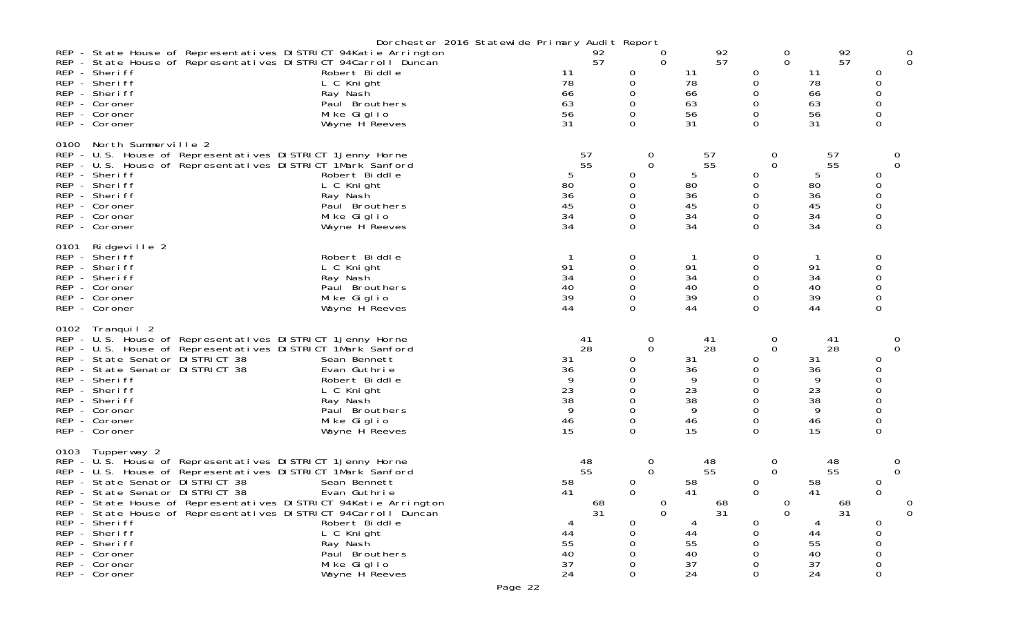# Dorchester 2016 Statewide Primary Audit Report

| Contest | Candidate | | | | | | |
|---|---|---|---|---|---|---|---|
| REP - State House of Representatives DISTRICT 94 | Katie Arrington | 92 | 0 | 92 | 0 | 92 | 0 |
| REP - State House of Representatives DISTRICT 94 | Carroll Duncan | 57 | 0 | 57 | 0 | 57 | 0 |
| REP - Sheriff | Robert Biddle | 11 | 0 | 11 | 0 | 11 | 0 |
| REP - Sheriff | L C Knight | 78 | 0 | 78 | 0 | 78 | 0 |
| REP - Sheriff | Ray Nash | 66 | 0 | 66 | 0 | 66 | 0 |
| REP - Coroner | Paul Brouthers | 63 | 0 | 63 | 0 | 63 | 0 |
| REP - Coroner | Mike Giglio | 56 | 0 | 56 | 0 | 56 | 0 |
| REP - Coroner | Wayne H Reeves | 31 | 0 | 31 | 0 | 31 | 0 |

## 0100 North Summerville 2

| Contest | Candidate | | | | | | |
|---|---|---|---|---|---|---|---|
| REP - U.S. House of Representatives DISTRICT 1 | Jenny Horne | 57 | 0 | 57 | 0 | 57 | 0 |
| REP - U.S. House of Representatives DISTRICT 1 | Mark Sanford | 55 | 0 | 55 | 0 | 55 | 0 |
| REP - Sheriff | Robert Biddle | 5 | 0 | 5 | 0 | 5 | 0 |
| REP - Sheriff | L C Knight | 80 | 0 | 80 | 0 | 80 | 0 |
| REP - Sheriff | Ray Nash | 36 | 0 | 36 | 0 | 36 | 0 |
| REP - Coroner | Paul Brouthers | 45 | 0 | 45 | 0 | 45 | 0 |
| REP - Coroner | Mike Giglio | 34 | 0 | 34 | 0 | 34 | 0 |
| REP - Coroner | Wayne H Reeves | 34 | 0 | 34 | 0 | 34 | 0 |

## 0101 Ridgeville 2

| Contest | Candidate | | | | | | |
|---|---|---|---|---|---|---|---|
| REP - Sheriff | Robert Biddle | 1 | 0 | 1 | 0 | 1 | 0 |
| REP - Sheriff | L C Knight | 91 | 0 | 91 | 0 | 91 | 0 |
| REP - Sheriff | Ray Nash | 34 | 0 | 34 | 0 | 34 | 0 |
| REP - Coroner | Paul Brouthers | 40 | 0 | 40 | 0 | 40 | 0 |
| REP - Coroner | Mike Giglio | 39 | 0 | 39 | 0 | 39 | 0 |
| REP - Coroner | Wayne H Reeves | 44 | 0 | 44 | 0 | 44 | 0 |

## 0102 Tranquil 2

| Contest | Candidate | | | | | | |
|---|---|---|---|---|---|---|---|
| REP - U.S. House of Representatives DISTRICT 1 | Jenny Horne | 41 | 0 | 41 | 0 | 41 | 0 |
| REP - U.S. House of Representatives DISTRICT 1 | Mark Sanford | 28 | 0 | 28 | 0 | 28 | 0 |
| REP - State Senator DISTRICT 38 | Sean Bennett | 31 | 0 | 31 | 0 | 31 | 0 |
| REP - State Senator DISTRICT 38 | Evan Guthrie | 36 | 0 | 36 | 0 | 36 | 0 |
| REP - Sheriff | Robert Biddle | 9 | 0 | 9 | 0 | 9 | 0 |
| REP - Sheriff | L C Knight | 23 | 0 | 23 | 0 | 23 | 0 |
| REP - Sheriff | Ray Nash | 38 | 0 | 38 | 0 | 38 | 0 |
| REP - Coroner | Paul Brouthers | 9 | 0 | 9 | 0 | 9 | 0 |
| REP - Coroner | Mike Giglio | 46 | 0 | 46 | 0 | 46 | 0 |
| REP - Coroner | Wayne H Reeves | 15 | 0 | 15 | 0 | 15 | 0 |

## 0103 Tupperway 2

| Contest | Candidate | | | | | | |
|---|---|---|---|---|---|---|---|
| REP - U.S. House of Representatives DISTRICT 1 | Jenny Horne | 48 | 0 | 48 | 0 | 48 | 0 |
| REP - U.S. House of Representatives DISTRICT 1 | Mark Sanford | 55 | 0 | 55 | 0 | 55 | 0 |
| REP - State Senator DISTRICT 38 | Sean Bennett | 58 | 0 | 58 | 0 | 58 | 0 |
| REP - State Senator DISTRICT 38 | Evan Guthrie | 41 | 0 | 41 | 0 | 41 | 0 |
| REP - State House of Representatives DISTRICT 94 | Katie Arrington | 68 | 0 | 68 | 0 | 68 | 0 |
| REP - State House of Representatives DISTRICT 94 | Carroll Duncan | 31 | 0 | 31 | 0 | 31 | 0 |
| REP - Sheriff | Robert Biddle | 4 | 0 | 4 | 0 | 4 | 0 |
| REP - Sheriff | L C Knight | 44 | 0 | 44 | 0 | 44 | 0 |
| REP - Sheriff | Ray Nash | 55 | 0 | 55 | 0 | 55 | 0 |
| REP - Coroner | Paul Brouthers | 40 | 0 | 40 | 0 | 40 | 0 |
| REP - Coroner | Mike Giglio | 37 | 0 | 37 | 0 | 37 | 0 |
| REP - Coroner | Wayne H Reeves | 24 | 0 | 24 | 0 | 24 | 0 |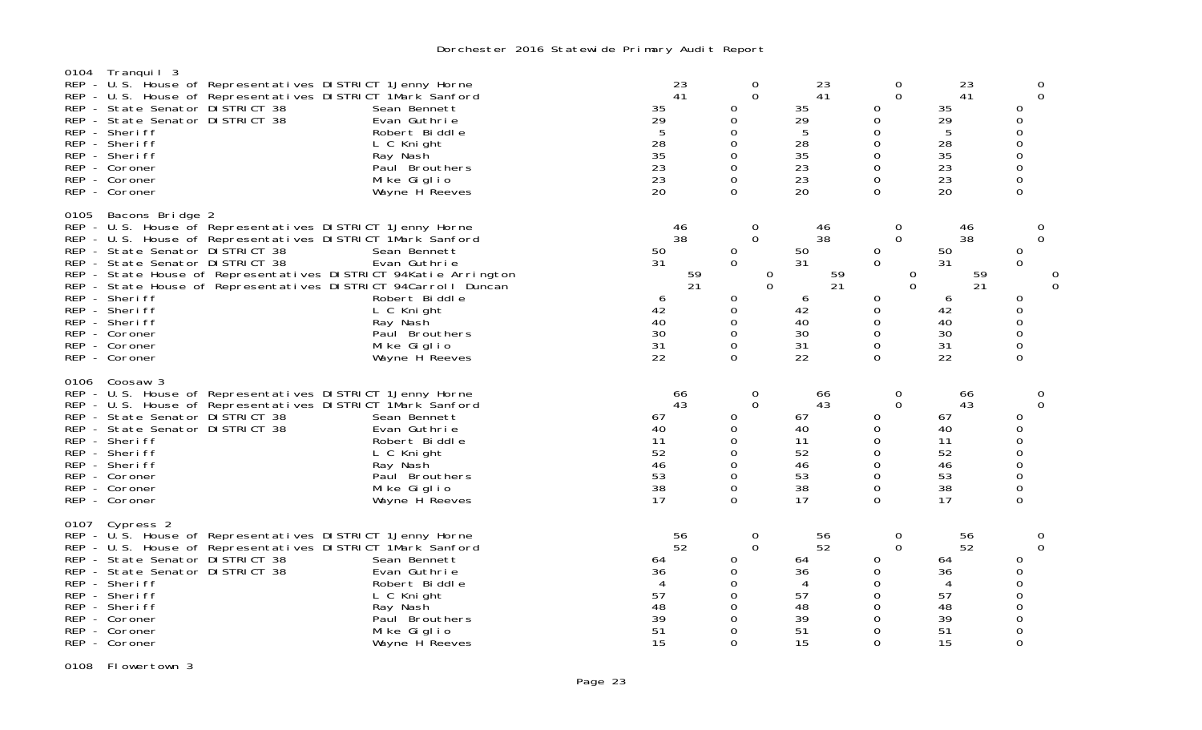# Dorchester 2016 Statewide Primary Audit Report

## 0104 Tranquil 3

| Contest | Candidate | | | | | | |
|---|---|---|---|---|---|---|---|
| REP - U.S. House of Representatives DISTRICT 1 | Jenny Horne | 23 | 0 | 23 | 0 | 23 | 0 |
| REP - U.S. House of Representatives DISTRICT 1 | Mark Sanford | 41 | 0 | 41 | 0 | 41 | 0 |
| REP - State Senator DISTRICT 38 | Sean Bennett | 35 | 0 | 35 | 0 | 35 | 0 |
| REP - State Senator DISTRICT 38 | Evan Guthrie | 29 | 0 | 29 | 0 | 29 | 0 |
| REP - Sheriff | Robert Biddle | 5 | 0 | 5 | 0 | 5 | 0 |
| REP - Sheriff | L C Knight | 28 | 0 | 28 | 0 | 28 | 0 |
| REP - Sheriff | Ray Nash | 35 | 0 | 35 | 0 | 35 | 0 |
| REP - Coroner | Paul Brouthers | 23 | 0 | 23 | 0 | 23 | 0 |
| REP - Coroner | Mike Giglio | 23 | 0 | 23 | 0 | 23 | 0 |
| REP - Coroner | Wayne H Reeves | 20 | 0 | 20 | 0 | 20 | 0 |

## 0105 Bacons Bridge 2

| Contest | Candidate | | | | | | |
|---|---|---|---|---|---|---|---|
| REP - U.S. House of Representatives DISTRICT 1 | Jenny Horne | 46 | 0 | 46 | 0 | 46 | 0 |
| REP - U.S. House of Representatives DISTRICT 1 | Mark Sanford | 38 | 0 | 38 | 0 | 38 | 0 |
| REP - State Senator DISTRICT 38 | Sean Bennett | 50 | 0 | 50 | 0 | 50 | 0 |
| REP - State Senator DISTRICT 38 | Evan Guthrie | 31 | 0 | 31 | 0 | 31 | 0 |
| REP - State House of Representatives DISTRICT 94 | Katie Arrington | 59 | 0 | 59 | 0 | 59 | 0 |
| REP - State House of Representatives DISTRICT 94 | Carroll Duncan | 21 | 0 | 21 | 0 | 21 | 0 |
| REP - Sheriff | Robert Biddle | 6 | 0 | 6 | 0 | 6 | 0 |
| REP - Sheriff | L C Knight | 42 | 0 | 42 | 0 | 42 | 0 |
| REP - Sheriff | Ray Nash | 40 | 0 | 40 | 0 | 40 | 0 |
| REP - Coroner | Paul Brouthers | 30 | 0 | 30 | 0 | 30 | 0 |
| REP - Coroner | Mike Giglio | 31 | 0 | 31 | 0 | 31 | 0 |
| REP - Coroner | Wayne H Reeves | 22 | 0 | 22 | 0 | 22 | 0 |

## 0106 Coosaw 3

| Contest | Candidate | | | | | | |
|---|---|---|---|---|---|---|---|
| REP - U.S. House of Representatives DISTRICT 1 | Jenny Horne | 66 | 0 | 66 | 0 | 66 | 0 |
| REP - U.S. House of Representatives DISTRICT 1 | Mark Sanford | 43 | 0 | 43 | 0 | 43 | 0 |
| REP - State Senator DISTRICT 38 | Sean Bennett | 67 | 0 | 67 | 0 | 67 | 0 |
| REP - State Senator DISTRICT 38 | Evan Guthrie | 40 | 0 | 40 | 0 | 40 | 0 |
| REP - Sheriff | Robert Biddle | 11 | 0 | 11 | 0 | 11 | 0 |
| REP - Sheriff | L C Knight | 52 | 0 | 52 | 0 | 52 | 0 |
| REP - Sheriff | Ray Nash | 46 | 0 | 46 | 0 | 46 | 0 |
| REP - Coroner | Paul Brouthers | 53 | 0 | 53 | 0 | 53 | 0 |
| REP - Coroner | Mike Giglio | 38 | 0 | 38 | 0 | 38 | 0 |
| REP - Coroner | Wayne H Reeves | 17 | 0 | 17 | 0 | 17 | 0 |

## 0107 Cypress 2

| Contest | Candidate | | | | | | |
|---|---|---|---|---|---|---|---|
| REP - U.S. House of Representatives DISTRICT 1 | Jenny Horne | 56 | 0 | 56 | 0 | 56 | 0 |
| REP - U.S. House of Representatives DISTRICT 1 | Mark Sanford | 52 | 0 | 52 | 0 | 52 | 0 |
| REP - State Senator DISTRICT 38 | Sean Bennett | 64 | 0 | 64 | 0 | 64 | 0 |
| REP - State Senator DISTRICT 38 | Evan Guthrie | 36 | 0 | 36 | 0 | 36 | 0 |
| REP - Sheriff | Robert Biddle | 4 | 0 | 4 | 0 | 4 | 0 |
| REP - Sheriff | L C Knight | 57 | 0 | 57 | 0 | 57 | 0 |
| REP - Sheriff | Ray Nash | 48 | 0 | 48 | 0 | 48 | 0 |
| REP - Coroner | Paul Brouthers | 39 | 0 | 39 | 0 | 39 | 0 |
| REP - Coroner | Mike Giglio | 51 | 0 | 51 | 0 | 51 | 0 |
| REP - Coroner | Wayne H Reeves | 15 | 0 | 15 | 0 | 15 | 0 |

## 0108 Flowertown 3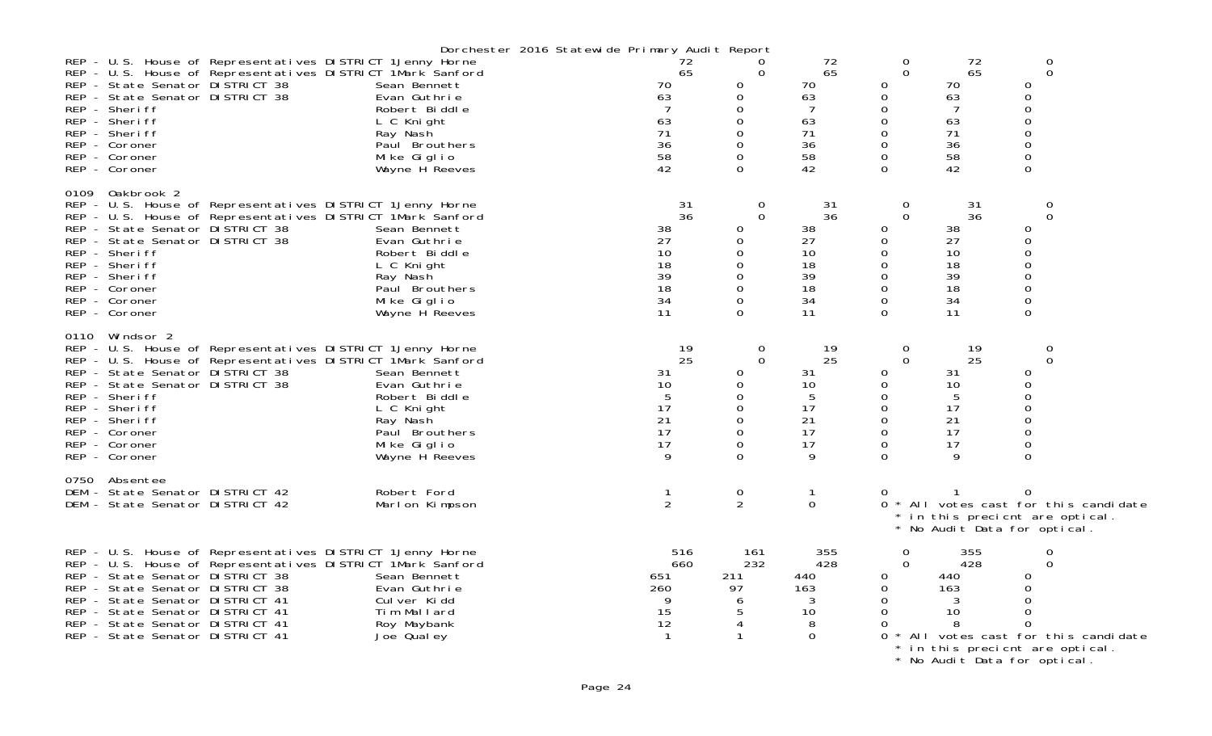# Dorchester 2016 Statewide Primary Audit Report

| | | | | | | | |
|---|---|---|---|---|---|---|---|
| REP - U.S. House of Representatives DISTRICT 1 | Jenny Horne | 72 | 0 | 72 | 0 | 72 | 0 |
| REP - U.S. House of Representatives DISTRICT 1 | Mark Sanford | 65 | 0 | 65 | 0 | 65 | 0 |
| REP - State Senator DISTRICT 38 | Sean Bennett | 70 | 0 | 70 | 0 | 70 | 0 |
| REP - State Senator DISTRICT 38 | Evan Guthrie | 63 | 0 | 63 | 0 | 63 | 0 |
| REP - Sheriff | Robert Biddle | 7 | 0 | 7 | 0 | 7 | 0 |
| REP - Sheriff | L C Knight | 63 | 0 | 63 | 0 | 63 | 0 |
| REP - Sheriff | Ray Nash | 71 | 0 | 71 | 0 | 71 | 0 |
| REP - Coroner | Paul Brouthers | 36 | 0 | 36 | 0 | 36 | 0 |
| REP - Coroner | Mike Giglio | 58 | 0 | 58 | 0 | 58 | 0 |
| REP - Coroner | Wayne H Reeves | 42 | 0 | 42 | 0 | 42 | 0 |

0109 Oakbrook 2

| | | | | | | | |
|---|---|---|---|---|---|---|---|
| REP - U.S. House of Representatives DISTRICT 1 | Jenny Horne | 31 | 0 | 31 | 0 | 31 | 0 |
| REP - U.S. House of Representatives DISTRICT 1 | Mark Sanford | 36 | 0 | 36 | 0 | 36 | 0 |
| REP - State Senator DISTRICT 38 | Sean Bennett | 38 | 0 | 38 | 0 | 38 | 0 |
| REP - State Senator DISTRICT 38 | Evan Guthrie | 27 | 0 | 27 | 0 | 27 | 0 |
| REP - Sheriff | Robert Biddle | 10 | 0 | 10 | 0 | 10 | 0 |
| REP - Sheriff | L C Knight | 18 | 0 | 18 | 0 | 18 | 0 |
| REP - Sheriff | Ray Nash | 39 | 0 | 39 | 0 | 39 | 0 |
| REP - Coroner | Paul Brouthers | 18 | 0 | 18 | 0 | 18 | 0 |
| REP - Coroner | Mike Giglio | 34 | 0 | 34 | 0 | 34 | 0 |
| REP - Coroner | Wayne H Reeves | 11 | 0 | 11 | 0 | 11 | 0 |

0110 Windsor 2

| | | | | | | | |
|---|---|---|---|---|---|---|---|
| REP - U.S. House of Representatives DISTRICT 1 | Jenny Horne | 19 | 0 | 19 | 0 | 19 | 0 |
| REP - U.S. House of Representatives DISTRICT 1 | Mark Sanford | 25 | 0 | 25 | 0 | 25 | 0 |
| REP - State Senator DISTRICT 38 | Sean Bennett | 31 | 0 | 31 | 0 | 31 | 0 |
| REP - State Senator DISTRICT 38 | Evan Guthrie | 10 | 0 | 10 | 0 | 10 | 0 |
| REP - Sheriff | Robert Biddle | 5 | 0 | 5 | 0 | 5 | 0 |
| REP - Sheriff | L C Knight | 17 | 0 | 17 | 0 | 17 | 0 |
| REP - Sheriff | Ray Nash | 21 | 0 | 21 | 0 | 21 | 0 |
| REP - Coroner | Paul Brouthers | 17 | 0 | 17 | 0 | 17 | 0 |
| REP - Coroner | Mike Giglio | 17 | 0 | 17 | 0 | 17 | 0 |
| REP - Coroner | Wayne H Reeves | 9 | 0 | 9 | 0 | 9 | 0 |

0750 Absentee

| | | | | | | | |
|---|---|---|---|---|---|---|---|
| DEM - State Senator DISTRICT 42 | Robert Ford | 1 | 0 | 1 | 0 | 1 | 0 |
| DEM - State Senator DISTRICT 42 | Marlon Kimpson | 2 | 2 | 0 | 0 | * All votes cast for this candidate * in this precicnt are optical. * No Audit Data for optical. | |

| | | | | | | | |
|---|---|---|---|---|---|---|---|
| REP - U.S. House of Representatives DISTRICT 1 | Jenny Horne | 516 | 161 | 355 | 0 | 355 | 0 |
| REP - U.S. House of Representatives DISTRICT 1 | Mark Sanford | 660 | 232 | 428 | 0 | 428 | 0 |
| REP - State Senator DISTRICT 38 | Sean Bennett | 651 | 211 | 440 | 0 | 440 | 0 |
| REP - State Senator DISTRICT 38 | Evan Guthrie | 260 | 97 | 163 | 0 | 163 | 0 |
| REP - State Senator DISTRICT 41 | Culver Kidd | 9 | 6 | 3 | 0 | 3 | 0 |
| REP - State Senator DISTRICT 41 | Tim Mallard | 15 | 5 | 10 | 0 | 10 | 0 |
| REP - State Senator DISTRICT 41 | Roy Maybank | 12 | 4 | 8 | 0 | 8 | 0 |
| REP - State Senator DISTRICT 41 | Joe Qualey | 1 | 1 | 0 | 0 | * All votes cast for this candidate * in this precicnt are optical. * No Audit Data for optical. | |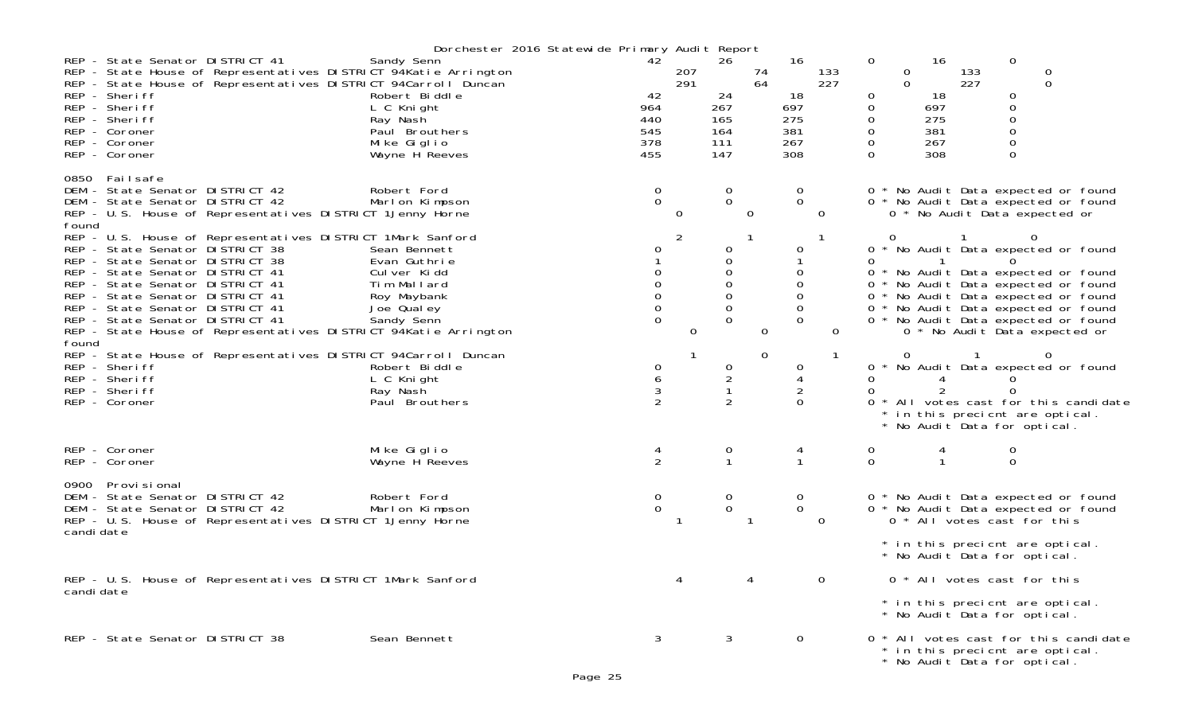# Dorchester 2016 Statewide Primary Audit Report

| | | | | | | | | |
|---|---|---|---|---|---|---|---|---|
| REP - State Senator DISTRICT 41 | Sandy Senn | 42 | 26 | 16 | 0 | 16 | 0 | |
| REP - State House of Representatives DISTRICT 94 | Katie Arrington | 207 | 74 | 133 | 0 | 133 | 0 | |
| REP - State House of Representatives DISTRICT 94 | Carroll Duncan | 291 | 64 | 227 | 0 | 227 | 0 | |
| REP - Sheriff | Robert Biddle | 42 | 24 | 18 | 0 | 18 | 0 | |
| REP - Sheriff | L C Knight | 964 | 267 | 697 | 0 | 697 | 0 | |
| REP - Sheriff | Ray Nash | 440 | 165 | 275 | 0 | 275 | 0 | |
| REP - Coroner | Paul Brouthers | 545 | 164 | 381 | 0 | 381 | 0 | |
| REP - Coroner | Mike Giglio | 378 | 111 | 267 | 0 | 267 | 0 | |
| REP - Coroner | Wayne H Reeves | 455 | 147 | 308 | 0 | 308 | 0 | |

## 0850 Failsafe

| | | | | | | | | |
|---|---|---|---|---|---|---|---|---|
| DEM - State Senator DISTRICT 42 | Robert Ford | 0 | 0 | 0 | 0 | | | * No Audit Data expected or found |
| DEM - State Senator DISTRICT 42 | Marlon Kimpson | 0 | 0 | 0 | 0 | | | * No Audit Data expected or found |
| REP - U.S. House of Representatives DISTRICT 1 | Jenny Horne | 0 | 0 | 0 | 0 | | | * No Audit Data expected or found |
| REP - U.S. House of Representatives DISTRICT 1 | Mark Sanford | 2 | 1 | 1 | 0 | 1 | 0 | |
| REP - State Senator DISTRICT 38 | Sean Bennett | 0 | 0 | 0 | 0 | | | * No Audit Data expected or found |
| REP - State Senator DISTRICT 38 | Evan Guthrie | 1 | 0 | 1 | 0 | 1 | 0 | |
| REP - State Senator DISTRICT 41 | Culver Kidd | 0 | 0 | 0 | 0 | | | * No Audit Data expected or found |
| REP - State Senator DISTRICT 41 | Tim Mallard | 0 | 0 | 0 | 0 | | | * No Audit Data expected or found |
| REP - State Senator DISTRICT 41 | Roy Maybank | 0 | 0 | 0 | 0 | | | * No Audit Data expected or found |
| REP - State Senator DISTRICT 41 | Joe Qualey | 0 | 0 | 0 | 0 | | | * No Audit Data expected or found |
| REP - State Senator DISTRICT 41 | Sandy Senn | 0 | 0 | 0 | 0 | | | * No Audit Data expected or found |
| REP - State House of Representatives DISTRICT 94 | Katie Arrington | 0 | 0 | 0 | 0 | | | * No Audit Data expected or found |
| REP - State House of Representatives DISTRICT 94 | Carroll Duncan | 1 | 0 | 1 | 0 | 1 | 0 | |
| REP - Sheriff | Robert Biddle | 0 | 0 | 0 | 0 | | | * No Audit Data expected or found |
| REP - Sheriff | L C Knight | 6 | 2 | 4 | 0 | 4 | 0 | |
| REP - Sheriff | Ray Nash | 3 | 1 | 2 | 0 | 2 | 0 | |
| REP - Coroner | Paul Brouthers | 2 | 2 | 0 | 0 | | | * All votes cast for this candidate * in this precicnt are optical. * No Audit Data for optical. |
| REP - Coroner | Mike Giglio | 4 | 0 | 4 | 0 | 4 | 0 | |
| REP - Coroner | Wayne H Reeves | 2 | 1 | 1 | 0 | 1 | 0 | |

## 0900 Provisional

| | | | | | | | | |
|---|---|---|---|---|---|---|---|---|
| DEM - State Senator DISTRICT 42 | Robert Ford | 0 | 0 | 0 | 0 | | | * No Audit Data expected or found |
| DEM - State Senator DISTRICT 42 | Marlon Kimpson | 0 | 0 | 0 | 0 | | | * No Audit Data expected or found |
| REP - U.S. House of Representatives DISTRICT 1 | Jenny Horne | 1 | 1 | 0 | 0 | | | * All votes cast for this candidate * in this precicnt are optical. * No Audit Data for optical. |
| REP - U.S. House of Representatives DISTRICT 1 | Mark Sanford | 4 | 4 | 0 | 0 | | | * All votes cast for this candidate * in this precicnt are optical. * No Audit Data for optical. |
| REP - State Senator DISTRICT 38 | Sean Bennett | 3 | 3 | 0 | 0 | | | * All votes cast for this candidate * in this precicnt are optical. * No Audit Data for optical. |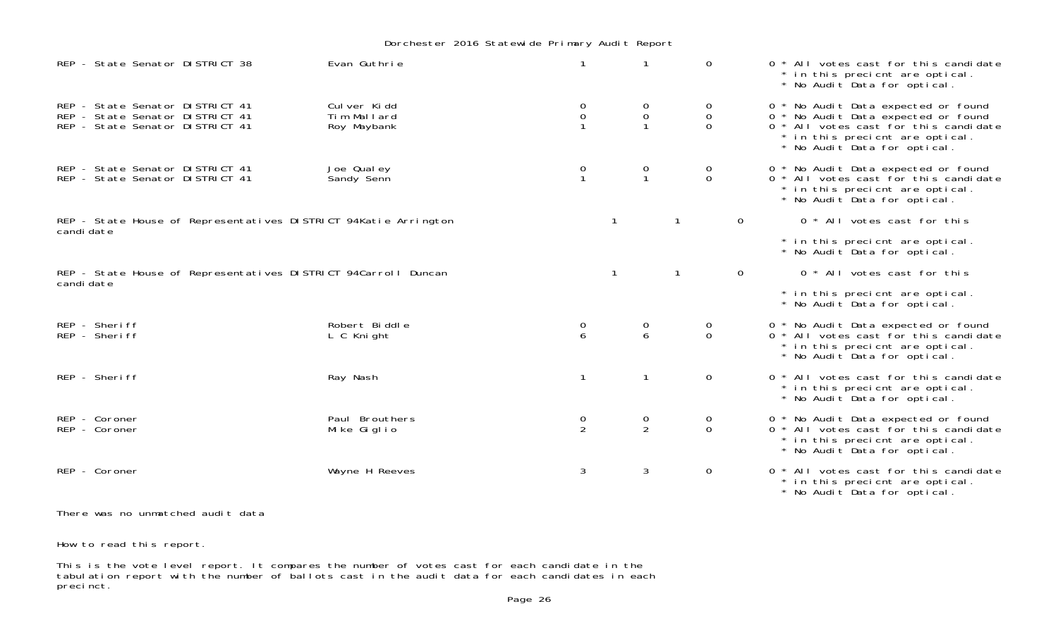Dorchester 2016 Statewide Primary Audit Report

| | | | | | |
|---|---|---|---|---|---|
| REP - State Senator DISTRICT 38 | Evan Guthrie | 1 | 1 | 0 | 0 * All votes cast for this candidate * in this precicnt are optical. * No Audit Data for optical. |
| REP - State Senator DISTRICT 41 | Culver Kidd | 0 | 0 | 0 | 0 * No Audit Data expected or found |
| REP - State Senator DISTRICT 41 | Tim Mallard | 0 | 0 | 0 | 0 * No Audit Data expected or found |
| REP - State Senator DISTRICT 41 | Roy Maybank | 1 | 1 | 0 | 0 * All votes cast for this candidate * in this precicnt are optical. * No Audit Data for optical. |
| REP - State Senator DISTRICT 41 | Joe Qualey | 0 | 0 | 0 | 0 * No Audit Data expected or found |
| REP - State Senator DISTRICT 41 | Sandy Senn | 1 | 1 | 0 | 0 * All votes cast for this candidate * in this precicnt are optical. * No Audit Data for optical. |
| REP - State House of Representatives DISTRICT 94 | Katie Arrington | 1 | 1 | 0 | 0 * All votes cast for this candidate * in this precicnt are optical. * No Audit Data for optical. |
| REP - State House of Representatives DISTRICT 94 | Carroll Duncan | 1 | 1 | 0 | 0 * All votes cast for this candidate * in this precicnt are optical. * No Audit Data for optical. |
| REP - Sheriff | Robert Biddle | 0 | 0 | 0 | 0 * No Audit Data expected or found |
| REP - Sheriff | L C Knight | 6 | 6 | 0 | 0 * All votes cast for this candidate * in this precicnt are optical. * No Audit Data for optical. |
| REP - Sheriff | Ray Nash | 1 | 1 | 0 | 0 * All votes cast for this candidate * in this precicnt are optical. * No Audit Data for optical. |
| REP - Coroner | Paul Brouthers | 0 | 0 | 0 | 0 * No Audit Data expected or found |
| REP - Coroner | Mike Giglio | 2 | 2 | 0 | 0 * All votes cast for this candidate * in this precicnt are optical. * No Audit Data for optical. |
| REP - Coroner | Wayne H Reeves | 3 | 3 | 0 | 0 * All votes cast for this candidate * in this precicnt are optical. * No Audit Data for optical. |

There was no unmatched audit data

How to read this report.

This is the vote level report. It compares the number of votes cast for each candidate in the tabulation report with the number of ballots cast in the audit data for each candidates in each precinct.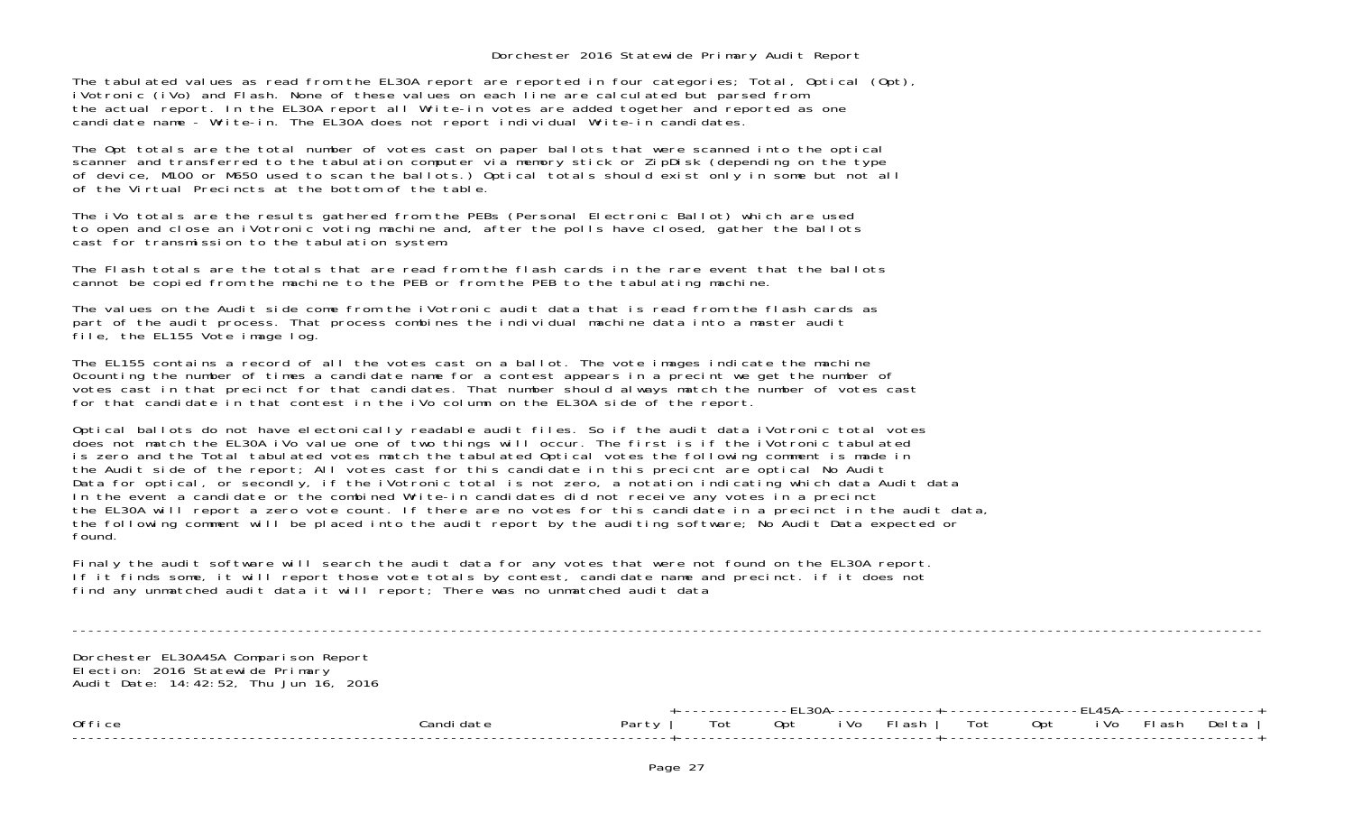# Dorchester 2016 Statewide Primary Audit Report

The tabulated values as read from the EL30A report are reported in four categories; Total, Optical (Opt), iVotronic (iVo) and Flash. None of these values on each line are calculated but parsed from the actual report. In the EL30A report all Write-in votes are added together and reported as one candidate name - Write-in. The EL30A does not report individual Write-in candidates.

The Opt totals are the total number of votes cast on paper ballots that were scanned into the optical scanner and transferred to the tabulation computer via memory stick or ZipDisk (depending on the type of device, M100 or M650 used to scan the ballots.) Optical totals should exist only in some but not all of the Virtual Precincts at the bottom of the table.

The iVo totals are the results gathered from the PEBs (Personal Electronic Ballot) which are used to open and close an iVotronic voting machine and, after the polls have closed, gather the ballots cast for transmission to the tabulation system.

The Flash totals are the totals that are read from the flash cards in the rare event that the ballots cannot be copied from the machine to the PEB or from the PEB to the tabulating machine.

The values on the Audit side come from the iVotronic audit data that is read from the flash cards as part of the audit process. That process combines the individual machine data into a master audit file, the EL155 Vote image log.

The EL155 contains a record of all the votes cast on a ballot. The vote images indicate the machine 0counting the number of times a candidate name for a contest appears in a precint we get the number of votes cast in that precinct for that candidates. That number should always match the number of votes cast for that candidate in that contest in the iVo column on the EL30A side of the report.

Optical ballots do not have electonically readable audit files. So if the audit data iVotronic total votes does not match the EL30A iVo value one of two things will occur. The first is if the iVotronic tabulated is zero and the Total tabulated votes match the tabulated Optical votes the following comment is made in the Audit side of the report; All votes cast for this candidate in this precicnt are optical No Audit Data for optical, or secondly, if the iVotronic total is not zero, a notation indicating which data Audit data In the event a candidate or the combined Write-in candidates did not receive any votes in a precinct the EL30A will report a zero vote count. If there are no votes for this candidate in a precinct in the audit data, the following comment will be placed into the audit report by the auditing software; No Audit Data expected or found.

Finaly the audit software will search the audit data for any votes that were not found on the EL30A report. If it finds some, it will report those vote totals by contest, candidate name and precinct. if it does not find any unmatched audit data it will report; There was no unmatched audit data

---

Dorchester EL30A45A Comparison Report
Election: 2016 Statewide Primary
Audit Date: 14:42:52, Thu Jun 16, 2016

| | | | EL30A | | | | EL45A | | | | |
|---|---|---|---|---|---|---|---|---|---|---|---|
| Office | Candidate | Party | Tot | Opt | iVo | Flash | Tot | Opt | iVo | Flash | Delta |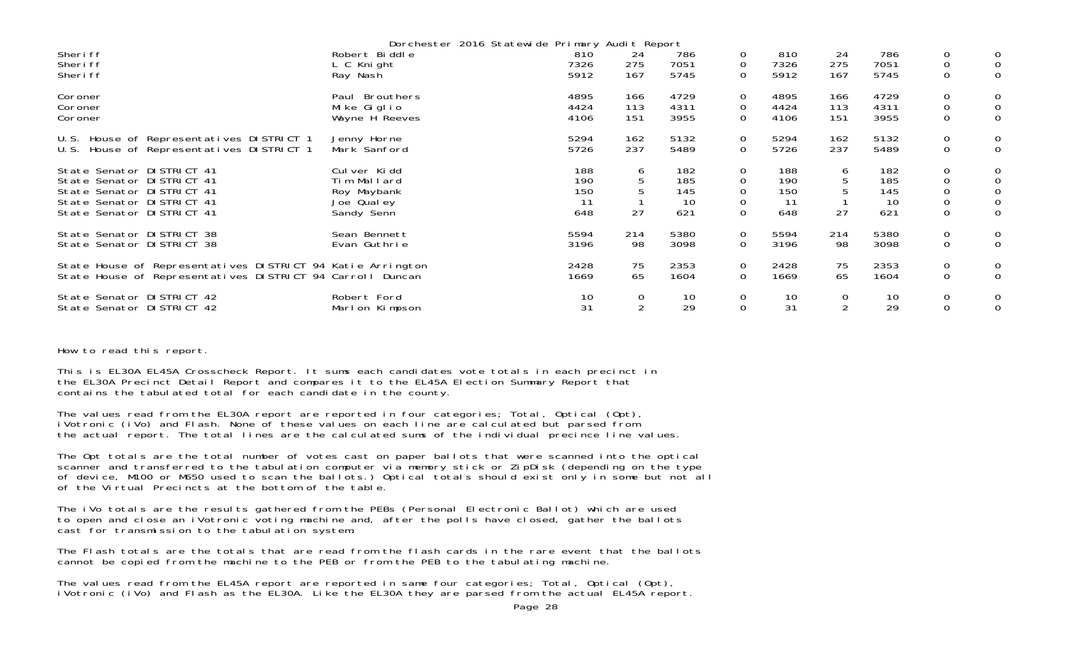Dorchester 2016 Statewide Primary Audit Report

| | | | | | | | | | | |
|---|---|---|---|---|---|---|---|---|---|---|
| Sheriff | Robert Biddle | 810 | 24 | 786 | 0 | 810 | 24 | 786 | 0 | 0 |
| Sheriff | L C Knight | 7326 | 275 | 7051 | 0 | 7326 | 275 | 7051 | 0 | 0 |
| Sheriff | Ray Nash | 5912 | 167 | 5745 | 0 | 5912 | 167 | 5745 | 0 | 0 |
| Coroner | Paul Brouthers | 4895 | 166 | 4729 | 0 | 4895 | 166 | 4729 | 0 | 0 |
| Coroner | Mike Giglio | 4424 | 113 | 4311 | 0 | 4424 | 113 | 4311 | 0 | 0 |
| Coroner | Wayne H Reeves | 4106 | 151 | 3955 | 0 | 4106 | 151 | 3955 | 0 | 0 |
| U.S. House of Representatives DISTRICT 1 | Jenny Horne | 5294 | 162 | 5132 | 0 | 5294 | 162 | 5132 | 0 | 0 |
| U.S. House of Representatives DISTRICT 1 | Mark Sanford | 5726 | 237 | 5489 | 0 | 5726 | 237 | 5489 | 0 | 0 |
| State Senator DISTRICT 41 | Culver Kidd | 188 | 6 | 182 | 0 | 188 | 6 | 182 | 0 | 0 |
| State Senator DISTRICT 41 | Tim Mallard | 190 | 5 | 185 | 0 | 190 | 5 | 185 | 0 | 0 |
| State Senator DISTRICT 41 | Roy Maybank | 150 | 5 | 145 | 0 | 150 | 5 | 145 | 0 | 0 |
| State Senator DISTRICT 41 | Joe Qualey | 11 | 1 | 10 | 0 | 11 | 1 | 10 | 0 | 0 |
| State Senator DISTRICT 41 | Sandy Senn | 648 | 27 | 621 | 0 | 648 | 27 | 621 | 0 | 0 |
| State Senator DISTRICT 38 | Sean Bennett | 5594 | 214 | 5380 | 0 | 5594 | 214 | 5380 | 0 | 0 |
| State Senator DISTRICT 38 | Evan Guthrie | 3196 | 98 | 3098 | 0 | 3196 | 98 | 3098 | 0 | 0 |
| State House of Representatives DISTRICT 94 | Katie Arrington | 2428 | 75 | 2353 | 0 | 2428 | 75 | 2353 | 0 | 0 |
| State House of Representatives DISTRICT 94 | Carroll Duncan | 1669 | 65 | 1604 | 0 | 1669 | 65 | 1604 | 0 | 0 |
| State Senator DISTRICT 42 | Robert Ford | 10 | 0 | 10 | 0 | 10 | 0 | 10 | 0 | 0 |
| State Senator DISTRICT 42 | Marlon Kimpson | 31 | 2 | 29 | 0 | 31 | 2 | 29 | 0 | 0 |

How to read this report.

This is EL30A EL45A Crosscheck Report. It sums each candidates vote totals in each precinct in the EL30A Precinct Detail Report and compares it to the EL45A Election Summary Report that contains the tabulated total for each candidate in the county.

The values read from the EL30A report are reported in four categories; Total, Optical (Opt), iVotronic (iVo) and Flash. None of these values on each line are calculated but parsed from the actual report. The total lines are the calculated sums of the individual precince line values.

The Opt totals are the total number of votes cast on paper ballots that were scanned into the optical scanner and transferred to the tabulation computer via memory stick or ZipDisk (depending on the type of device, M100 or M650 used to scan the ballots.) Optical totals should exist only in some but not all of the Virtual Precincts at the bottom of the table.

The iVo totals are the results gathered from the PEBs (Personal Electronic Ballot) which are used to open and close an iVotronic voting machine and, after the polls have closed, gather the ballots cast for transmission to the tabulation system.

The Flash totals are the totals that are read from the flash cards in the rare event that the ballots cannot be copied from the machine to the PEB or from the PEB to the tabulating machine.

The values read from the EL45A report are reported in same four categories; Total, Optical (Opt), iVotronic (iVo) and Flash as the EL30A. Like the EL30A they are parsed from the actual EL45A report.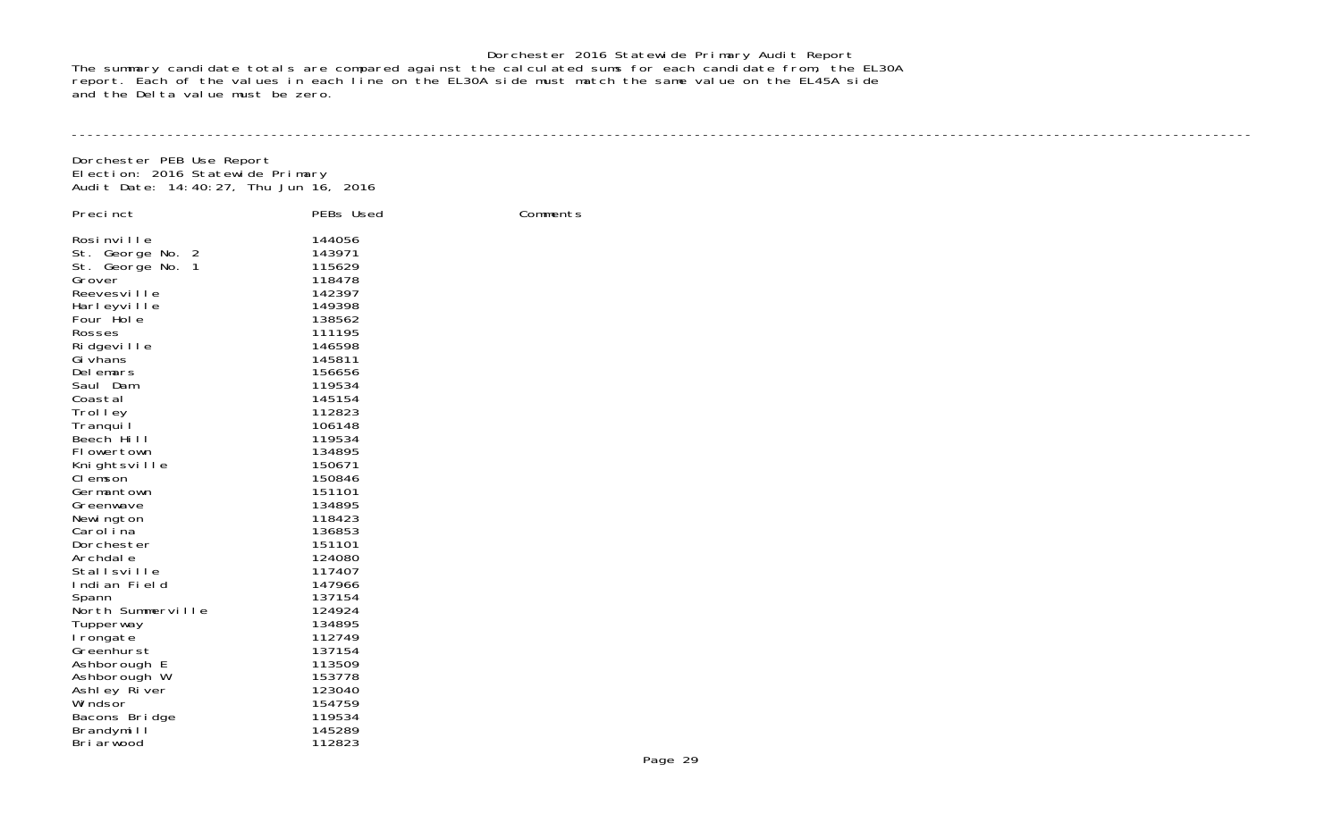Dorchester 2016 Statewide Primary Audit Report

The summary candidate totals are compared against the calculated sums for each candidate from, the EL30A report. Each of the values in each line on the EL30A side must match the same value on the EL45A side and the Delta value must be zero.

---

Dorchester PEB Use Report
Election: 2016 Statewide Primary
Audit Date: 14:40:27, Thu Jun 16, 2016

| Precinct | PEBs Used | Comments |
|---|---|---|
| Rosinville | 144056 | |
| St. George No. 2 | 143971 | |
| St. George No. 1 | 115629 | |
| Grover | 118478 | |
| Reevesville | 142397 | |
| Harleyville | 149398 | |
| Four Hole | 138562 | |
| Rosses | 111195 | |
| Ridgeville | 146598 | |
| Givhans | 145811 | |
| Delemars | 156656 | |
| Saul Dam | 119534 | |
| Coastal | 145154 | |
| Trolley | 112823 | |
| Tranquil | 106148 | |
| Beech Hill | 119534 | |
| Flowertown | 134895 | |
| Knightsville | 150671 | |
| Clemson | 150846 | |
| Germantown | 151101 | |
| Greenwave | 134895 | |
| Newington | 118423 | |
| Carolina | 136853 | |
| Dorchester | 151101 | |
| Archdale | 124080 | |
| Stallsville | 117407 | |
| Indian Field | 147966 | |
| Spann | 137154 | |
| North Summerville | 124924 | |
| Tupperway | 134895 | |
| Irongate | 112749 | |
| Greenhurst | 137154 | |
| Ashborough E | 113509 | |
| Ashborough W | 153778 | |
| Ashley River | 123040 | |
| Windsor | 154759 | |
| Bacons Bridge | 119534 | |
| Brandymill | 145289 | |
| Briarwood | 112823 | |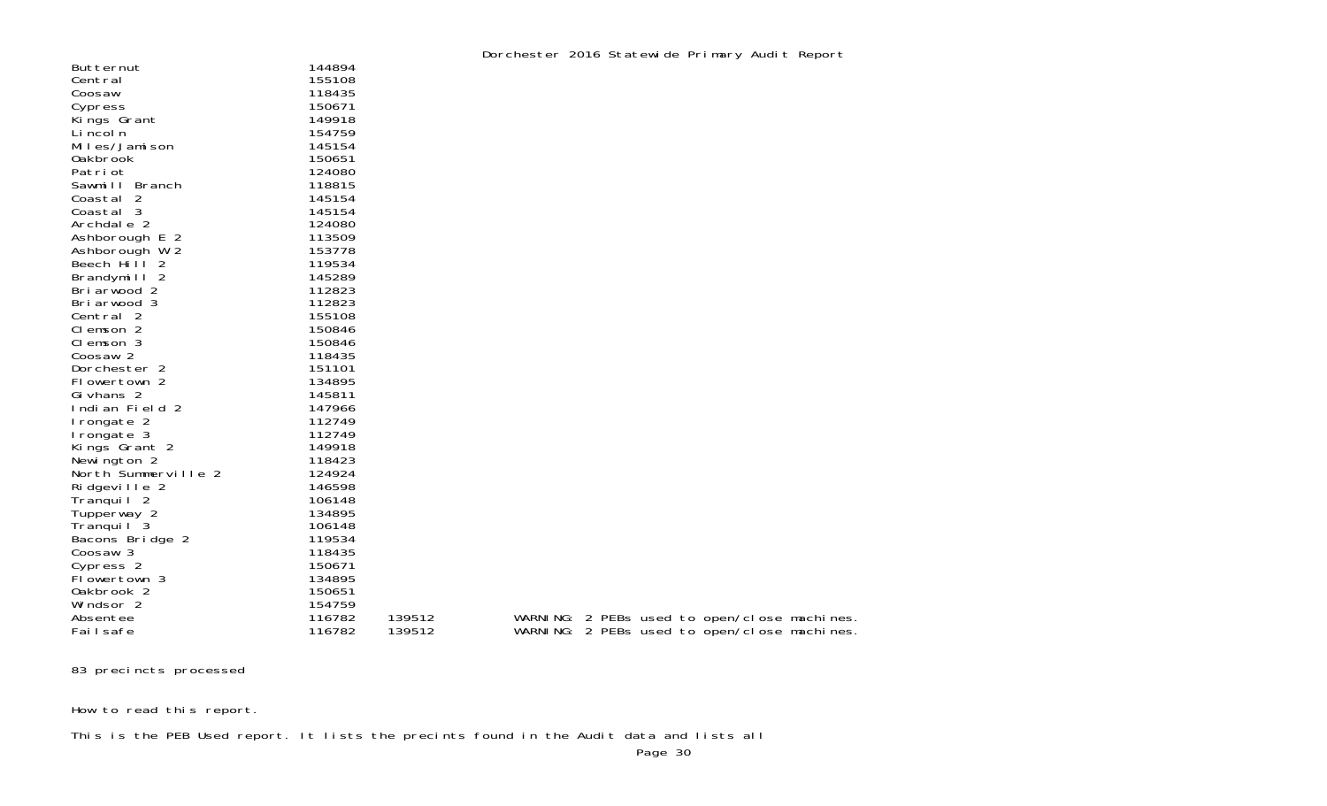| | | | |
|---|---|---|---|
| Butternut | 144894 | | |
| Central | 155108 | | |
| Coosaw | 118435 | | |
| Cypress | 150671 | | |
| Kings Grant | 149918 | | |
| Lincoln | 154759 | | |
| Miles/Jamison | 145154 | | |
| Oakbrook | 150651 | | |
| Patriot | 124080 | | |
| Sawmill Branch | 118815 | | |
| Coastal 2 | 145154 | | |
| Coastal 3 | 145154 | | |
| Archdale 2 | 124080 | | |
| Ashborough E 2 | 113509 | | |
| Ashborough W 2 | 153778 | | |
| Beech Hill 2 | 119534 | | |
| Brandymill 2 | 145289 | | |
| Briarwood 2 | 112823 | | |
| Briarwood 3 | 112823 | | |
| Central 2 | 155108 | | |
| Clemson 2 | 150846 | | |
| Clemson 3 | 150846 | | |
| Coosaw 2 | 118435 | | |
| Dorchester 2 | 151101 | | |
| Flowertown 2 | 134895 | | |
| Givhans 2 | 145811 | | |
| Indian Field 2 | 147966 | | |
| Irongate 2 | 112749 | | |
| Irongate 3 | 112749 | | |
| Kings Grant 2 | 149918 | | |
| Newington 2 | 118423 | | |
| North Summerville 2 | 124924 | | |
| Ridgeville 2 | 146598 | | |
| Tranquil 2 | 106148 | | |
| Tupperway 2 | 134895 | | |
| Tranquil 3 | 106148 | | |
| Bacons Bridge 2 | 119534 | | |
| Coosaw 3 | 118435 | | |
| Cypress 2 | 150671 | | |
| Flowertown 3 | 134895 | | |
| Oakbrook 2 | 150651 | | |
| Windsor 2 | 154759 | | |
| Absentee | 116782 | 139512 | WARNING: 2 PEBs used to open/close machines. |
| Failsafe | 116782 | 139512 | WARNING: 2 PEBs used to open/close machines. |

83 precincts processed

How to read this report.

This is the PEB Used report. It lists the precints found in the Audit data and lists all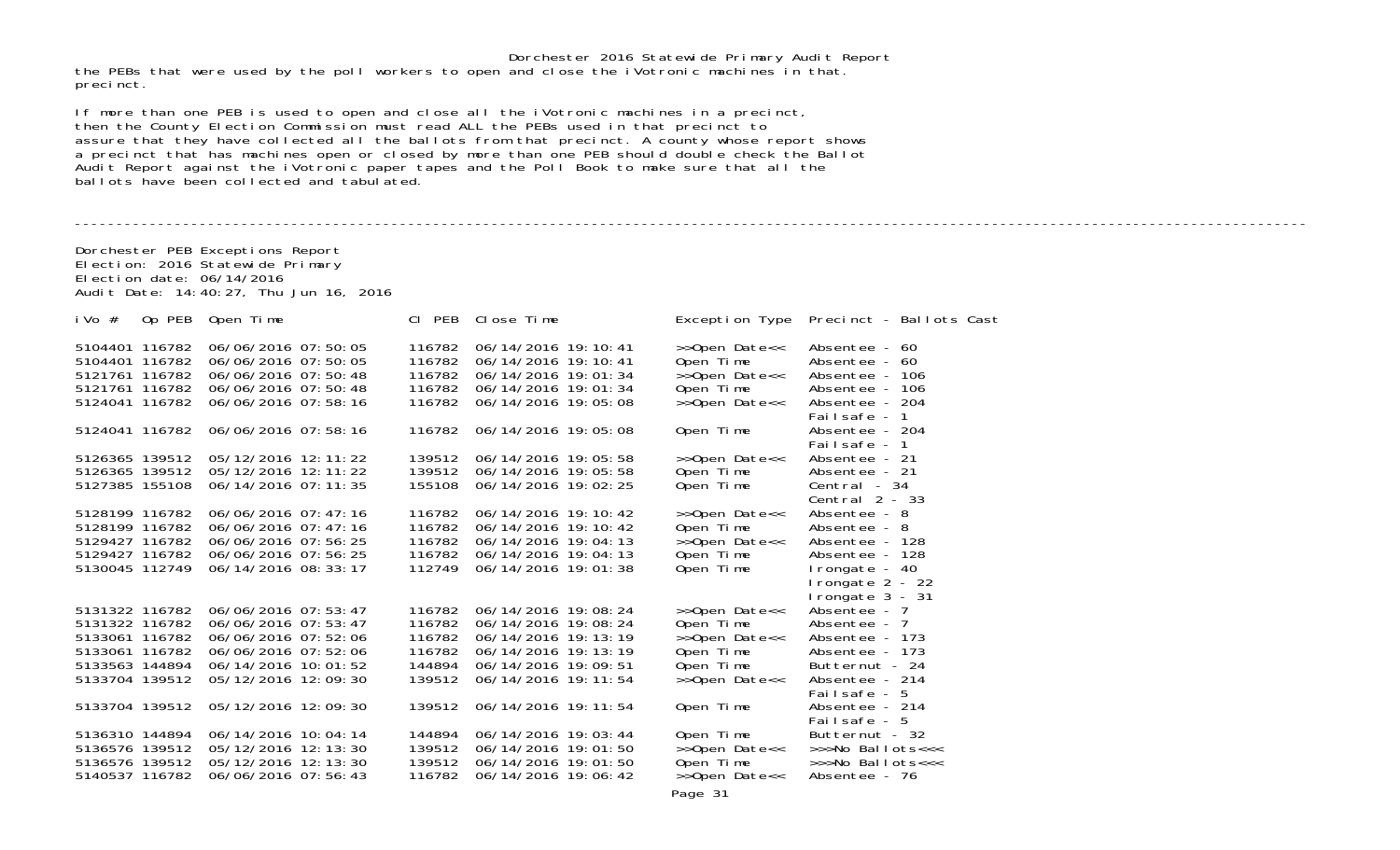the PEBs that were used by the poll workers to open and close the iVotronic machines in that precinct.

If more than one PEB is used to open and close all the iVotronic machines in a precinct, then the County Election Commission must read ALL the PEBs used in that precinct to assure that they have collected all the ballots from that precinct. A county whose report shows a precinct that has machines open or closed by more than one PEB should double check the Ballot Audit Report against the iVotronic paper tapes and the Poll Book to make sure that all the ballots have been collected and tabulated.

---

Dorchester PEB Exceptions Report
Election: 2016 Statewide Primary
Election date: 06/14/2016
Audit Date: 14:40:27, Thu Jun 16, 2016

| iVo # | Op PEB | Open Time | Cl PEB | Close Time | Exception Type | Precinct - Ballots Cast |
|---|---|---|---|---|---|---|
| 5104401 | 116782 | 06/06/2016 07:50:05 | 116782 | 06/14/2016 19:10:41 | >>Open Date<< | Absentee - 60 |
| 5104401 | 116782 | 06/06/2016 07:50:05 | 116782 | 06/14/2016 19:10:41 | Open Time | Absentee - 60 |
| 5121761 | 116782 | 06/06/2016 07:50:48 | 116782 | 06/14/2016 19:01:34 | >>Open Date<< | Absentee - 106 |
| 5121761 | 116782 | 06/06/2016 07:50:48 | 116782 | 06/14/2016 19:01:34 | Open Time | Absentee - 106 |
| 5124041 | 116782 | 06/06/2016 07:58:16 | 116782 | 06/14/2016 19:05:08 | >>Open Date<< | Absentee - 204<br>Failsafe - 1 |
| 5124041 | 116782 | 06/06/2016 07:58:16 | 116782 | 06/14/2016 19:05:08 | Open Time | Absentee - 204<br>Failsafe - 1 |
| 5126365 | 139512 | 05/12/2016 12:11:22 | 139512 | 06/14/2016 19:05:58 | >>Open Date<< | Absentee - 21 |
| 5126365 | 139512 | 05/12/2016 12:11:22 | 139512 | 06/14/2016 19:05:58 | Open Time | Absentee - 21 |
| 5127385 | 155108 | 06/14/2016 07:11:35 | 155108 | 06/14/2016 19:02:25 | Open Time | Central - 34<br>Central 2 - 33 |
| 5128199 | 116782 | 06/06/2016 07:47:16 | 116782 | 06/14/2016 19:10:42 | >>Open Date<< | Absentee - 8 |
| 5128199 | 116782 | 06/06/2016 07:47:16 | 116782 | 06/14/2016 19:10:42 | Open Time | Absentee - 8 |
| 5129427 | 116782 | 06/06/2016 07:56:25 | 116782 | 06/14/2016 19:04:13 | >>Open Date<< | Absentee - 128 |
| 5129427 | 116782 | 06/06/2016 07:56:25 | 116782 | 06/14/2016 19:04:13 | Open Time | Absentee - 128 |
| 5130045 | 112749 | 06/14/2016 08:33:17 | 112749 | 06/14/2016 19:01:38 | Open Time | Irongate - 40<br>Irongate 2 - 22<br>Irongate 3 - 31 |
| 5131322 | 116782 | 06/06/2016 07:53:47 | 116782 | 06/14/2016 19:08:24 | >>Open Date<< | Absentee - 7 |
| 5131322 | 116782 | 06/06/2016 07:53:47 | 116782 | 06/14/2016 19:08:24 | Open Time | Absentee - 7 |
| 5133061 | 116782 | 06/06/2016 07:52:06 | 116782 | 06/14/2016 19:13:19 | >>Open Date<< | Absentee - 173 |
| 5133061 | 116782 | 06/06/2016 07:52:06 | 116782 | 06/14/2016 19:13:19 | Open Time | Absentee - 173 |
| 5133563 | 144894 | 06/14/2016 10:01:52 | 144894 | 06/14/2016 19:09:51 | Open Time | Butternut - 24 |
| 5133704 | 139512 | 05/12/2016 12:09:30 | 139512 | 06/14/2016 19:11:54 | >>Open Date<< | Absentee - 214<br>Failsafe - 5 |
| 5133704 | 139512 | 05/12/2016 12:09:30 | 139512 | 06/14/2016 19:11:54 | Open Time | Absentee - 214<br>Failsafe - 5 |
| 5136310 | 144894 | 06/14/2016 10:04:14 | 144894 | 06/14/2016 19:03:44 | Open Time | Butternut - 32 |
| 5136576 | 139512 | 05/12/2016 12:13:30 | 139512 | 06/14/2016 19:01:50 | >>Open Date<< | >>>No Ballots<<< |
| 5136576 | 139512 | 05/12/2016 12:13:30 | 139512 | 06/14/2016 19:01:50 | Open Time | >>>No Ballots<<< |
| 5140537 | 116782 | 06/06/2016 07:56:43 | 116782 | 06/14/2016 19:06:42 | >>Open Date<< | Absentee - 76 |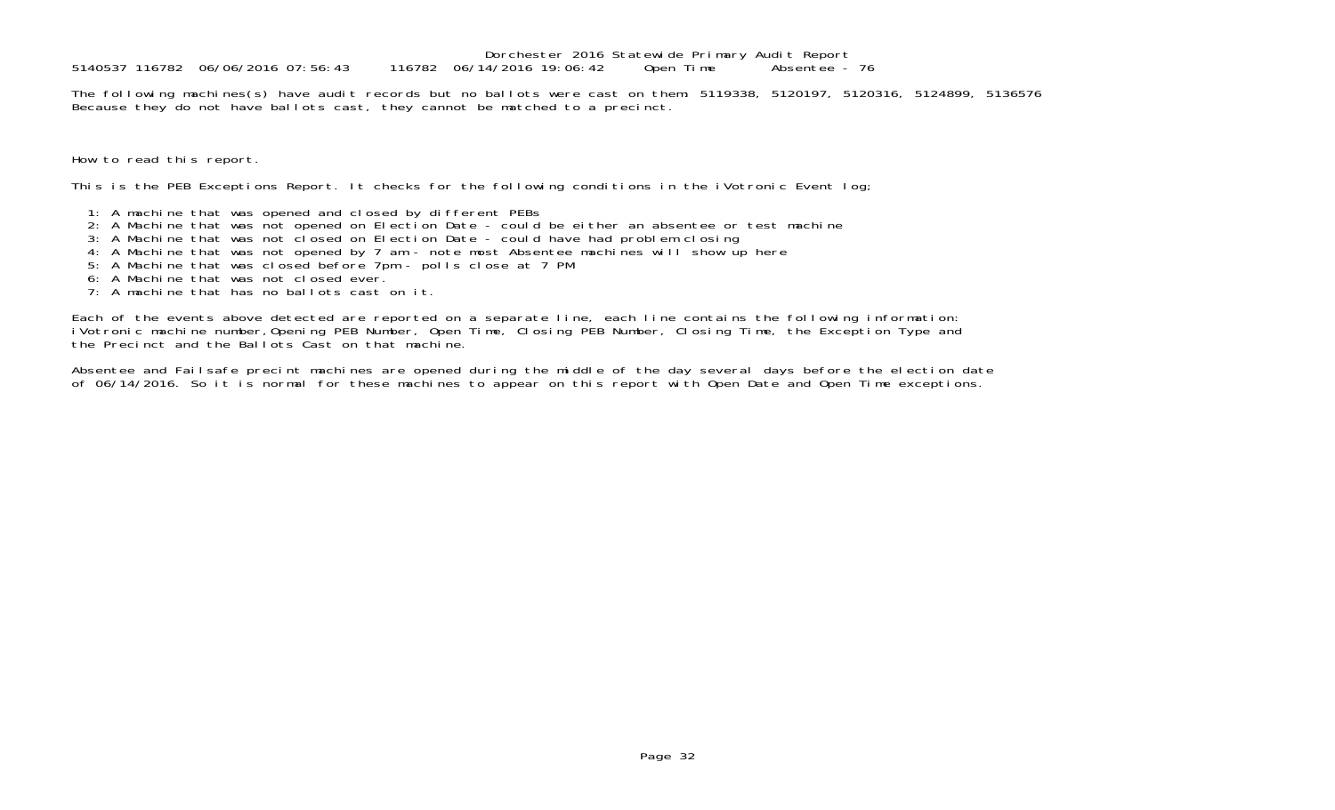Dorchester 2016 Statewide Primary Audit Report

| | | | | | | |
|---|---|---|---|---|---|---|
| 5140537 | 116782 | 06/06/2016 07:56:43 | 116782 | 06/14/2016 19:06:42 | Open Time | Absentee - 76 |

The following machines(s) have audit records but no ballots were cast on them: 5119338, 5120197, 5120316, 5124899, 5136576
Because they do not have ballots cast, they cannot be matched to a precinct.

How to read this report.

This is the PEB Exceptions Report. It checks for the following conditions in the iVotronic Event log;

1: A machine that was opened and closed by different PEBs
2: A Machine that was not opened on Election Date - could be either an absentee or test machine
3: A Machine that was not closed on Election Date - could have had problem closing
4: A Machine that was not opened by 7 am - note most Absentee machines will show up here
5: A Machine that was closed before 7pm - polls close at 7 PM
6: A Machine that was not closed ever.
7: A machine that has no ballots cast on it.

Each of the events above detected are reported on a separate line, each line contains the following information:
iVotronic machine number,Opening PEB Number, Open Time, Closing PEB Number, Closing Time, the Exception Type and the Precinct and the Ballots Cast on that machine.

Absentee and Failsafe precint machines are opened during the middle of the day several days before the election date of 06/14/2016. So it is normal for these machines to appear on this report with Open Date and Open Time exceptions.